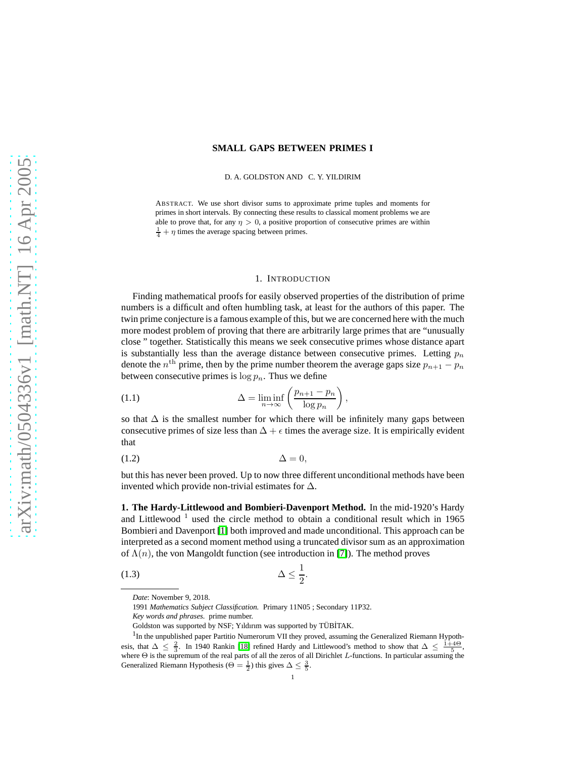# SMALL GAPS BETWEEN PRIMES I

D. A. GOLDSTON AND C. Y. YILDIRIM

ABSTRACT. We use short divisor sums to approximate prime tuples and moments for primes in short intervals. By connecting these results to classical moment problems we are able to prove that, for any $\eta > 0$, a positive proportion of consecutive primes are within $\frac{1}{4} + \eta$ times the average spacing between primes.

## 1. INTRODUCTION

Finding mathematical proofs for easily observed properties of the distribution of prime numbers is a difficult and often humbling task, at least for the authors of this paper. The twin prime conjecture is a famous example of this, but we are concerned here with the much more modest problem of proving that there are arbitrarily large primes that are "unusually close " together. Statistically this means we seek consecutive primes whose distance apart is substantially less than the average distance between consecutive primes. Letting $p_n$ denote the $n^{\rm th}$ prime, then by the prime number theorem the average gaps size $p_{n+1} - p_n$ between consecutive primes is $\log p_n$. Thus we define

$$\Delta = \liminf_{n\to\infty} \left( \frac{p_{n+1} - p_n}{\log p_n} \right), \tag{1.1}$$

so that $\Delta$ is the smallest number for which there will be infinitely many gaps between consecutive primes of size less than $\Delta + \epsilon$ times the average size. It is empirically evident that

$$\Delta = 0, \tag{1.2}$$

but this has never been proved. Up to now three different unconditional methods have been invented which provide non-trivial estimates for $\Delta$.

**1. The Hardy-Littlewood and Bombieri-Davenport Method.** In the mid-1920's Hardy and Littlewood [1] used the circle method to obtain a conditional result which in 1965 Bombieri and Davenport [1] both improved and made unconditional. This approach can be interpreted as a second moment method using a truncated divisor sum as an approximation of $\Lambda(n)$, the von Mangoldt function (see introduction in [7]). The method proves

$$\Delta \le \frac{1}{2}. \tag{1.3}$$

*Date*: November 9, 2018.

1991 *Mathematics Subject Classification.* Primary 11N05 ; Secondary 11P32.

*Key words and phrases.* prime number.

Goldston was supported by NSF; Yıldırım was supported by TÜBİTAK.

[1] In the unpublished paper Partitio Numerorum VII they proved, assuming the Generalized Riemann Hypothesis, that $\Delta \le \frac{2}{3}$. In 1940 Rankin [18] refined Hardy and Littlewood's method to show that $\Delta \le \frac{1+4\Theta}{5}$, where $\Theta$ is the supremum of the real parts of all the zeros of all Dirichlet $L$-functions. In particular assuming the Generalized Riemann Hypothesis ($\Theta = \frac{1}{2}$) this gives $\Delta \le \frac{3}{5}$.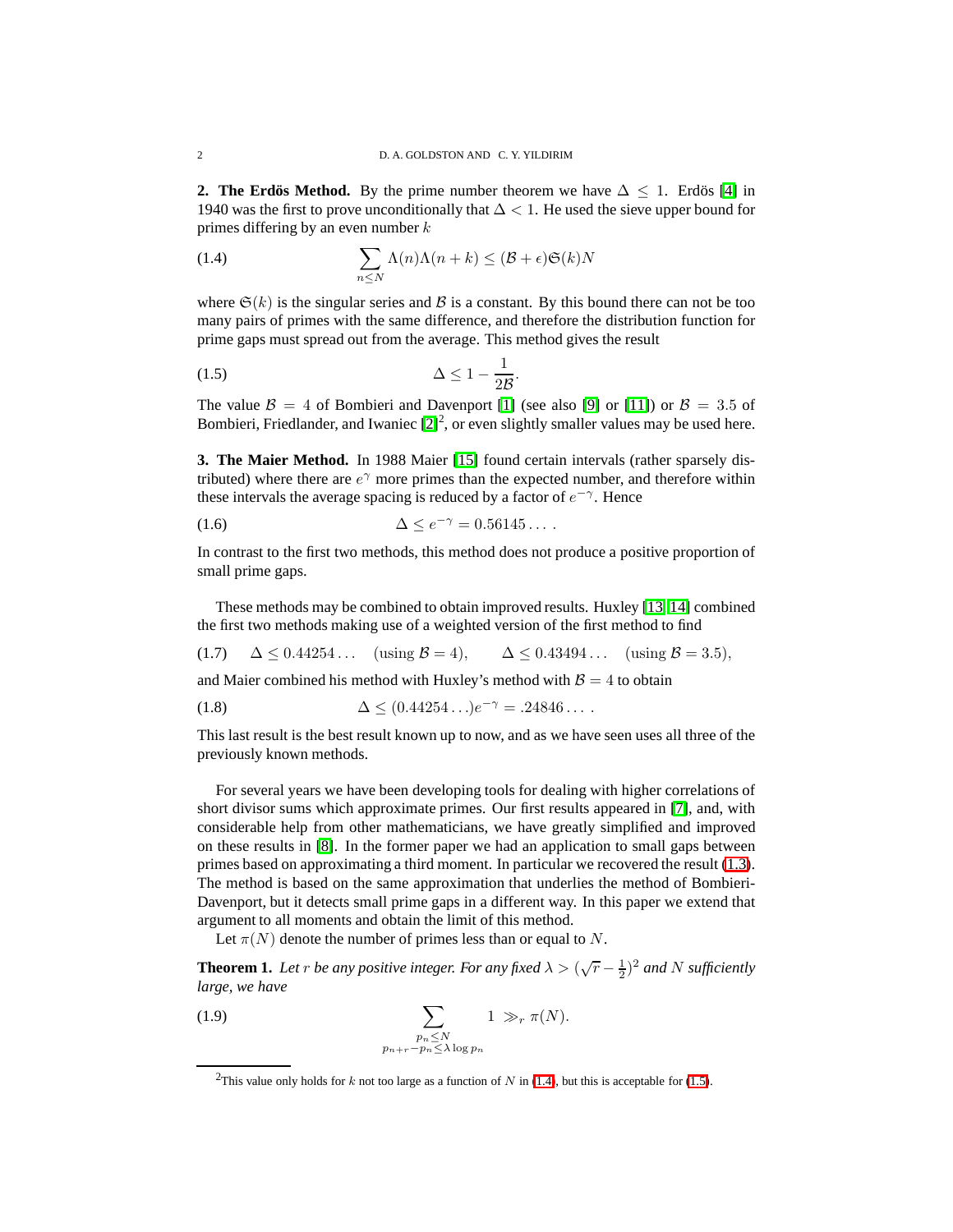**2. The Erdös Method.** By the prime number theorem we have $\Delta \leq 1$. Erdös [4] in 1940 was the first to prove unconditionally that $\Delta < 1$. He used the sieve upper bound for primes differing by an even number $k$

$$\sum_{n \leq N} \Lambda(n)\Lambda(n+k) \leq (\mathcal{B} + \epsilon)\mathfrak{S}(k)N \tag{1.4}$$

where $\mathfrak{S}(k)$ is the singular series and $\mathcal{B}$ is a constant. By this bound there can not be too many pairs of primes with the same difference, and therefore the distribution function for prime gaps must spread out from the average. This method gives the result

$$\Delta \leq 1 - \frac{1}{2\mathcal{B}}. \tag{1.5}$$

The value $\mathcal{B} = 4$ of Bombieri and Davenport [1] (see also [9] or [11]) or $\mathcal{B} = 3.5$ of Bombieri, Friedlander, and Iwaniec [2][2], or even slightly smaller values may be used here.

**3. The Maier Method.** In 1988 Maier [15] found certain intervals (rather sparsely distributed) where there are $e^{\gamma}$ more primes than the expected number, and therefore within these intervals the average spacing is reduced by a factor of $e^{-\gamma}$. Hence

$$\Delta \leq e^{-\gamma} = 0.56145\ldots. \tag{1.6}$$

In contrast to the first two methods, this method does not produce a positive proportion of small prime gaps.

These methods may be combined to obtain improved results. Huxley [13, 14] combined the first two methods making use of a weighted version of the first method to find

$$\Delta \leq 0.44254\ldots \quad (\text{using } \mathcal{B} = 4), \qquad \Delta \leq 0.43494\ldots \quad (\text{using } \mathcal{B} = 3.5), \tag{1.7}$$

and Maier combined his method with Huxley's method with $\mathcal{B} = 4$ to obtain

$$\Delta \leq (0.44254\ldots)e^{-\gamma} = .24846\ldots. \tag{1.8}$$

This last result is the best result known up to now, and as we have seen uses all three of the previously known methods.

For several years we have been developing tools for dealing with higher correlations of short divisor sums which approximate primes. Our first results appeared in [7], and, with considerable help from other mathematicians, we have greatly simplified and improved on these results in [8]. In the former paper we had an application to small gaps between primes based on approximating a third moment. In particular we recovered the result (1.3). The method is based on the same approximation that underlies the method of Bombieri-Davenport, but it detects small prime gaps in a different way. In this paper we extend that argument to all moments and obtain the limit of this method.

Let $\pi(N)$ denote the number of primes less than or equal to $N$.

**Theorem 1.** *Let $r$ be any positive integer. For any fixed $\lambda > (\sqrt{r} - \frac{1}{2})^2$ and $N$ sufficiently large, we have*

$$\sum_{\substack{p_n \leq N \\ p_{n+r} - p_n \leq \lambda \log p_n}} 1 \gg_r \pi(N). \tag{1.9}$$

---

[2] This value only holds for $k$ not too large as a function of $N$ in (1.4), but this is acceptable for (1.5).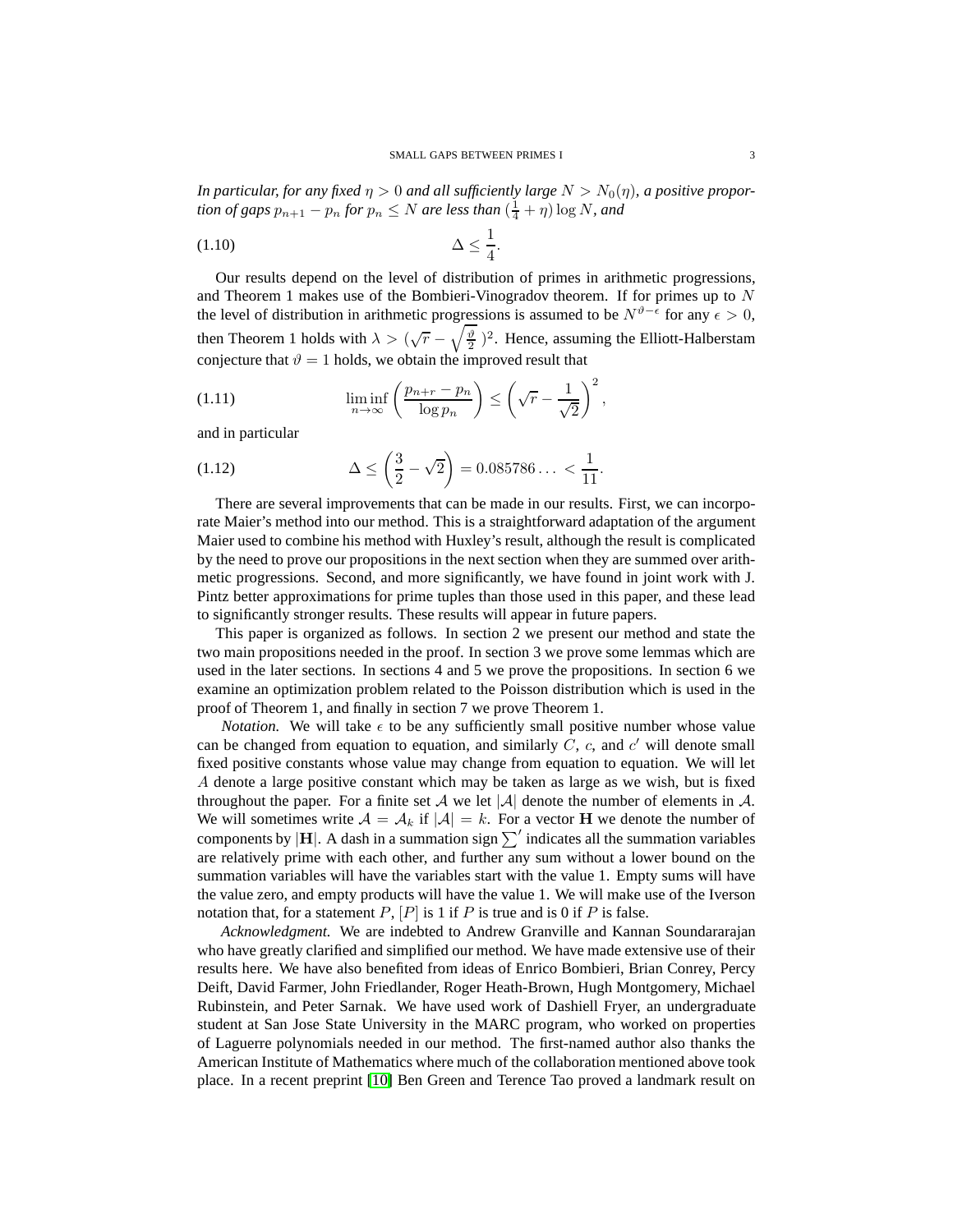*In particular, for any fixed $\eta > 0$ and all sufficiently large $N > N_0(\eta)$, a positive proportion of gaps $p_{n+1} - p_n$ for $p_n \le N$ are less than $(\frac{1}{4} + \eta) \log N$, and*

$$\Delta \le \frac{1}{4}. \tag{1.10}$$

Our results depend on the level of distribution of primes in arithmetic progressions, and Theorem 1 makes use of the Bombieri-Vinogradov theorem. If for primes up to $N$ the level of distribution in arithmetic progressions is assumed to be $N^{\vartheta - \epsilon}$ for any $\epsilon > 0$, then Theorem 1 holds with $\lambda > (\sqrt{r} - \sqrt{\frac{\vartheta}{2}}\,)^2$. Hence, assuming the Elliott-Halberstam conjecture that $\vartheta = 1$ holds, we obtain the improved result that

$$\liminf_{n\to\infty} \left( \frac{p_{n+r} - p_n}{\log p_n} \right) \le \left( \sqrt{r} - \frac{1}{\sqrt{2}} \right)^2, \tag{1.11}$$

and in particular

$$\Delta \le \left( \frac{3}{2} - \sqrt{2} \right) = 0.085786\ldots < \frac{1}{11}. \tag{1.12}$$

There are several improvements that can be made in our results. First, we can incorporate Maier's method into our method. This is a straightforward adaptation of the argument Maier used to combine his method with Huxley's result, although the result is complicated by the need to prove our propositions in the next section when they are summed over arithmetic progressions. Second, and more significantly, we have found in joint work with J. Pintz better approximations for prime tuples than those used in this paper, and these lead to significantly stronger results. These results will appear in future papers.

This paper is organized as follows. In section 2 we present our method and state the two main propositions needed in the proof. In section 3 we prove some lemmas which are used in the later sections. In sections 4 and 5 we prove the propositions. In section 6 we examine an optimization problem related to the Poisson distribution which is used in the proof of Theorem 1, and finally in section 7 we prove Theorem 1.

*Notation.* We will take $\epsilon$ to be any sufficiently small positive number whose value can be changed from equation to equation, and similarly $C$, $c$, and $c'$ will denote small fixed positive constants whose value may change from equation to equation. We will let $A$ denote a large positive constant which may be taken as large as we wish, but is fixed throughout the paper. For a finite set $\mathcal{A}$ we let $|\mathcal{A}|$ denote the number of elements in $\mathcal{A}$. We will sometimes write $\mathcal{A} = \mathcal{A}_k$ if $|\mathcal{A}| = k$. For a vector $\mathbf{H}$ we denote the number of components by $|\mathbf{H}|$. A dash in a summation sign $\sum'$ indicates all the summation variables are relatively prime with each other, and further any sum without a lower bound on the summation variables will have the variables start with the value 1. Empty sums will have the value zero, and empty products will have the value 1. We will make use of the Iverson notation that, for a statement $P$, $[P]$ is 1 if $P$ is true and is 0 if $P$ is false.

*Acknowledgment.* We are indebted to Andrew Granville and Kannan Soundararajan who have greatly clarified and simplified our method. We have made extensive use of their results here. We have also benefited from ideas of Enrico Bombieri, Brian Conrey, Percy Deift, David Farmer, John Friedlander, Roger Heath-Brown, Hugh Montgomery, Michael Rubinstein, and Peter Sarnak. We have used work of Dashiell Fryer, an undergraduate student at San Jose State University in the MARC program, who worked on properties of Laguerre polynomials needed in our method. The first-named author also thanks the American Institute of Mathematics where much of the collaboration mentioned above took place. In a recent preprint [10] Ben Green and Terence Tao proved a landmark result on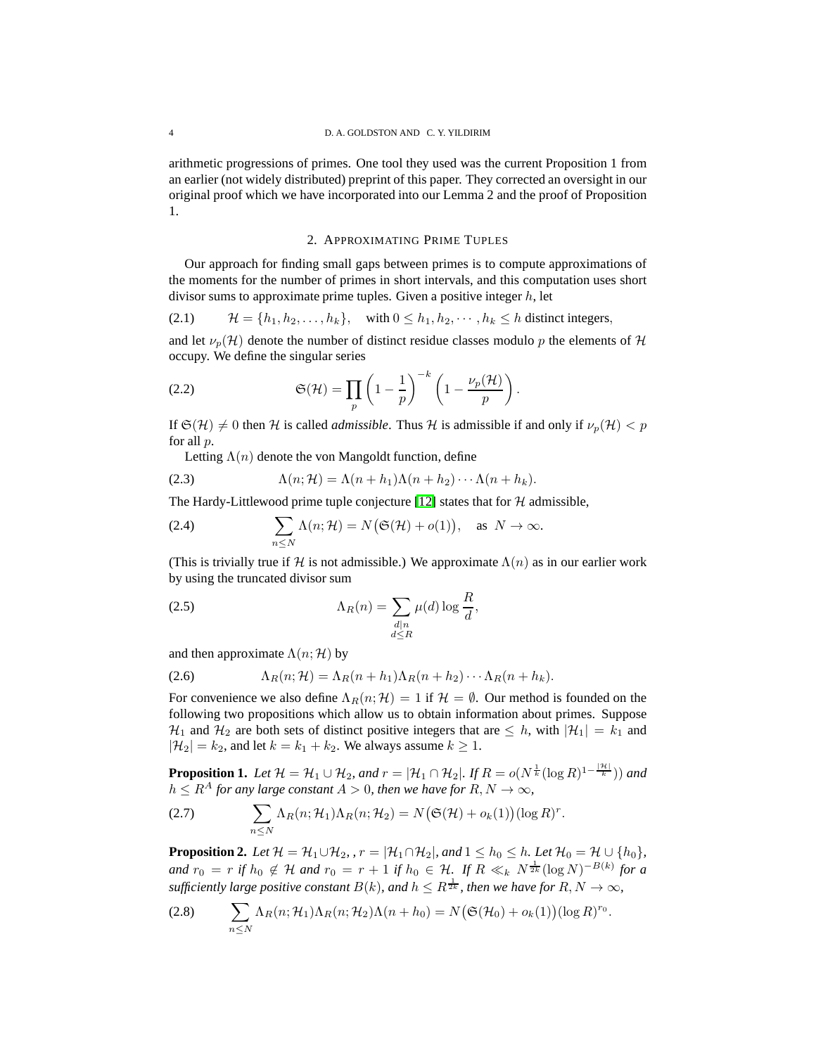arithmetic progressions of primes. One tool they used was the current Proposition 1 from an earlier (not widely distributed) preprint of this paper. They corrected an oversight in our original proof which we have incorporated into our Lemma 2 and the proof of Proposition 1.

## 2. Approximating Prime Tuples

Our approach for finding small gaps between primes is to compute approximations of the moments for the number of primes in short intervals, and this computation uses short divisor sums to approximate prime tuples. Given a positive integer $h$, let

$$\mathcal{H} = \{h_1, h_2, \ldots, h_k\}, \quad \text{with } 0 \le h_1, h_2, \cdots, h_k \le h \text{ distinct integers,} \tag{2.1}$$

and let $\nu_p(\mathcal{H})$ denote the number of distinct residue classes modulo $p$ the elements of $\mathcal{H}$ occupy. We define the singular series

$$\mathfrak{S}(\mathcal{H}) = \prod_p \left(1 - \frac{1}{p}\right)^{-k} \left(1 - \frac{\nu_p(\mathcal{H})}{p}\right). \tag{2.2}$$

If $\mathfrak{S}(\mathcal{H}) \neq 0$ then $\mathcal{H}$ is called *admissible*. Thus $\mathcal{H}$ is admissible if and only if $\nu_p(\mathcal{H}) < p$ for all $p$.

Letting $\Lambda(n)$ denote the von Mangoldt function, define

$$\Lambda(n; \mathcal{H}) = \Lambda(n + h_1)\Lambda(n + h_2)\cdots\Lambda(n + h_k). \tag{2.3}$$

The Hardy-Littlewood prime tuple conjecture [12] states that for $\mathcal{H}$ admissible,

$$\sum_{n \le N} \Lambda(n; \mathcal{H}) = N\big(\mathfrak{S}(\mathcal{H}) + o(1)\big), \quad \text{as } N \to \infty. \tag{2.4}$$

(This is trivially true if $\mathcal{H}$ is not admissible.) We approximate $\Lambda(n)$ as in our earlier work by using the truncated divisor sum

$$\Lambda_R(n) = \sum_{\substack{d \mid n \\ d \le R}} \mu(d) \log \frac{R}{d}, \tag{2.5}$$

and then approximate $\Lambda(n; \mathcal{H})$ by

$$\Lambda_R(n; \mathcal{H}) = \Lambda_R(n + h_1)\Lambda_R(n + h_2)\cdots\Lambda_R(n + h_k). \tag{2.6}$$

For convenience we also define $\Lambda_R(n; \mathcal{H}) = 1$ if $\mathcal{H} = \emptyset$. Our method is founded on the following two propositions which allow us to obtain information about primes. Suppose $\mathcal{H}_1$ and $\mathcal{H}_2$ are both sets of distinct positive integers that are $\le h$, with $|\mathcal{H}_1| = k_1$ and $|\mathcal{H}_2| = k_2$, and let $k = k_1 + k_2$. We always assume $k \ge 1$.

**Proposition 1.** *Let $\mathcal{H} = \mathcal{H}_1 \cup \mathcal{H}_2$, and $r = |\mathcal{H}_1 \cap \mathcal{H}_2|$. If $R = o(N^{\frac{1}{k}} (\log R)^{1 - \frac{|\mathcal{H}|}{k}})$ and $h \le R^A$ for any large constant $A > 0$, then we have for $R, N \to \infty$,*

$$\sum_{n \le N} \Lambda_R(n; \mathcal{H}_1)\Lambda_R(n; \mathcal{H}_2) = N\big(\mathfrak{S}(\mathcal{H}) + o_k(1)\big)(\log R)^r. \tag{2.7}$$

**Proposition 2.** *Let $\mathcal{H} = \mathcal{H}_1 \cup \mathcal{H}_2$, , $r = |\mathcal{H}_1 \cap \mathcal{H}_2|$, and $1 \le h_0 \le h$. Let $\mathcal{H}_0 = \mathcal{H} \cup \{h_0\}$, and $r_0 = r$ if $h_0 \notin \mathcal{H}$ and $r_0 = r + 1$ if $h_0 \in \mathcal{H}$. If $R \ll_k N^{\frac{1}{2k}} (\log N)^{-B(k)}$ for a sufficiently large positive constant $B(k)$, and $h \le R^{\frac{1}{2k}}$, then we have for $R, N \to \infty$,*

$$\sum_{n \le N} \Lambda_R(n; \mathcal{H}_1)\Lambda_R(n; \mathcal{H}_2)\Lambda(n + h_0) = N\big(\mathfrak{S}(\mathcal{H}_0) + o_k(1)\big)(\log R)^{r_0}. \tag{2.8}$$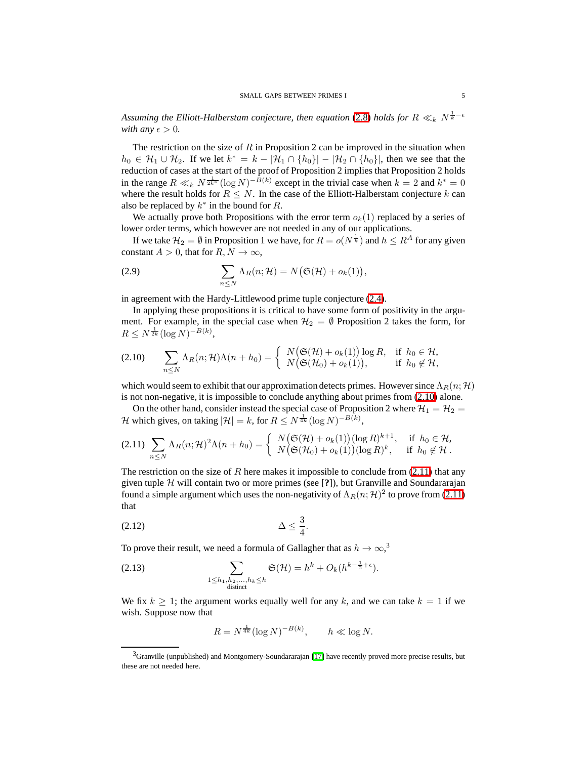*Assuming the Elliott-Halberstam conjecture, then equation (2.8) holds for $R \ll_k N^{\frac{1}{k}-\epsilon}$ with any $\epsilon > 0$.*

The restriction on the size of $R$ in Proposition 2 can be improved in the situation when $h_0 \in \mathcal{H}_1 \cup \mathcal{H}_2$. If we let $k^* = k - |\mathcal{H}_1 \cap \{h_0\}| - |\mathcal{H}_2 \cap \{h_0\}|$, then we see that the reduction of cases at the start of the proof of Proposition 2 implies that Proposition 2 holds in the range $R \ll_k N^{\frac{1}{2k^*}}(\log N)^{-B(k)}$ except in the trivial case when $k = 2$ and $k^* = 0$ where the result holds for $R \le N$. In the case of the Elliott-Halberstam conjecture $k$ can also be replaced by $k^*$ in the bound for $R$.

We actually prove both Propositions with the error term $o_k(1)$ replaced by a series of lower order terms, which however are not needed in any of our applications.

If we take $\mathcal{H}_2 = \emptyset$ in Proposition 1 we have, for $R = o(N^{\frac{1}{k}})$ and $h \le R^A$ for any given constant $A > 0$, that for $R, N \to \infty$,

$$\sum_{n \le N} \Lambda_R(n; \mathcal{H}) = N\big(\mathfrak{S}(\mathcal{H}) + o_k(1)\big), \tag{2.9}$$

in agreement with the Hardy-Littlewood prime tuple conjecture (2.4).

In applying these propositions it is critical to have some form of positivity in the argument. For example, in the special case when $\mathcal{H}_2 = \emptyset$ Proposition 2 takes the form, for $R \le N^{\frac{1}{2k}}(\log N)^{-B(k)}$,

$$\sum_{n \le N} \Lambda_R(n; \mathcal{H})\Lambda(n + h_0) = \begin{cases} N\big(\mathfrak{S}(\mathcal{H}) + o_k(1)\big)\log R, & \text{if } h_0 \in \mathcal{H}, \\ N\big(\mathfrak{S}(\mathcal{H}_0) + o_k(1)\big), & \text{if } h_0 \notin \mathcal{H}, \end{cases} \tag{2.10}$$

which would seem to exhibit that our approximation detects primes. However since $\Lambda_R(n; \mathcal{H})$ is not non-negative, it is impossible to conclude anything about primes from (2.10) alone.

On the other hand, consider instead the special case of Proposition 2 where $\mathcal{H}_1 = \mathcal{H}_2 = \mathcal{H}$ which gives, on taking $|\mathcal{H}| = k$, for $R \le N^{\frac{1}{4k}}(\log N)^{-B(k)}$,

$$\sum_{n \le N} \Lambda_R(n; \mathcal{H})^2\Lambda(n + h_0) = \begin{cases} N\big(\mathfrak{S}(\mathcal{H}) + o_k(1)\big)(\log R)^{k+1}, & \text{if } h_0 \in \mathcal{H}, \\ N\big(\mathfrak{S}(\mathcal{H}_0) + o_k(1)\big)(\log R)^k, & \text{if } h_0 \notin \mathcal{H}\,. \end{cases} \tag{2.11}$$

The restriction on the size of $R$ here makes it impossible to conclude from (2.11) that any given tuple $\mathcal{H}$ will contain two or more primes (see [?]), but Granville and Soundararajan found a simple argument which uses the non-negativity of $\Lambda_R(n; \mathcal{H})^2$ to prove from (2.11) that

$$\Delta \le \frac{3}{4}. \tag{2.12}$$

To prove their result, we need a formula of Gallagher that as $h \to \infty$,[3]

$$\sum_{\substack{1 \le h_1, h_2, \ldots, h_k \le h \\ \text{distinct}}} \mathfrak{S}(\mathcal{H}) = h^k + O_k(h^{k-\frac{1}{2}+\epsilon}). \tag{2.13}$$

We fix $k \ge 1$; the argument works equally well for any $k$, and we can take $k = 1$ if we wish. Suppose now that

$$R = N^{\frac{1}{4k}}(\log N)^{-B(k)}, \qquad h \ll \log N.$$

[3] Granville (unpublished) and Montgomery-Soundararajan [17] have recently proved more precise results, but these are not needed here.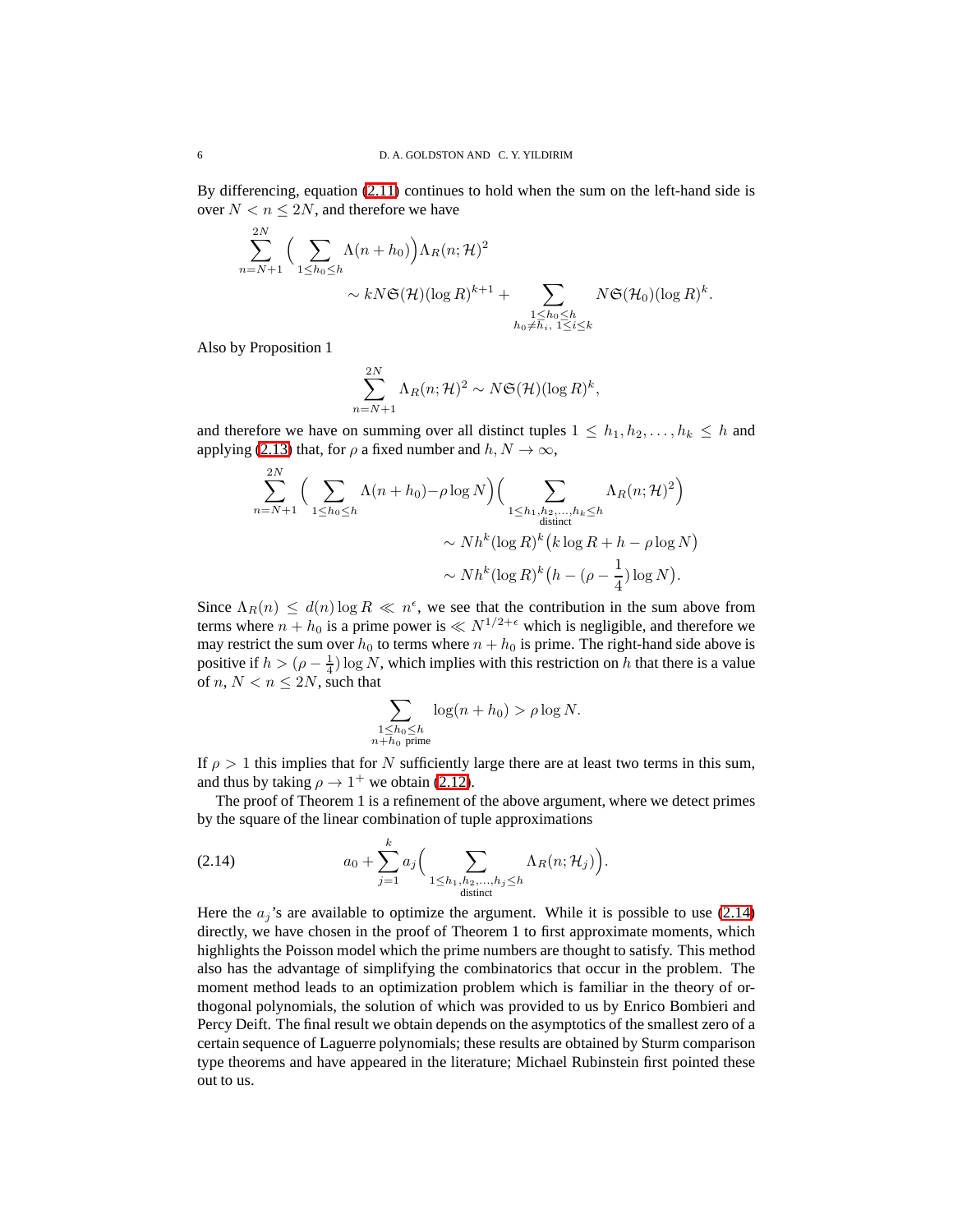By differencing, equation (2.11) continues to hold when the sum on the left-hand side is over $N < n \le 2N$, and therefore we have

$$\sum_{n=N+1}^{2N} \Big( \sum_{1\le h_0 \le h} \Lambda(n+h_0)\Big) \Lambda_R(n;\mathcal{H})^2$$
$$\sim kN\mathfrak{S}(\mathcal{H})(\log R)^{k+1} + \sum_{\substack{1\le h_0\le h\\ h_0\ne h_i,\ 1\le i\le k}} N\mathfrak{S}(\mathcal{H}_0)(\log R)^k.$$

Also by Proposition 1

$$\sum_{n=N+1}^{2N} \Lambda_R(n;\mathcal{H})^2 \sim N\mathfrak{S}(\mathcal{H})(\log R)^k,$$

and therefore we have on summing over all distinct tuples $1 \le h_1, h_2, \ldots, h_k \le h$ and applying (2.13) that, for $\rho$ a fixed number and $h, N \to \infty$,

$$\sum_{n=N+1}^{2N} \Big( \sum_{1\le h_0\le h} \Lambda(n+h_0) - \rho\log N\Big)\Big( \sum_{\substack{1\le h_1, h_2,\ldots,h_k\le h\\ \text{distinct}}} \Lambda_R(n;\mathcal{H})^2\Big)$$
$$\sim Nh^k(\log R)^k\big(k\log R + h - \rho\log N\big)$$
$$\sim Nh^k(\log R)^k\big(h - (\rho - \tfrac{1}{4})\log N\big).$$

Since $\Lambda_R(n) \le d(n)\log R \ll n^\epsilon$, we see that the contribution in the sum above from terms where $n + h_0$ is a prime power is $\ll N^{1/2+\epsilon}$ which is negligible, and therefore we may restrict the sum over $h_0$ to terms where $n + h_0$ is prime. The right-hand side above is positive if $h > (\rho - \frac{1}{4})\log N$, which implies with this restriction on $h$ that there is a value of $n$, $N < n \le 2N$, such that

$$\sum_{\substack{1\le h_0\le h\\ n+h_0 \text{ prime}}} \log(n+h_0) > \rho\log N.$$

If $\rho > 1$ this implies that for $N$ sufficiently large there are at least two terms in this sum, and thus by taking $\rho \to 1^+$ we obtain (2.12).

The proof of Theorem 1 is a refinement of the above argument, where we detect primes by the square of the linear combination of tuple approximations

$$a_0 + \sum_{j=1}^{k} a_j\Big( \sum_{\substack{1\le h_1,h_2,\ldots,h_j\le h\\ \text{distinct}}} \Lambda_R(n;\mathcal{H}_j)\Big). \tag{2.14}$$

Here the $a_j$'s are available to optimize the argument. While it is possible to use (2.14) directly, we have chosen in the proof of Theorem 1 to first approximate moments, which highlights the Poisson model which the prime numbers are thought to satisfy. This method also has the advantage of simplifying the combinatorics that occur in the problem. The moment method leads to an optimization problem which is familiar in the theory of orthogonal polynomials, the solution of which was provided to us by Enrico Bombieri and Percy Deift. The final result we obtain depends on the asymptotics of the smallest zero of a certain sequence of Laguerre polynomials; these results are obtained by Sturm comparison type theorems and have appeared in the literature; Michael Rubinstein first pointed these out to us.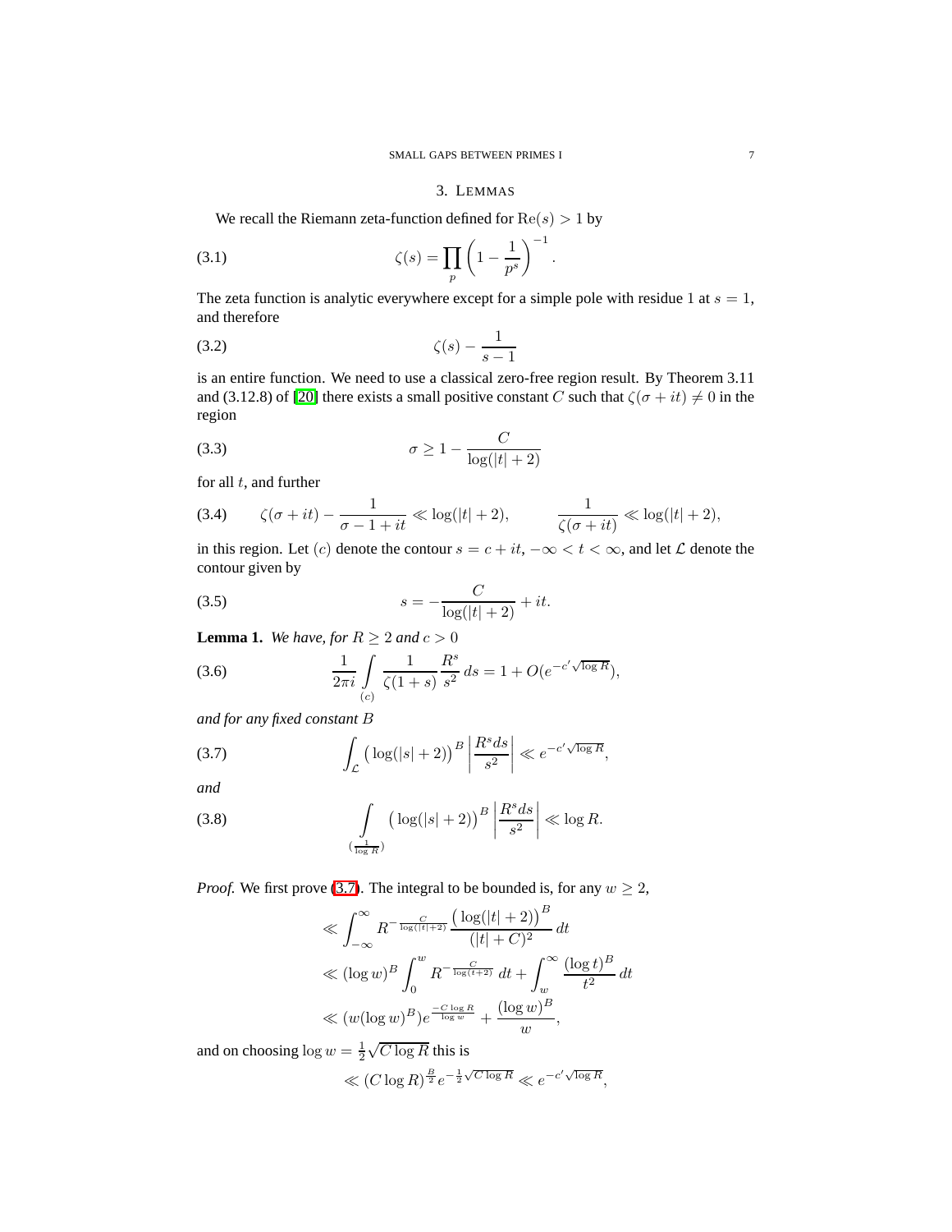## 3. Lemmas

We recall the Riemann zeta-function defined for $\mathrm{Re}(s) > 1$ by

$$\zeta(s) = \prod_p \left(1 - \frac{1}{p^s}\right)^{-1}. \tag{3.1}$$

The zeta function is analytic everywhere except for a simple pole with residue 1 at $s = 1$, and therefore

$$\zeta(s) - \frac{1}{s-1} \tag{3.2}$$

is an entire function. We need to use a classical zero-free region result. By Theorem 3.11 and (3.12.8) of [20] there exists a small positive constant $C$ such that $\zeta(\sigma + it) \neq 0$ in the region

$$\sigma \geq 1 - \frac{C}{\log(|t| + 2)} \tag{3.3}$$

for all $t$, and further

$$\zeta(\sigma + it) - \frac{1}{\sigma - 1 + it} \ll \log(|t| + 2), \qquad \frac{1}{\zeta(\sigma + it)} \ll \log(|t| + 2), \tag{3.4}$$

in this region. Let $(c)$ denote the contour $s = c + it$, $-\infty < t < \infty$, and let $\mathcal{L}$ denote the contour given by

$$s = -\frac{C}{\log(|t| + 2)} + it. \tag{3.5}$$

**Lemma 1.** *We have, for $R \geq 2$ and $c > 0$*

$$\frac{1}{2\pi i} \int\limits_{(c)} \frac{1}{\zeta(1+s)} \frac{R^s}{s^2}\, ds = 1 + O(e^{-c'\sqrt{\log R}}), \tag{3.6}$$

*and for any fixed constant $B$*

$$\int_{\mathcal{L}} \big(\log(|s| + 2)\big)^B \left| \frac{R^s ds}{s^2} \right| \ll e^{-c'\sqrt{\log R}}, \tag{3.7}$$

*and*

$$\int\limits_{(\frac{1}{\log R})} \big(\log(|s| + 2)\big)^B \left| \frac{R^s ds}{s^2} \right| \ll \log R. \tag{3.8}$$

*Proof.* We first prove (3.7). The integral to be bounded is, for any $w \geq 2$,

$$\begin{aligned}
&\ll \int_{-\infty}^{\infty} R^{-\frac{C}{\log(|t|+2)}} \frac{\big(\log(|t| + 2)\big)^B}{(|t| + C)^2}\, dt \\
&\ll (\log w)^B \int_0^w R^{-\frac{C}{\log(t+2)}}\, dt + \int_w^\infty \frac{(\log t)^B}{t^2}\, dt \\
&\ll (w(\log w)^B) e^{\frac{-C\log R}{\log w}} + \frac{(\log w)^B}{w},
\end{aligned}$$

and on choosing $\log w = \frac{1}{2}\sqrt{C \log R}$ this is

$$\ll (C \log R)^{\frac{B}{2}} e^{-\frac{1}{2}\sqrt{C\log R}} \ll e^{-c'\sqrt{\log R}},$$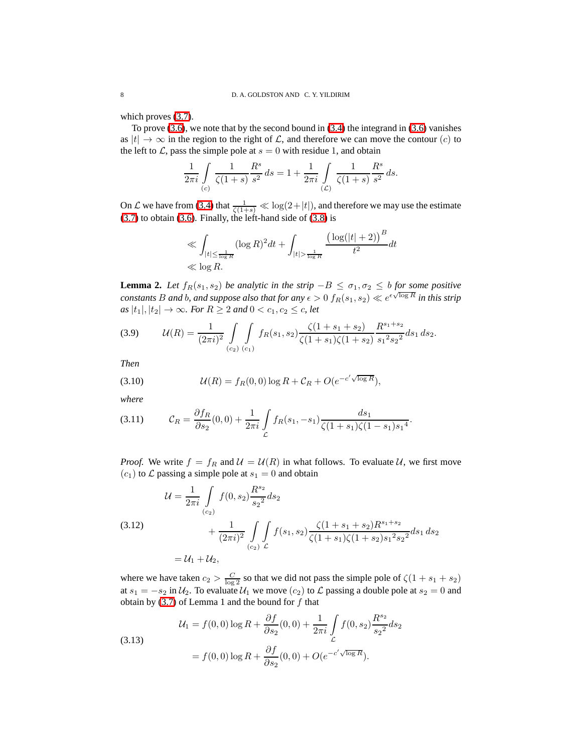which proves (3.7).

To prove (3.6), we note that by the second bound in (3.4) the integrand in (3.6) vanishes as $|t| \to \infty$ in the region to the right of $\mathcal{L}$, and therefore we can move the contour $(c)$ to the left to $\mathcal{L}$, pass the simple pole at $s = 0$ with residue 1, and obtain

$$\frac{1}{2\pi i} \int\limits_{(c)} \frac{1}{\zeta(1+s)} \frac{R^s}{s^2}\, ds = 1 + \frac{1}{2\pi i} \int\limits_{(\mathcal{L})} \frac{1}{\zeta(1+s)} \frac{R^s}{s^2}\, ds.$$

On $\mathcal{L}$ we have from (3.4) that $\frac{1}{\zeta(1+s)} \ll \log(2+|t|)$, and therefore we may use the estimate (3.7) to obtain (3.6). Finally, the left-hand side of (3.8) is

$$\begin{aligned}
&\ll \int_{|t| \le \frac{1}{\log R}} (\log R)^2 dt + \int_{|t| > \frac{1}{\log R}} \frac{\big(\log(|t|+2)\big)^B}{t^2} dt \\
&\ll \log R.
\end{aligned}$$

**Lemma 2.** *Let $f_R(s_1, s_2)$ be analytic in the strip $-B \le \sigma_1, \sigma_2 \le b$ for some positive constants $B$ and $b$, and suppose also that for any $\epsilon > 0$ $f_R(s_1, s_2) \ll e^{\epsilon\sqrt{\log R}}$ in this strip as $|t_1|, |t_2| \to \infty$. For $R \ge 2$ and $0 < c_1, c_2 \le c$, let*

$$\mathcal{U}(R) = \frac{1}{(2\pi i)^2} \int\limits_{(c_2)} \int\limits_{(c_1)} f_R(s_1, s_2) \frac{\zeta(1+s_1+s_2)}{\zeta(1+s_1)\zeta(1+s_2)} \frac{R^{s_1+s_2}}{{s_1}^2 {s_2}^2} ds_1\, ds_2. \tag{3.9}$$

*Then*

$$\mathcal{U}(R) = f_R(0,0) \log R + \mathcal{C}_R + O(e^{-c'\sqrt{\log R}}), \tag{3.10}$$

*where*

$$\mathcal{C}_R = \frac{\partial f_R}{\partial s_2}(0,0) + \frac{1}{2\pi i} \int\limits_{\mathcal{L}} f_R(s_1, -s_1) \frac{ds_1}{\zeta(1+s_1)\zeta(1-s_1){s_1}^4}. \tag{3.11}$$

*Proof.* We write $f = f_R$ and $\mathcal{U} = \mathcal{U}(R)$ in what follows. To evaluate $\mathcal{U}$, we first move $(c_1)$ to $\mathcal{L}$ passing a simple pole at $s_1 = 0$ and obtain

$$\begin{aligned}
\mathcal{U} &= \frac{1}{2\pi i} \int\limits_{(c_2)} f(0, s_2) \frac{R^{s_2}}{{s_2}^2} ds_2 \\
&\qquad + \frac{1}{(2\pi i)^2} \int\limits_{(c_2)} \int\limits_{\mathcal{L}} f(s_1, s_2) \frac{\zeta(1+s_1+s_2) R^{s_1+s_2}}{\zeta(1+s_1)\zeta(1+s_2){s_1}^2{s_2}^2} ds_1\, ds_2 \\
&= \mathcal{U}_1 + \mathcal{U}_2,
\end{aligned} \tag{3.12}$$

where we have taken $c_2 > \frac{C}{\log 2}$ so that we did not pass the simple pole of $\zeta(1+s_1+s_2)$ at $s_1 = -s_2$ in $\mathcal{U}_2$. To evaluate $\mathcal{U}_1$ we move $(c_2)$ to $\mathcal{L}$ passing a double pole at $s_2 = 0$ and obtain by (3.7) of Lemma 1 and the bound for $f$ that

$$\begin{aligned}
\mathcal{U}_1 &= f(0,0) \log R + \frac{\partial f}{\partial s_2}(0,0) + \frac{1}{2\pi i} \int\limits_{\mathcal{L}} f(0, s_2) \frac{R^{s_2}}{{s_2}^2} ds_2 \\
&= f(0,0) \log R + \frac{\partial f}{\partial s_2}(0,0) + O(e^{-c'\sqrt{\log R}}).
\end{aligned} \tag{3.13}$$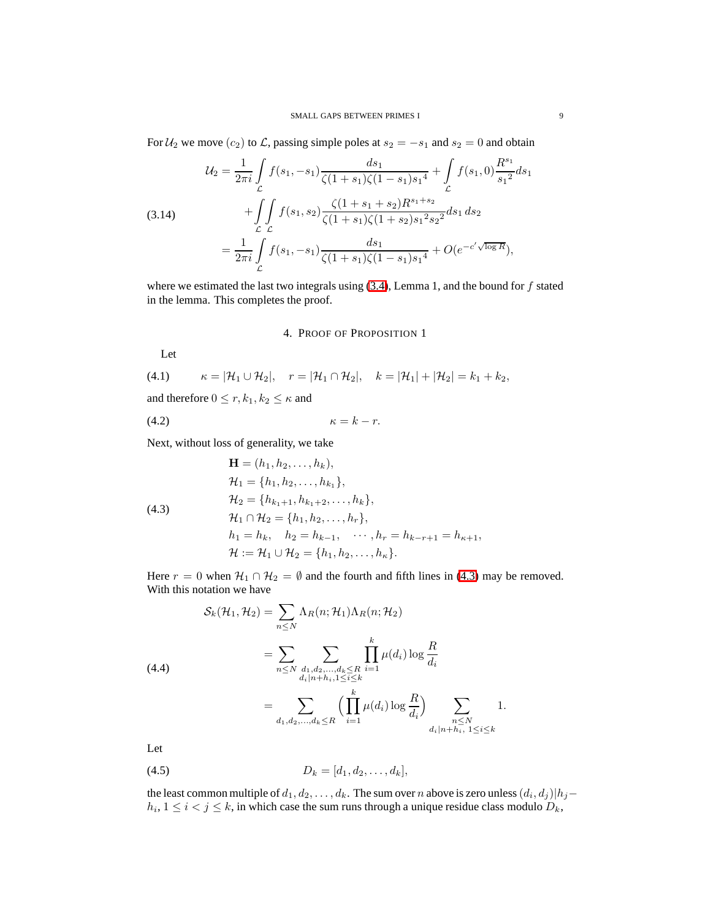For $\mathcal{U}_2$ we move $(c_2)$ to $\mathcal{L}$, passing simple poles at $s_2 = -s_1$ and $s_2 = 0$ and obtain

$$
\begin{aligned}
\mathcal{U}_2 &= \frac{1}{2\pi i} \int\limits_{\mathcal{L}} f(s_1, -s_1) \frac{ds_1}{\zeta(1+s_1)\zeta(1-s_1) {s_1}^4} + \int\limits_{\mathcal{L}} f(s_1, 0) \frac{R^{s_1}}{{s_1}^2} ds_1 \\
&\quad + \int\limits_{\mathcal{L}} \int\limits_{\mathcal{L}} f(s_1, s_2) \frac{\zeta(1+s_1+s_2) R^{s_1+s_2}}{\zeta(1+s_1)\zeta(1+s_2) {s_1}^2 {s_2}^2} ds_1\, ds_2 \\
&= \frac{1}{2\pi i} \int\limits_{\mathcal{L}} f(s_1, -s_1) \frac{ds_1}{\zeta(1+s_1)\zeta(1-s_1) {s_1}^4} + O(e^{-c'\sqrt{\log R}}),
\end{aligned} \tag{3.14}
$$

where we estimated the last two integrals using (3.4), Lemma 1, and the bound for $f$ stated in the lemma. This completes the proof.

## 4. Proof of Proposition 1

Let

$$
\kappa = |\mathcal{H}_1 \cup \mathcal{H}_2|, \quad r = |\mathcal{H}_1 \cap \mathcal{H}_2|, \quad k = |\mathcal{H}_1| + |\mathcal{H}_2| = k_1 + k_2, \tag{4.1}
$$

and therefore $0 \le r, k_1, k_2 \le \kappa$ and

$$
\kappa = k - r. \tag{4.2}
$$

Next, without loss of generality, we take

$$
\begin{aligned}
&\mathbf{H} = (h_1, h_2, \ldots, h_k), \\
&\mathcal{H}_1 = \{h_1, h_2, \ldots, h_{k_1}\}, \\
&\mathcal{H}_2 = \{h_{k_1+1}, h_{k_1+2}, \ldots, h_k\}, \\
&\mathcal{H}_1 \cap \mathcal{H}_2 = \{h_1, h_2, \ldots, h_r\}, \\
&h_1 = h_k, \quad h_2 = h_{k-1}, \quad \cdots, h_r = h_{k-r+1} = h_{\kappa+1}, \\
&\mathcal{H} := \mathcal{H}_1 \cup \mathcal{H}_2 = \{h_1, h_2, \ldots, h_\kappa\}.
\end{aligned} \tag{4.3}
$$

Here $r = 0$ when $\mathcal{H}_1 \cap \mathcal{H}_2 = \emptyset$ and the fourth and fifth lines in (4.3) may be removed. With this notation we have

$$
\begin{aligned}
\mathcal{S}_k(\mathcal{H}_1, \mathcal{H}_2) &= \sum_{n \le N} \Lambda_R(n; \mathcal{H}_1) \Lambda_R(n; \mathcal{H}_2) \\
&= \sum_{n \le N} \sum_{\substack{d_1, d_2, \ldots, d_k \le R \\ d_i | n+h_i, 1 \le i \le k}} \prod_{i=1}^{k} \mu(d_i) \log \frac{R}{d_i} \\
&= \sum_{d_1, d_2, \ldots, d_k \le R} \Big( \prod_{i=1}^{k} \mu(d_i) \log \frac{R}{d_i} \Big) \sum_{\substack{n \le N \\ d_i | n+h_i,\ 1 \le i \le k}} 1.
\end{aligned} \tag{4.4}
$$

Let

$$
D_k = [d_1, d_2, \ldots, d_k], \tag{4.5}
$$

the least common multiple of $d_1, d_2, \ldots, d_k$. The sum over $n$ above is zero unless $(d_i, d_j) | h_j - h_i$, $1 \le i < j \le k$, in which case the sum runs through a unique residue class modulo $D_k$,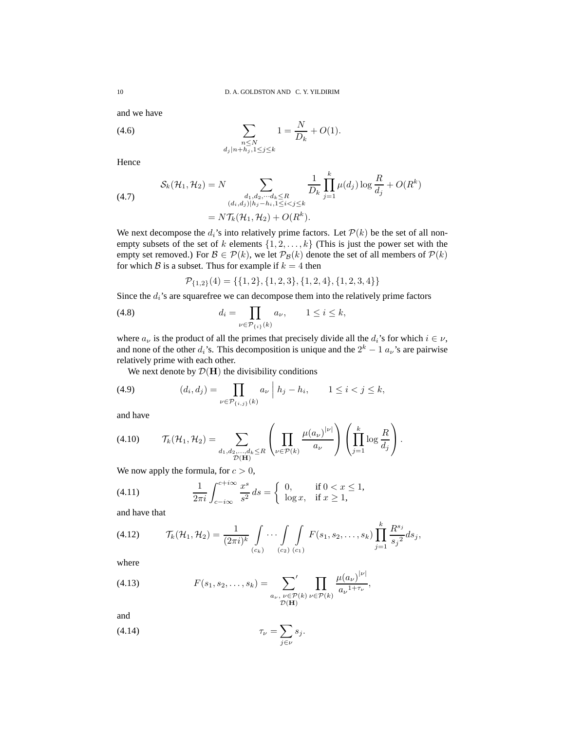and we have

$$\sum_{\substack{n\le N\\ d_j|n+h_j, 1\le j\le k}} 1 = \frac{N}{D_k} + O(1). \tag{4.6}$$

Hence

$$\begin{aligned}
\mathcal{S}_k(\mathcal{H}_1,\mathcal{H}_2) &= N \sum_{\substack{d_1,d_2,\cdots d_k\le R\\ (d_i,d_j)|h_j-h_i, 1\le i<j\le k}} \frac{1}{D_k}\prod_{j=1}^{k}\mu(d_j)\log\frac{R}{d_j} + O(R^k)\\
&= N\mathcal{T}_k(\mathcal{H}_1,\mathcal{H}_2) + O(R^k).
\end{aligned} \tag{4.7}$$

We next decompose the $d_i$'s into relatively prime factors. Let $\mathcal{P}(k)$ be the set of all non-empty subsets of the set of $k$ elements $\{1,2,\ldots,k\}$ (This is just the power set with the empty set removed.) For $\mathcal{B}\in\mathcal{P}(k)$, we let $\mathcal{P}_{\mathcal{B}}(k)$ denote the set of all members of $\mathcal{P}(k)$ for which $\mathcal{B}$ is a subset. Thus for example if $k=4$ then

$$\mathcal{P}_{\{1,2\}}(4) = \{\{1,2\},\{1,2,3\},\{1,2,4\},\{1,2,3,4\}\}$$

Since the $d_i$'s are squarefree we can decompose them into the relatively prime factors

$$d_i = \prod_{\nu\in\mathcal{P}_{\{i\}}(k)} a_\nu, \qquad 1\le i\le k, \tag{4.8}$$

where $a_\nu$ is the product of all the primes that precisely divide all the $d_i$'s for which $i\in\nu$, and none of the other $d_i$'s. This decomposition is unique and the $2^k-1$ $a_\nu$'s are pairwise relatively prime with each other.

We next denote by $\mathcal{D}(\mathbf{H})$ the divisibility conditions

$$(d_i,d_j) = \prod_{\nu\in\mathcal{P}_{\{i,j\}}(k)} a_\nu \;\Big|\; h_j-h_i, \qquad 1\le i<j\le k, \tag{4.9}$$

and have

$$\mathcal{T}_k(\mathcal{H}_1,\mathcal{H}_2) = \sum_{\substack{d_1,d_2,\ldots,d_k\le R\\ \mathcal{D}(\mathbf{H})}} \left(\prod_{\nu\in\mathcal{P}(k)}\frac{\mu(a_\nu)^{|\nu|}}{a_\nu}\right)\left(\prod_{j=1}^{k}\log\frac{R}{d_j}\right). \tag{4.10}$$

We now apply the formula, for $c>0$,

$$\frac{1}{2\pi i}\int_{c-i\infty}^{c+i\infty}\frac{x^s}{s^2}\,ds = \begin{cases} 0, & \text{if } 0<x\le 1,\\ \log x, & \text{if } x\ge 1,\end{cases} \tag{4.11}$$

and have that

$$\mathcal{T}_k(\mathcal{H}_1,\mathcal{H}_2) = \frac{1}{(2\pi i)^k}\int_{(c_k)}\cdots\int_{(c_2)}\int_{(c_1)} F(s_1,s_2,\ldots,s_k)\prod_{j=1}^{k}\frac{R^{s_j}}{{s_j}^2}ds_j, \tag{4.12}$$

where

$$F(s_1,s_2,\ldots,s_k) = \sideset{}{'}\sum_{\substack{a_\nu,\ \nu\in\mathcal{P}(k)\\ \mathcal{D}(\mathbf{H})}}\prod_{\nu\in\mathcal{P}(k)}\frac{\mu(a_\nu)^{|\nu|}}{{a_\nu}^{1+\tau_\nu}}, \tag{4.13}$$

and

$$\tau_\nu = \sum_{j\in\nu} s_j. \tag{4.14}$$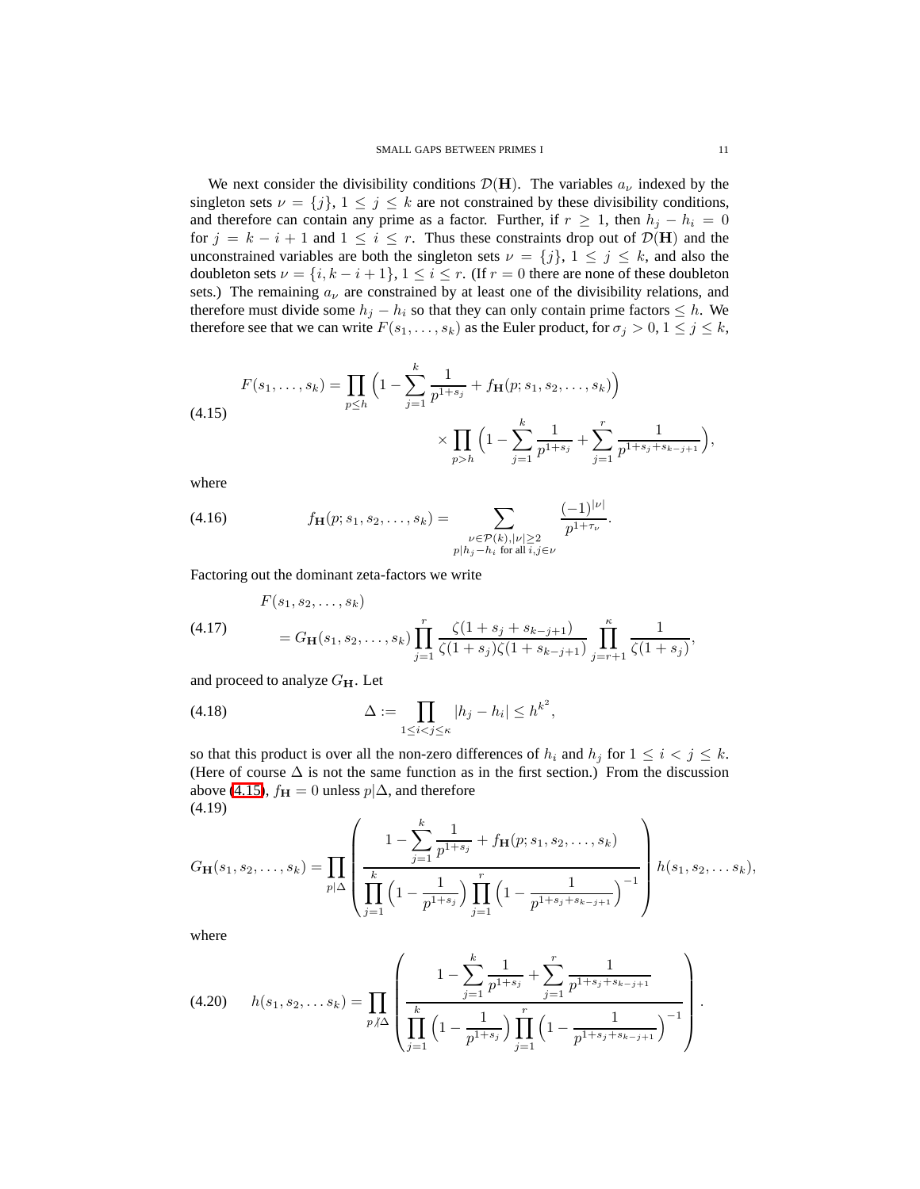We next consider the divisibility conditions $\mathcal{D}(\mathbf{H})$. The variables $a_\nu$ indexed by the singleton sets $\nu = \{j\}$, $1 \le j \le k$ are not constrained by these divisibility conditions, and therefore can contain any prime as a factor. Further, if $r \ge 1$, then $h_j - h_i = 0$ for $j = k - i + 1$ and $1 \le i \le r$. Thus these constraints drop out of $\mathcal{D}(\mathbf{H})$ and the unconstrained variables are both the singleton sets $\nu = \{j\}$, $1 \le j \le k$, and also the doubleton sets $\nu = \{i, k - i + 1\}$, $1 \le i \le r$. (If $r = 0$ there are none of these doubleton sets.) The remaining $a_\nu$ are constrained by at least one of the divisibility relations, and therefore must divide some $h_j - h_i$ so that they can only contain prime factors $\le h$. We therefore see that we can write $F(s_1, \ldots, s_k)$ as the Euler product, for $\sigma_j > 0$, $1 \le j \le k$,

$$
\begin{aligned}
F(s_1, \ldots, s_k) = \prod_{p \le h} \Big(1 - \sum_{j=1}^{k} \frac{1}{p^{1+s_j}} + f_{\mathbf{H}}(p; s_1, s_2, \ldots, s_k)\Big) \\
\times \prod_{p > h} \Big(1 - \sum_{j=1}^{k} \frac{1}{p^{1+s_j}} + \sum_{j=1}^{r} \frac{1}{p^{1+s_j+s_{k-j+1}}}\Big),
\end{aligned}
\tag{4.15}
$$

where

$$
f_{\mathbf{H}}(p; s_1, s_2, \ldots, s_k) = \sum_{\substack{\nu \in \mathcal{P}(k), |\nu| \ge 2 \\ p | h_j - h_i \text{ for all } i,j \in \nu}} \frac{(-1)^{|\nu|}}{p^{1+\tau_\nu}}.
\tag{4.16}
$$

Factoring out the dominant zeta-factors we write

$$
\begin{aligned}
&F(s_1, s_2, \ldots, s_k) \\
&\quad = G_{\mathbf{H}}(s_1, s_2, \ldots, s_k) \prod_{j=1}^{r} \frac{\zeta(1 + s_j + s_{k-j+1})}{\zeta(1 + s_j)\zeta(1 + s_{k-j+1})} \prod_{j=r+1}^{\kappa} \frac{1}{\zeta(1 + s_j)},
\end{aligned}
\tag{4.17}
$$

and proceed to analyze $G_{\mathbf{H}}$. Let

$$
\Delta := \prod_{1 \le i < j \le \kappa} |h_j - h_i| \le h^{k^2},
\tag{4.18}
$$

so that this product is over all the non-zero differences of $h_i$ and $h_j$ for $1 \le i < j \le k$. (Here of course $\Delta$ is not the same function as in the first section.) From the discussion above (4.15), $f_{\mathbf{H}} = 0$ unless $p|\Delta$, and therefore

$$
G_{\mathbf{H}}(s_1, s_2, \ldots, s_k) = \prod_{p|\Delta} \left( \frac{1 - \sum_{j=1}^{k} \frac{1}{p^{1+s_j}} + f_{\mathbf{H}}(p; s_1, s_2, \ldots, s_k)}{\prod_{j=1}^{k} \Big(1 - \frac{1}{p^{1+s_j}}\Big) \prod_{j=1}^{r} \Big(1 - \frac{1}{p^{1+s_j+s_{k-j+1}}}\Big)^{-1}} \right) h(s_1, s_2, \ldots s_k),
\tag{4.19}
$$

where

$$
h(s_1, s_2, \ldots s_k) = \prod_{p \nmid \Delta} \left( \frac{1 - \sum_{j=1}^{k} \frac{1}{p^{1+s_j}} + \sum_{j=1}^{r} \frac{1}{p^{1+s_j+s_{k-j+1}}}}{\prod_{j=1}^{k} \Big(1 - \frac{1}{p^{1+s_j}}\Big) \prod_{j=1}^{r} \Big(1 - \frac{1}{p^{1+s_j+s_{k-j+1}}}\Big)^{-1}} \right).
\tag{4.20}
$$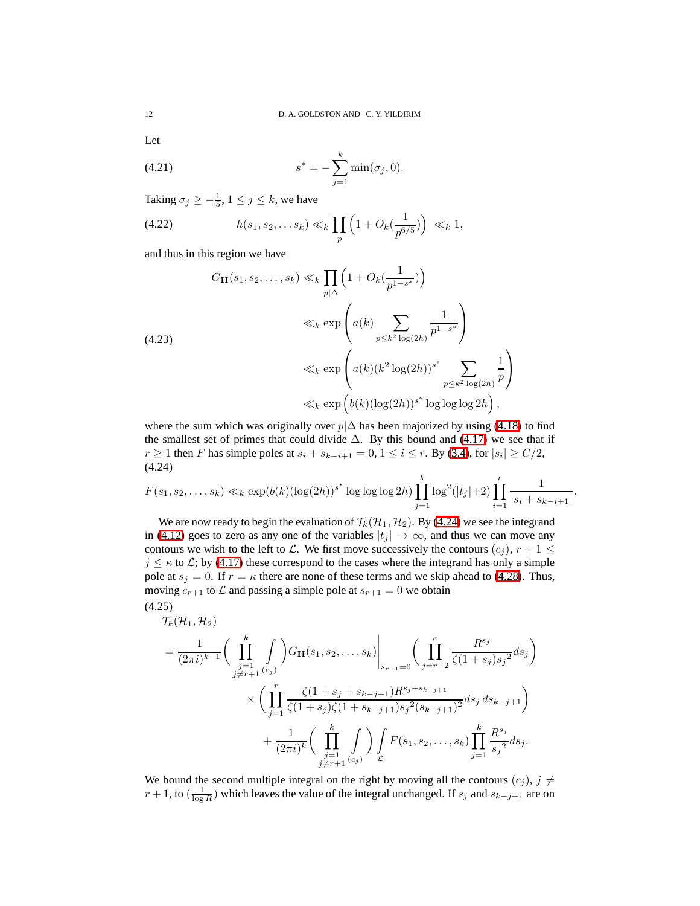Let

$$s^* = -\sum_{j=1}^{k} \min(\sigma_j, 0). \tag{4.21}$$

Taking $\sigma_j \ge -\frac{1}{5}$, $1 \le j \le k$, we have

$$h(s_1, s_2, \dots s_k) \ll_k \prod_p \Big(1 + O_k(\frac{1}{p^{6/5}})\Big) \ll_k 1, \tag{4.22}$$

and thus in this region we have

$$\begin{aligned} G_{\mathbf{H}}(s_1, s_2, \dots, s_k) &\ll_k \prod_{p|\Delta} \Big(1 + O_k(\frac{1}{p^{1-s^*}})\Big) \\ &\ll_k \exp\left( a(k) \sum_{p \le k^2 \log(2h)} \frac{1}{p^{1-s^*}} \right) \\ &\ll_k \exp\left( a(k)(k^2\log(2h))^{s^*} \sum_{p \le k^2 \log(2h)} \frac{1}{p} \right) \\ &\ll_k \exp\Big( b(k)(\log(2h))^{s^*} \log\log\log 2h \Big), \end{aligned} \tag{4.23}$$

where the sum which was originally over $p|\Delta$ has been majorized by using (4.18) to find the smallest set of primes that could divide $\Delta$. By this bound and (4.17) we see that if $r \ge 1$ then $F$ has simple poles at $s_i + s_{k-i+1} = 0$, $1 \le i \le r$. By (3.4), for $|s_i| \ge C/2$,

$$F(s_1, s_2, \dots, s_k) \ll_k \exp(b(k)(\log(2h))^{s^*} \log\log\log 2h) \prod_{j=1}^{k} \log^2(|t_j|+2) \prod_{i=1}^{r} \frac{1}{|s_i + s_{k-i+1}|}. \tag{4.24}$$

We are now ready to begin the evaluation of $\mathcal{T}_k(\mathcal{H}_1, \mathcal{H}_2)$. By (4.24) we see the integrand in (4.12) goes to zero as any one of the variables $|t_j| \to \infty$, and thus we can move any contours we wish to the left to $\mathcal{L}$. We first move successively the contours $(c_j)$, $r+1 \le j \le \kappa$ to $\mathcal{L}$; by (4.17) these correspond to the cases where the integrand has only a simple pole at $s_j = 0$. If $r = \kappa$ there are none of these terms and we skip ahead to (4.28). Thus, moving $c_{r+1}$ to $\mathcal{L}$ and passing a simple pole at $s_{r+1} = 0$ we obtain

$$\begin{aligned} &\mathcal{T}_k(\mathcal{H}_1, \mathcal{H}_2) \\ &= \frac{1}{(2\pi i)^{k-1}} \Big( \prod_{\substack{j=1 \\ j \ne r+1}}^{k} \int_{(c_j)} \Big) G_{\mathbf{H}}(s_1, s_2, \dots, s_k) \Big|_{s_{r+1}=0} \Big( \prod_{j=r+2}^{\kappa} \frac{R^{s_j}}{\zeta(1+s_j){s_j}^2} ds_j \Big) \\ &\qquad \times \Big( \prod_{j=1}^{r} \frac{\zeta(1+s_j+s_{k-j+1})R^{s_j+s_{k-j+1}}}{\zeta(1+s_j)\zeta(1+s_{k-j+1}){s_j}^2(s_{k-j+1})^2} ds_j\, ds_{k-j+1} \Big) \\ &\qquad + \frac{1}{(2\pi i)^k} \Big( \prod_{\substack{j=1 \\ j \ne r+1}}^{k} \int_{(c_j)} \Big) \int_{\mathcal{L}} F(s_1, s_2, \dots, s_k) \prod_{j=1}^{k} \frac{R^{s_j}}{{s_j}^2} ds_j. \end{aligned} \tag{4.25}$$

We bound the second multiple integral on the right by moving all the contours $(c_j)$, $j \ne r+1$, to $(\frac{1}{\log R})$ which leaves the value of the integral unchanged. If $s_j$ and $s_{k-j+1}$ are on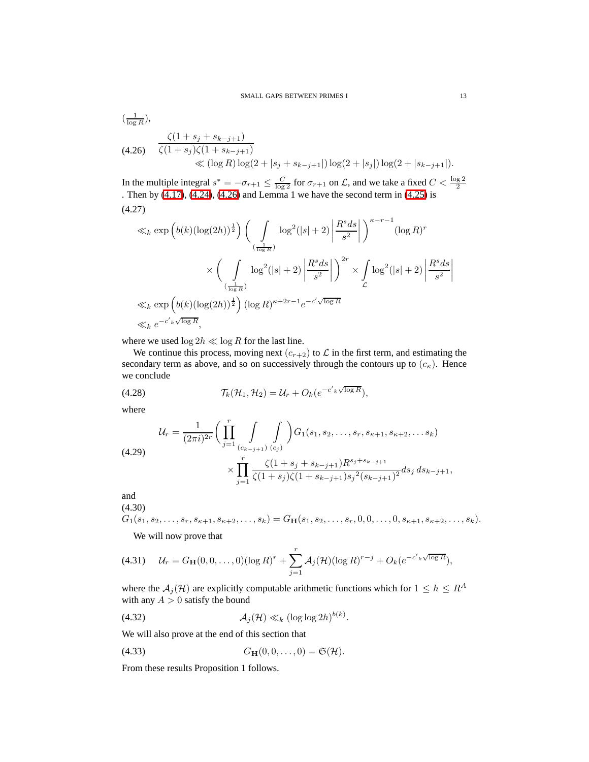$(\frac{1}{\log R})$,

$$
\frac{\zeta(1+s_j+s_{k-j+1})}{\zeta(1+s_j)\zeta(1+s_{k-j+1})} \ll (\log R)\log(2+|s_j+s_{k-j+1}|)\log(2+|s_j|)\log(2+|s_{k-j+1}|). \tag{4.26}
$$

In the multiple integral $s^* = -\sigma_{r+1} \le \frac{C}{\log 2}$ for $\sigma_{r+1}$ on $\mathcal{L}$, and we take a fixed $C < \frac{\log 2}{2}$ . Then by (4.17), (4.24), (4.26) and Lemma 1 we have the second term in (4.25) is

$$
\begin{aligned}
&\ll_k \exp\left(b(k)(\log(2h))^{\frac{1}{2}}\right)\left(\int_{(\frac{1}{\log R})} \log^2(|s|+2)\left|\frac{R^s ds}{s^2}\right|\right)^{\kappa-r-1}(\log R)^r \\
&\qquad \times \left(\int_{(\frac{1}{\log R})} \log^2(|s|+2)\left|\frac{R^s ds}{s^2}\right|\right)^{2r} \times \int_{\mathcal{L}} \log^2(|s|+2)\left|\frac{R^s ds}{s^2}\right| \\
&\ll_k \exp\left(b(k)(\log(2h))^{\frac{1}{2}}\right)(\log R)^{\kappa+2r-1}e^{-c'\sqrt{\log R}} \\
&\ll_k e^{-c'_k\sqrt{\log R}},
\end{aligned} \tag{4.27}
$$

where we used $\log 2h \ll \log R$ for the last line.

We continue this process, moving next $(c_{r+2})$ to $\mathcal{L}$ in the first term, and estimating the secondary term as above, and so on successively through the contours up to $(c_\kappa)$. Hence we conclude

$$
\mathcal{T}_k(\mathcal{H}_1,\mathcal{H}_2) = \mathcal{U}_r + O_k(e^{-c'_k\sqrt{\log R}}), \tag{4.28}
$$

where

$$
\begin{aligned}
\mathcal{U}_r = \frac{1}{(2\pi i)^{2r}}&\left(\prod_{j=1}^{r}\int_{(c_{k-j+1})}\int_{(c_j)}\right)G_1(s_1,s_2,\ldots,s_r,s_{\kappa+1},s_{\kappa+2},\ldots s_k) \\
&\times\prod_{j=1}^{r}\frac{\zeta(1+s_j+s_{k-j+1})R^{s_j+s_{k-j+1}}}{\zeta(1+s_j)\zeta(1+s_{k-j+1})s_j{}^2(s_{k-j+1})^2}ds_j\,ds_{k-j+1},
\end{aligned} \tag{4.29}
$$

and

$$
G_1(s_1,s_2,\ldots,s_r,s_{\kappa+1},s_{\kappa+2},\ldots,s_k) = G_{\mathbf{H}}(s_1,s_2,\ldots,s_r,0,0,\ldots,0,s_{\kappa+1},s_{\kappa+2},\ldots,s_k). \tag{4.30}
$$

We will now prove that

$$
\mathcal{U}_r = G_{\mathbf{H}}(0,0,\ldots,0)(\log R)^r + \sum_{j=1}^{r}\mathcal{A}_j(\mathcal{H})(\log R)^{r-j} + O_k(e^{-c'_k\sqrt{\log R}}), \tag{4.31}
$$

where the $\mathcal{A}_j(\mathcal{H})$ are explicitly computable arithmetic functions which for $1 \le h \le R^A$ with any $A > 0$ satisfy the bound

$$
\mathcal{A}_j(\mathcal{H}) \ll_k (\log\log 2h)^{b(k)}. \tag{4.32}
$$

We will also prove at the end of this section that

$$
G_{\mathbf{H}}(0,0,\ldots,0) = \mathfrak{S}(\mathcal{H}). \tag{4.33}
$$

From these results Proposition 1 follows.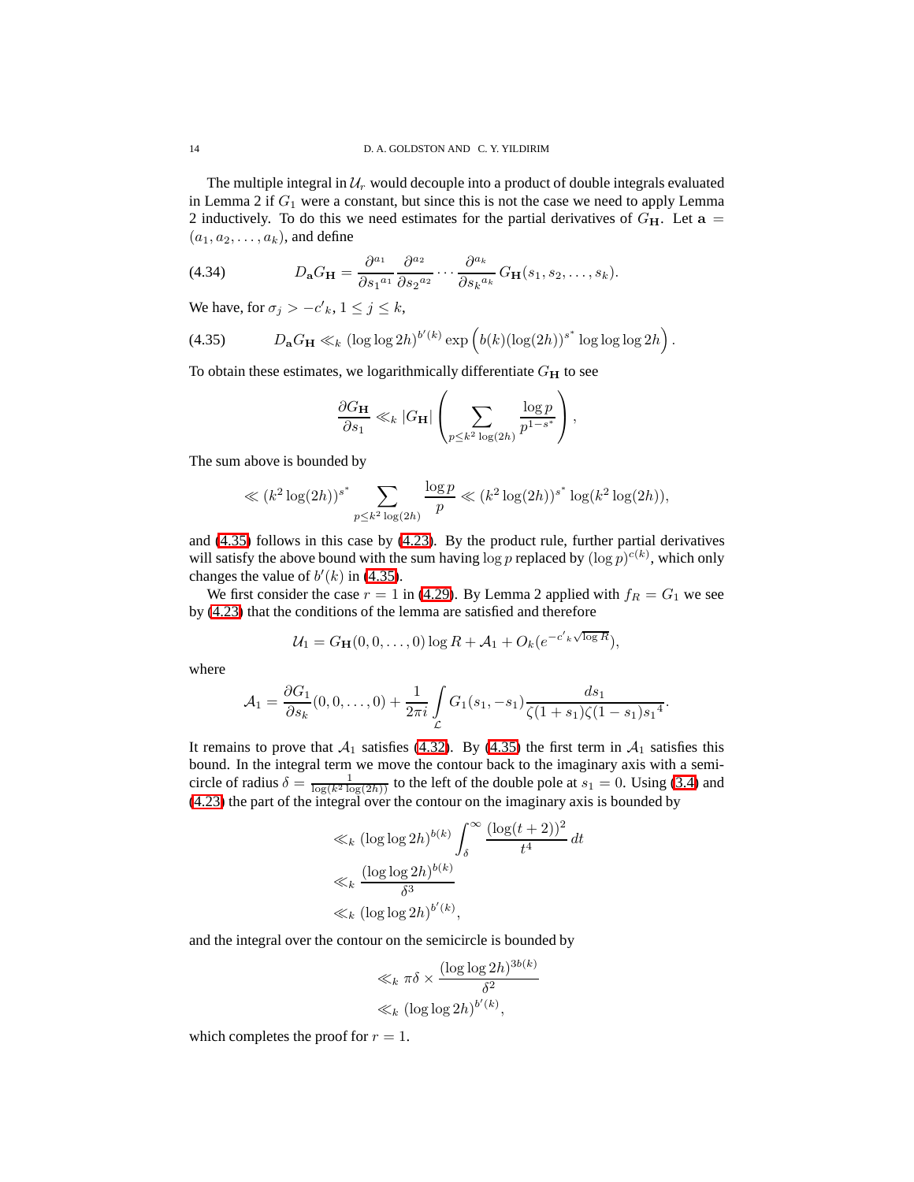The multiple integral in $\mathcal{U}_r$ would decouple into a product of double integrals evaluated in Lemma 2 if $G_1$ were a constant, but since this is not the case we need to apply Lemma 2 inductively. To do this we need estimates for the partial derivatives of $G_{\mathbf{H}}$. Let $\mathbf{a} = (a_1, a_2, \ldots, a_k)$, and define

$$D_{\mathbf{a}} G_{\mathbf{H}} = \frac{\partial^{a_1}}{\partial {s_1}^{a_1}} \frac{\partial^{a_2}}{\partial {s_2}^{a_2}} \cdots \frac{\partial^{a_k}}{\partial {s_k}^{a_k}} G_{\mathbf{H}}(s_1, s_2, \ldots, s_k). \tag{4.34}$$

We have, for $\sigma_j > -c'_k$, $1 \le j \le k$,

$$D_{\mathbf{a}} G_{\mathbf{H}} \ll_k (\log\log 2h)^{b'(k)} \exp\left(b(k)(\log(2h))^{s^*} \log\log\log 2h\right). \tag{4.35}$$

To obtain these estimates, we logarithmically differentiate $G_{\mathbf{H}}$ to see

$$\frac{\partial G_{\mathbf{H}}}{\partial s_1} \ll_k |G_{\mathbf{H}}| \left( \sum_{p \le k^2 \log(2h)} \frac{\log p}{p^{1-s^*}} \right),$$

The sum above is bounded by

$$\ll (k^2 \log(2h))^{s^*} \sum_{p \le k^2 \log(2h)} \frac{\log p}{p} \ll (k^2 \log(2h))^{s^*} \log(k^2 \log(2h)),$$

and (4.35) follows in this case by (4.23). By the product rule, further partial derivatives will satisfy the above bound with the sum having $\log p$ replaced by $(\log p)^{c(k)}$, which only changes the value of $b'(k)$ in (4.35).

We first consider the case $r = 1$ in (4.29). By Lemma 2 applied with $f_R = G_1$ we see by (4.23) that the conditions of the lemma are satisfied and therefore

$$\mathcal{U}_1 = G_{\mathbf{H}}(0, 0, \ldots, 0) \log R + \mathcal{A}_1 + O_k(e^{-c'_k \sqrt{\log R}}),$$

where

$$\mathcal{A}_1 = \frac{\partial G_1}{\partial s_k}(0, 0, \ldots, 0) + \frac{1}{2\pi i} \int_{\mathcal{L}} G_1(s_1, -s_1) \frac{ds_1}{\zeta(1+s_1)\zeta(1-s_1){s_1}^4}.$$

It remains to prove that $\mathcal{A}_1$ satisfies (4.32). By (4.35) the first term in $\mathcal{A}_1$ satisfies this bound. In the integral term we move the contour back to the imaginary axis with a semicircle of radius $\delta = \frac{1}{\log(k^2 \log(2h))}$ to the left of the double pole at $s_1 = 0$. Using (3.4) and (4.23) the part of the integral over the contour on the imaginary axis is bounded by

$$\begin{aligned}
&\ll_k (\log\log 2h)^{b(k)} \int_\delta^\infty \frac{(\log(t+2))^2}{t^4}\, dt \\
&\ll_k \frac{(\log\log 2h)^{b(k)}}{\delta^3} \\
&\ll_k (\log\log 2h)^{b'(k)},
\end{aligned}$$

and the integral over the contour on the semicircle is bounded by

$$\begin{aligned}
&\ll_k \pi\delta \times \frac{(\log\log 2h)^{3b(k)}}{\delta^2} \\
&\ll_k (\log\log 2h)^{b'(k)},
\end{aligned}$$

which completes the proof for $r = 1$.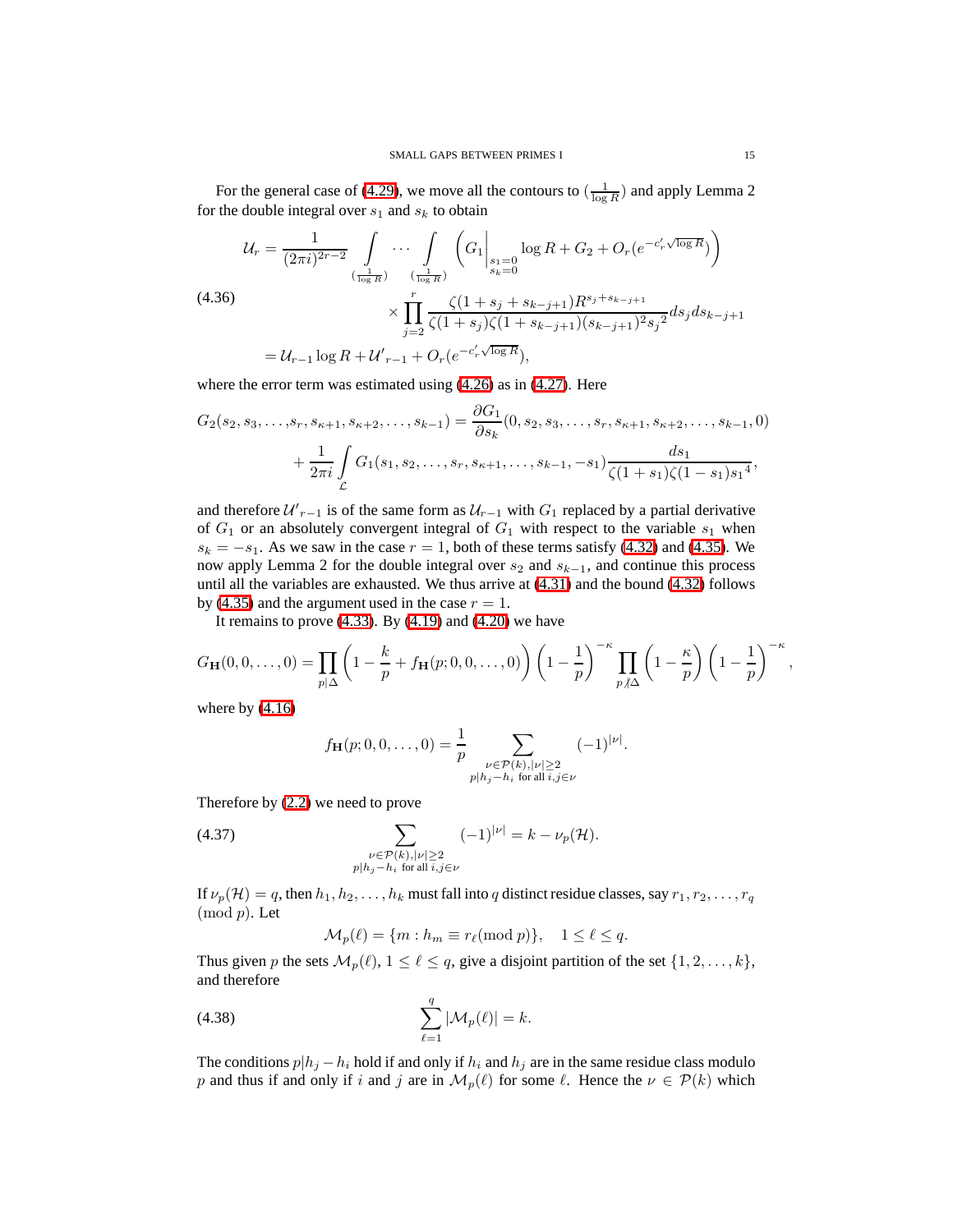For the general case of (4.29), we move all the contours to $(\frac{1}{\log R})$ and apply Lemma 2 for the double integral over $s_1$ and $s_k$ to obtain

$$
\begin{aligned}
\mathcal{U}_r &= \frac{1}{(2\pi i)^{2r-2}} \int\limits_{(\frac{1}{\log R})} \cdots \int\limits_{(\frac{1}{\log R})} \left( G_1\Big|_{\substack{s_1=0\\ s_k=0}} \log R + G_2 + O_r(e^{-c_r'\sqrt{\log R}}) \right) \\
&\qquad \times \prod_{j=2}^{r} \frac{\zeta(1+s_j+s_{k-j+1})R^{s_j+s_{k-j+1}}}{\zeta(1+s_j)\zeta(1+s_{k-j+1})(s_{k-j+1})^2 {s_j}^2} ds_j ds_{k-j+1} \\
&= \mathcal{U}_{r-1}\log R + \mathcal{U}'_{r-1} + O_r(e^{-c_r'\sqrt{\log R}}),
\end{aligned} \tag{4.36}
$$

where the error term was estimated using (4.26) as in (4.27). Here

$$
\begin{aligned}
G_2(s_2, s_3, \ldots, s_r, s_{\kappa+1}, s_{\kappa+2}, \ldots, s_{k-1}) &= \frac{\partial G_1}{\partial s_k}(0, s_2, s_3, \ldots, s_r, s_{\kappa+1}, s_{\kappa+2}, \ldots, s_{k-1}, 0) \\
&\quad + \frac{1}{2\pi i} \int\limits_{\mathcal{L}} G_1(s_1, s_2, \ldots, s_r, s_{\kappa+1}, \ldots, s_{k-1}, -s_1) \frac{ds_1}{\zeta(1+s_1)\zeta(1-s_1){s_1}^4},
\end{aligned}
$$

and therefore $\mathcal{U}'_{r-1}$ is of the same form as $\mathcal{U}_{r-1}$ with $G_1$ replaced by a partial derivative of $G_1$ or an absolutely convergent integral of $G_1$ with respect to the variable $s_1$ when $s_k = -s_1$. As we saw in the case $r=1$, both of these terms satisfy (4.32) and (4.35). We now apply Lemma 2 for the double integral over $s_2$ and $s_{k-1}$, and continue this process until all the variables are exhausted. We thus arrive at (4.31) and the bound (4.32) follows by (4.35) and the argument used in the case $r=1$.

It remains to prove (4.33). By (4.19) and (4.20) we have

$$
G_{\mathbf{H}}(0,0,\ldots,0) = \prod_{p|\Delta} \left(1 - \frac{k}{p} + f_{\mathbf{H}}(p;0,0,\ldots,0)\right)\left(1-\frac{1}{p}\right)^{-\kappa} \prod_{p\nmid\Delta}\left(1-\frac{\kappa}{p}\right)\left(1-\frac{1}{p}\right)^{-\kappa},
$$

where by (4.16)

$$
f_{\mathbf{H}}(p;0,0,\ldots,0) = \frac{1}{p} \sum_{\substack{\nu\in\mathcal{P}(k), |\nu|\geq 2\\ p|h_j-h_i \text{ for all } i,j\in\nu}} (-1)^{|\nu|}.
$$

Therefore by (2.2) we need to prove

$$
\sum_{\substack{\nu\in\mathcal{P}(k), |\nu|\geq 2\\ p|h_j-h_i \text{ for all } i,j\in\nu}} (-1)^{|\nu|} = k - \nu_p(\mathcal{H}). \tag{4.37}
$$

If $\nu_p(\mathcal{H}) = q$, then $h_1, h_2, \ldots, h_k$ must fall into $q$ distinct residue classes, say $r_1, r_2, \ldots, r_q \pmod p$. Let

$$
\mathcal{M}_p(\ell) = \{m : h_m \equiv r_\ell (\text{mod } p)\}, \quad 1 \leq \ell \leq q.
$$

Thus given $p$ the sets $\mathcal{M}_p(\ell)$, $1 \leq \ell \leq q$, give a disjoint partition of the set $\{1, 2, \ldots, k\}$, and therefore

$$
\sum_{\ell=1}^{q} |\mathcal{M}_p(\ell)| = k. \tag{4.38}
$$

The conditions $p|h_j - h_i$ hold if and only if $h_i$ and $h_j$ are in the same residue class modulo $p$ and thus if and only if $i$ and $j$ are in $\mathcal{M}_p(\ell)$ for some $\ell$. Hence the $\nu \in \mathcal{P}(k)$ which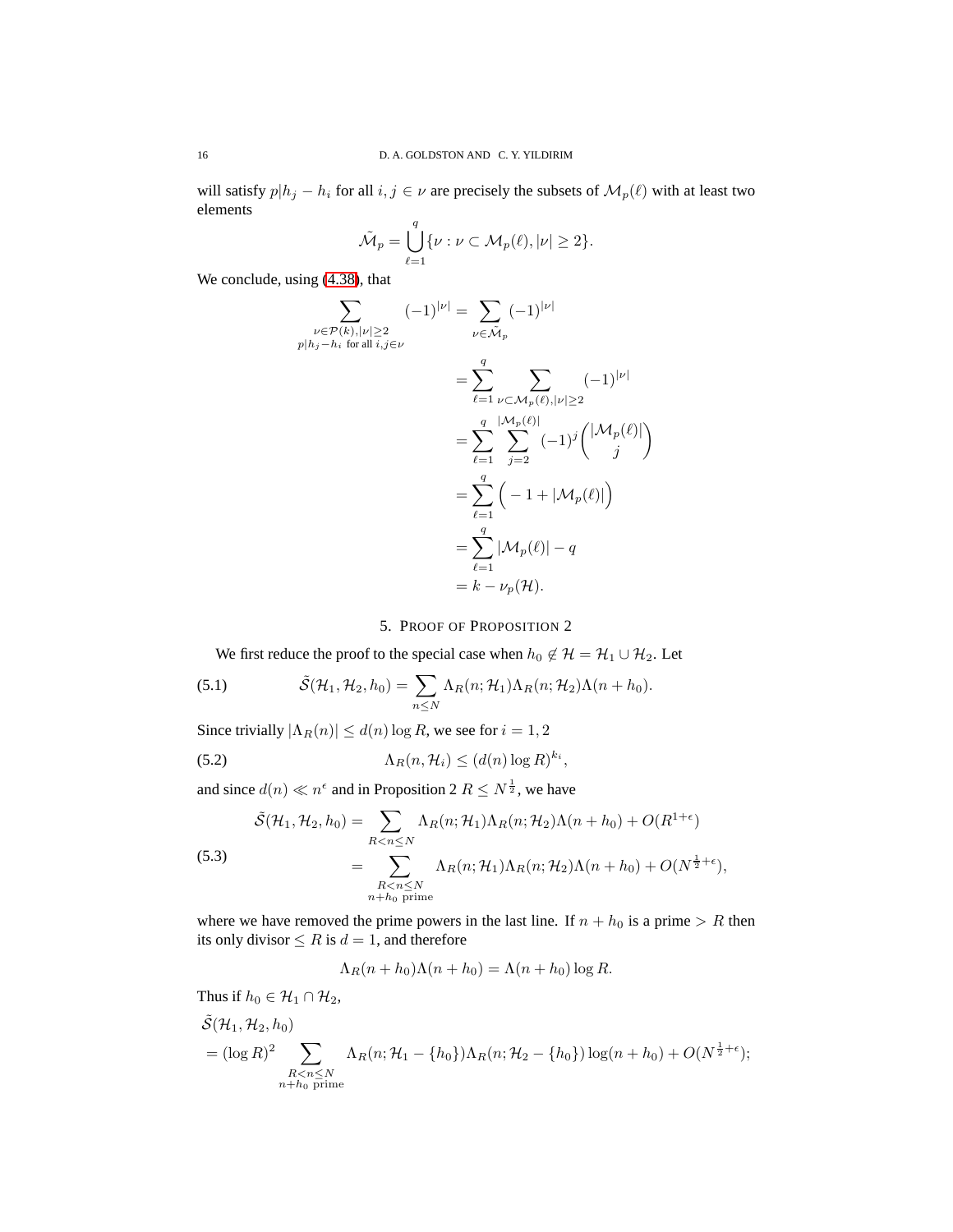will satisfy $p|h_j - h_i$ for all $i, j \in \nu$ are precisely the subsets of $\mathcal{M}_p(\ell)$ with at least two elements

$$\tilde{\mathcal{M}}_p = \bigcup_{\ell=1}^{q} \{\nu : \nu \subset \mathcal{M}_p(\ell), |\nu| \geq 2\}.$$

We conclude, using (4.38), that

$$\begin{aligned}
\sum_{\substack{\nu \in \mathcal{P}(k), |\nu| \geq 2 \\ p|h_j - h_i \text{ for all } i,j \in \nu}} (-1)^{|\nu|} &= \sum_{\nu \in \tilde{\mathcal{M}}_p} (-1)^{|\nu|} \\
&= \sum_{\ell=1}^{q} \sum_{\nu \subset \mathcal{M}_p(\ell), |\nu| \geq 2} (-1)^{|\nu|} \\
&= \sum_{\ell=1}^{q} \sum_{j=2}^{|\mathcal{M}_p(\ell)|} (-1)^j \binom{|\mathcal{M}_p(\ell)|}{j} \\
&= \sum_{\ell=1}^{q} \Big( -1 + |\mathcal{M}_p(\ell)| \Big) \\
&= \sum_{\ell=1}^{q} |\mathcal{M}_p(\ell)| - q \\
&= k - \nu_p(\mathcal{H}).
\end{aligned}$$

## 5. Proof of Proposition 2

We first reduce the proof to the special case when $h_0 \notin \mathcal{H} = \mathcal{H}_1 \cup \mathcal{H}_2$. Let

$$\tilde{\mathcal{S}}(\mathcal{H}_1, \mathcal{H}_2, h_0) = \sum_{n \leq N} \Lambda_R(n; \mathcal{H}_1) \Lambda_R(n; \mathcal{H}_2) \Lambda(n + h_0). \tag{5.1}$$

Since trivially $|\Lambda_R(n)| \leq d(n) \log R$, we see for $i = 1, 2$

$$\Lambda_R(n, \mathcal{H}_i) \leq (d(n) \log R)^{k_i}, \tag{5.2}$$

and since $d(n) \ll n^{\epsilon}$ and in Proposition 2 $R \leq N^{\frac{1}{2}}$, we have

$$\begin{aligned}
\tilde{\mathcal{S}}(\mathcal{H}_1, \mathcal{H}_2, h_0) &= \sum_{R < n \leq N} \Lambda_R(n; \mathcal{H}_1) \Lambda_R(n; \mathcal{H}_2) \Lambda(n + h_0) + O(R^{1+\epsilon}) \\
&= \sum_{\substack{R < n \leq N \\ n + h_0 \text{ prime}}} \Lambda_R(n; \mathcal{H}_1) \Lambda_R(n; \mathcal{H}_2) \Lambda(n + h_0) + O(N^{\frac{1}{2}+\epsilon}),
\end{aligned} \tag{5.3}$$

where we have removed the prime powers in the last line. If $n + h_0$ is a prime $> R$ then its only divisor $\leq R$ is $d = 1$, and therefore

$$\Lambda_R(n + h_0) \Lambda(n + h_0) = \Lambda(n + h_0) \log R.$$

Thus if $h_0 \in \mathcal{H}_1 \cap \mathcal{H}_2$,

$$\begin{aligned}
&\tilde{\mathcal{S}}(\mathcal{H}_1, \mathcal{H}_2, h_0) \\
&= (\log R)^2 \sum_{\substack{R < n \leq N \\ n + h_0 \text{ prime}}} \Lambda_R(n; \mathcal{H}_1 - \{h_0\}) \Lambda_R(n; \mathcal{H}_2 - \{h_0\}) \log(n + h_0) + O(N^{\frac{1}{2}+\epsilon});
\end{aligned}$$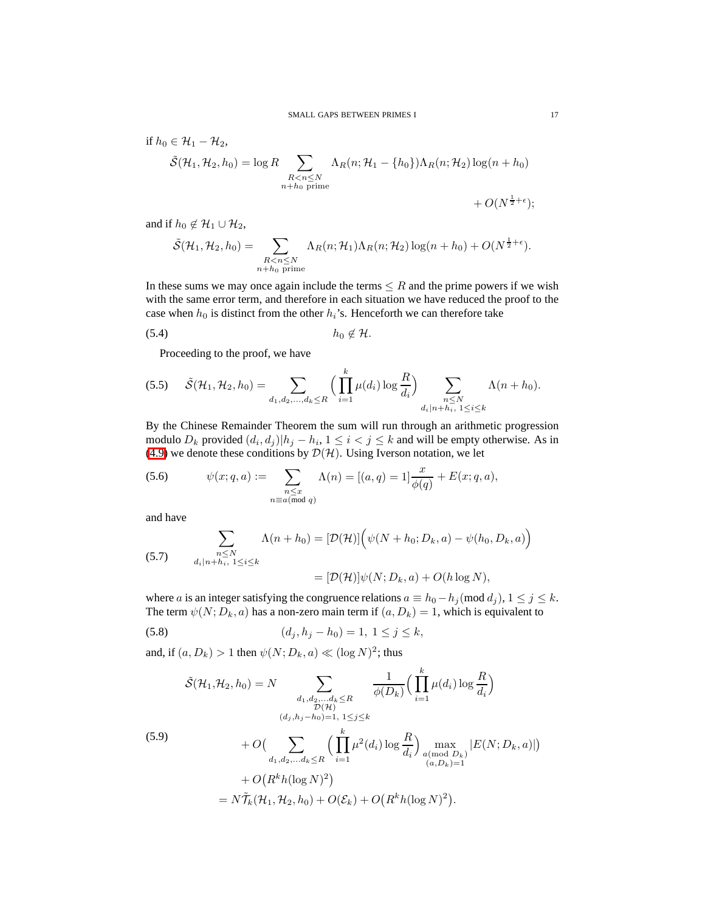if $h_0 \in \mathcal{H}_1 - \mathcal{H}_2$,

$$\tilde{\mathcal{S}}(\mathcal{H}_1, \mathcal{H}_2, h_0) = \log R \sum_{\substack{R<n\le N \\ n+h_0 \text{ prime}}} \Lambda_R(n; \mathcal{H}_1 - \{h_0\}) \Lambda_R(n; \mathcal{H}_2) \log(n+h_0) + O(N^{\frac{1}{2}+\epsilon});$$

and if $h_0 \notin \mathcal{H}_1 \cup \mathcal{H}_2$,

$$\tilde{\mathcal{S}}(\mathcal{H}_1, \mathcal{H}_2, h_0) = \sum_{\substack{R<n\le N \\ n+h_0 \text{ prime}}} \Lambda_R(n; \mathcal{H}_1) \Lambda_R(n; \mathcal{H}_2) \log(n+h_0) + O(N^{\frac{1}{2}+\epsilon}).$$

In these sums we may once again include the terms $\le R$ and the prime powers if we wish with the same error term, and therefore in each situation we have reduced the proof to the case when $h_0$ is distinct from the other $h_i$'s. Henceforth we can therefore take

$$h_0 \notin \mathcal{H}. \tag{5.4}$$

Proceeding to the proof, we have

$$\tilde{\mathcal{S}}(\mathcal{H}_1, \mathcal{H}_2, h_0) = \sum_{d_1, d_2, \ldots, d_k \le R} \Big( \prod_{i=1}^{k} \mu(d_i) \log \frac{R}{d_i} \Big) \sum_{\substack{n \le N \\ d_i | n+h_i, \ 1\le i\le k}} \Lambda(n+h_0). \tag{5.5}$$

By the Chinese Remainder Theorem the sum will run through an arithmetic progression modulo $D_k$ provided $(d_i, d_j) | h_j - h_i$, $1 \le i < j \le k$ and will be empty otherwise. As in (4.9) we denote these conditions by $\mathcal{D}(\mathcal{H})$. Using Iverson notation, we let

$$\psi(x; q, a) := \sum_{\substack{n \le x \\ n \equiv a (\text{mod } q)}} \Lambda(n) = [(a, q) = 1] \frac{x}{\phi(q)} + E(x; q, a), \tag{5.6}$$

and have

$$\begin{aligned} \sum_{\substack{n \le N \\ d_i | n+h_i, \ 1\le i\le k}} \Lambda(n+h_0) &= [\mathcal{D}(\mathcal{H})] \Big( \psi(N+h_0; D_k, a) - \psi(h_0, D_k, a) \Big) \\ &= [\mathcal{D}(\mathcal{H})] \psi(N; D_k, a) + O(h \log N), \end{aligned} \tag{5.7}$$

where $a$ is an integer satisfying the congruence relations $a \equiv h_0 - h_j (\text{mod } d_j)$, $1 \le j \le k$. The term $\psi(N; D_k, a)$ has a non-zero main term if $(a, D_k) = 1$, which is equivalent to

$$(d_j, h_j - h_0) = 1, \ 1 \le j \le k, \tag{5.8}$$

and, if $(a, D_k) > 1$ then $\psi(N; D_k, a) \ll (\log N)^2$; thus

$$\begin{aligned} \tilde{\mathcal{S}}(\mathcal{H}_1, \mathcal{H}_2, h_0) &= N \sum_{\substack{d_1, d_2, \ldots d_k \le R \\ \mathcal{D}(\mathcal{H}) \\ (d_j, h_j - h_0) = 1, \ 1\le j\le k}} \frac{1}{\phi(D_k)} \Big( \prod_{i=1}^{k} \mu(d_i) \log \frac{R}{d_i} \Big) \\ &\quad + O\big( \sum_{d_1, d_2, \ldots d_k \le R} \Big( \prod_{i=1}^{k} \mu^2(d_i) \log \frac{R}{d_i} \Big) \max_{\substack{a (\text{mod } D_k) \\ (a, D_k) = 1}} |E(N; D_k, a)| \big) \\ &\quad + O\big(R^k h (\log N)^2\big) \\ &= N \tilde{\mathcal{T}}_k(\mathcal{H}_1, \mathcal{H}_2, h_0) + O(\mathcal{E}_k) + O\big(R^k h (\log N)^2\big). \end{aligned} \tag{5.9}$$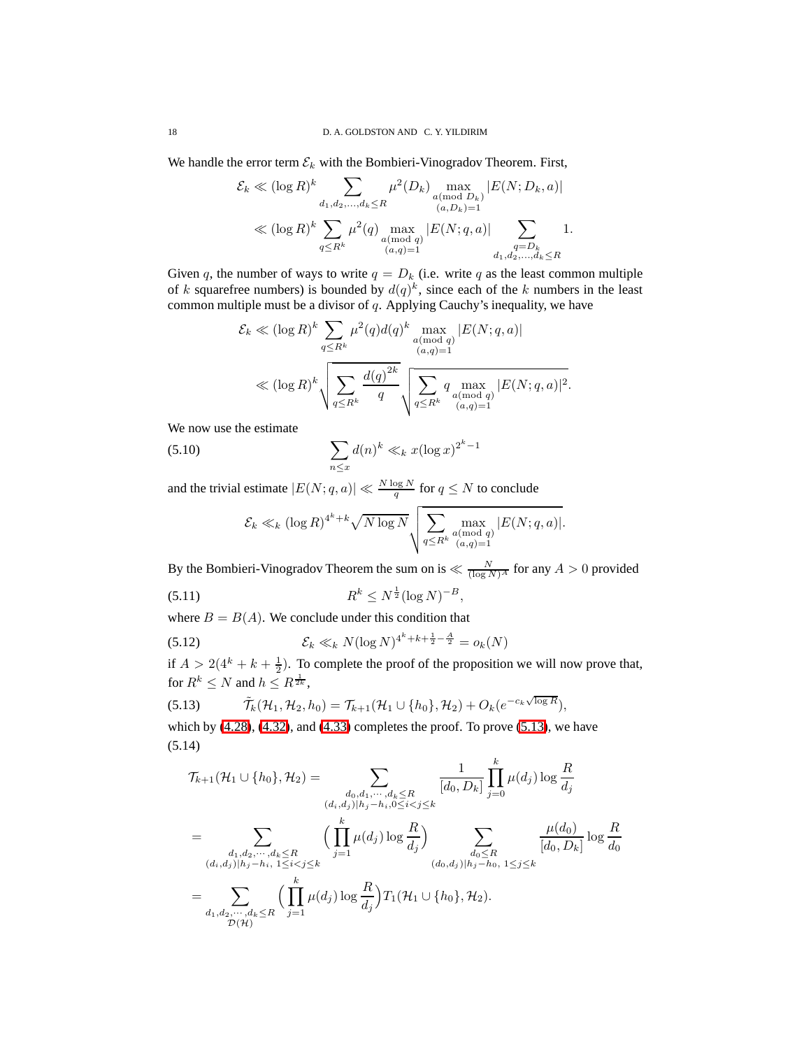We handle the error term $\mathcal{E}_k$ with the Bombieri-Vinogradov Theorem. First,

$$\begin{aligned}\mathcal{E}_k &\ll (\log R)^k \sum_{d_1,d_2,\ldots,d_k\le R} \mu^2(D_k) \max_{\substack{a(\mathrm{mod}\ D_k)\\(a,D_k)=1}} |E(N;D_k,a)| \\ &\ll (\log R)^k \sum_{q\le R^k} \mu^2(q) \max_{\substack{a(\mathrm{mod}\ q)\\(a,q)=1}} |E(N;q,a)| \sum_{\substack{q=D_k\\ d_1,d_2,\ldots,d_k\le R}} 1.\end{aligned}$$

Given $q$, the number of ways to write $q = D_k$ (i.e. write $q$ as the least common multiple of $k$ squarefree numbers) is bounded by $d(q)^k$, since each of the $k$ numbers in the least common multiple must be a divisor of $q$. Applying Cauchy's inequality, we have

$$\begin{aligned}\mathcal{E}_k &\ll (\log R)^k \sum_{q\le R^k} \mu^2(q) d(q)^k \max_{\substack{a(\mathrm{mod}\ q)\\(a,q)=1}} |E(N;q,a)| \\ &\ll (\log R)^k \sqrt{\sum_{q\le R^k} \frac{d(q)^{2k}}{q}} \sqrt{\sum_{q\le R^k} q \max_{\substack{a(\mathrm{mod}\ q)\\(a,q)=1}} |E(N;q,a)|^2}.\end{aligned}$$

We now use the estimate

$$\sum_{n\le x} d(n)^k \ll_k x(\log x)^{2^k-1} \tag{5.10}$$

and the trivial estimate $|E(N;q,a)| \ll \frac{N\log N}{q}$ for $q\le N$ to conclude

$$\mathcal{E}_k \ll_k (\log R)^{4^k+k} \sqrt{N\log N} \sqrt{\sum_{q\le R^k} \max_{\substack{a(\mathrm{mod}\ q)\\(a,q)=1}} |E(N;q,a)|}.$$

By the Bombieri-Vinogradov Theorem the sum on is $\ll \frac{N}{(\log N)^A}$ for any $A>0$ provided

$$R^k \le N^{\frac{1}{2}}(\log N)^{-B}, \tag{5.11}$$

where $B = B(A)$. We conclude under this condition that

$$\mathcal{E}_k \ll_k N(\log N)^{4^k+k+\frac{1}{2}-\frac{A}{2}} = o_k(N) \tag{5.12}$$

if $A > 2(4^k+k+\frac{1}{2})$. To complete the proof of the proposition we will now prove that, for $R^k\le N$ and $h\le R^{\frac{1}{2k}}$,

$$\tilde{\mathcal{T}}_k(\mathcal{H}_1,\mathcal{H}_2,h_0) = \mathcal{T}_{k+1}(\mathcal{H}_1\cup\{h_0\},\mathcal{H}_2) + O_k(e^{-c_k\sqrt{\log R}}), \tag{5.13}$$

which by (4.28), (4.32), and (4.33) completes the proof. To prove (5.13), we have
(5.14)

$$\begin{aligned}\mathcal{T}_{k+1}(\mathcal{H}_1\cup\{h_0\},\mathcal{H}_2) &= \sum_{\substack{d_0,d_1,\cdots,d_k\le R\\ (d_i,d_j)|h_j-h_i, 0\le i<j\le k}} \frac{1}{[d_0,D_k]} \prod_{j=0}^{k} \mu(d_j)\log\frac{R}{d_j} \\ &= \sum_{\substack{d_1,d_2,\cdots,d_k\le R\\ (d_i,d_j)|h_j-h_i,\ 1\le i<j\le k}} \Big(\prod_{j=1}^{k}\mu(d_j)\log\frac{R}{d_j}\Big) \sum_{\substack{d_0\le R\\ (d_0,d_j)|h_j-h_0,\ 1\le j\le k}} \frac{\mu(d_0)}{[d_0,D_k]}\log\frac{R}{d_0} \\ &= \sum_{\substack{d_1,d_2,\cdots,d_k\le R\\ \mathcal{D}(\mathcal{H})}} \Big(\prod_{j=1}^{k}\mu(d_j)\log\frac{R}{d_j}\Big) T_1(\mathcal{H}_1\cup\{h_0\},\mathcal{H}_2).\end{aligned}$$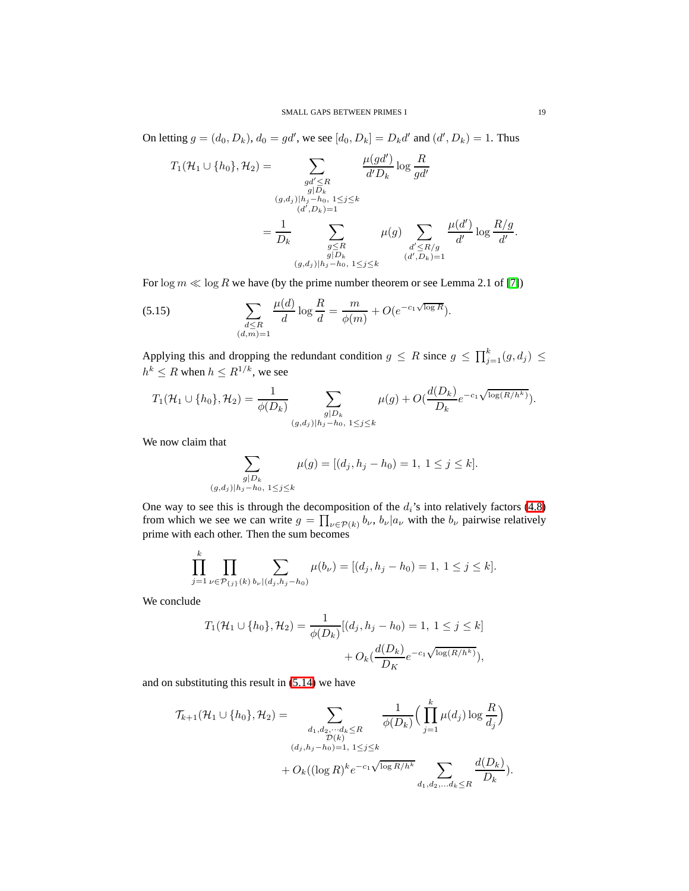On letting $g = (d_0, D_k)$, $d_0 = gd'$, we see $[d_0, D_k] = D_k d'$ and $(d', D_k) = 1$. Thus

$$
\begin{aligned}
T_1(\mathcal{H}_1 \cup \{h_0\}, \mathcal{H}_2) &= \sum_{\substack{gd' \le R \\ g | D_k \\ (g, d_j) | h_j - h_0,\ 1 \le j \le k \\ (d', D_k) = 1}} \frac{\mu(gd')}{d' D_k} \log \frac{R}{gd'} \\
&= \frac{1}{D_k} \sum_{\substack{g \le R \\ g | D_k \\ (g, d_j) | h_j - h_0,\ 1 \le j \le k}} \mu(g) \sum_{\substack{d' \le R/g \\ (d', D_k) = 1}} \frac{\mu(d')}{d'} \log \frac{R/g}{d'}.
\end{aligned}
$$

For $\log m \ll \log R$ we have (by the prime number theorem or see Lemma 2.1 of [7])

$$
\sum_{\substack{d \le R \\ (d, m) = 1}} \frac{\mu(d)}{d} \log \frac{R}{d} = \frac{m}{\phi(m)} + O(e^{-c_1 \sqrt{\log R}}). \tag{5.15}
$$

Applying this and dropping the redundant condition $g \le R$ since $g \le \prod_{j=1}^{k} (g, d_j) \le h^k \le R$ when $h \le R^{1/k}$, we see

$$
T_1(\mathcal{H}_1 \cup \{h_0\}, \mathcal{H}_2) = \frac{1}{\phi(D_k)} \sum_{\substack{g | D_k \\ (g, d_j) | h_j - h_0,\ 1 \le j \le k}} \mu(g) + O(\frac{d(D_k)}{D_k} e^{-c_1 \sqrt{\log(R/h^k)}}).
$$

We now claim that

$$
\sum_{\substack{g | D_k \\ (g, d_j) | h_j - h_0,\ 1 \le j \le k}} \mu(g) = [(d_j, h_j - h_0) = 1,\ 1 \le j \le k].
$$

One way to see this is through the decomposition of the $d_i$'s into relatively factors (4.8) from which we see we can write $g = \prod_{\nu \in \mathcal{P}(k)} b_\nu$, $b_\nu | a_\nu$ with the $b_\nu$ pairwise relatively prime with each other. Then the sum becomes

$$
\prod_{j=1}^{k} \prod_{\nu \in \mathcal{P}_{\{j\}}(k)} \sum_{b_\nu | (d_j, h_j - h_0)} \mu(b_\nu) = [(d_j, h_j - h_0) = 1,\ 1 \le j \le k].
$$

We conclude

$$
\begin{aligned}
T_1(\mathcal{H}_1 \cup \{h_0\}, \mathcal{H}_2) = \frac{1}{\phi(D_k)} &[(d_j, h_j - h_0) = 1,\ 1 \le j \le k] \\
&+ O_k(\frac{d(D_k)}{D_K} e^{-c_1 \sqrt{\log(R/h^k)}}),
\end{aligned}
$$

and on substituting this result in (5.14) we have

$$
\begin{aligned}
\mathcal{T}_{k+1}(\mathcal{H}_1 \cup \{h_0\}, \mathcal{H}_2) = &\sum_{\substack{d_1, d_2, \cdots d_k \le R \\ \mathcal{D}(k) \\ (d_j, h_j - h_0) = 1,\ 1 \le j \le k}} \frac{1}{\phi(D_k)} \Big( \prod_{j=1}^{k} \mu(d_j) \log \frac{R}{d_j} \Big) \\
&+ O_k((\log R)^k e^{-c_1 \sqrt{\log R/h^k}} \sum_{d_1, d_2, \ldots d_k \le R} \frac{d(D_k)}{D_k}).
\end{aligned}
$$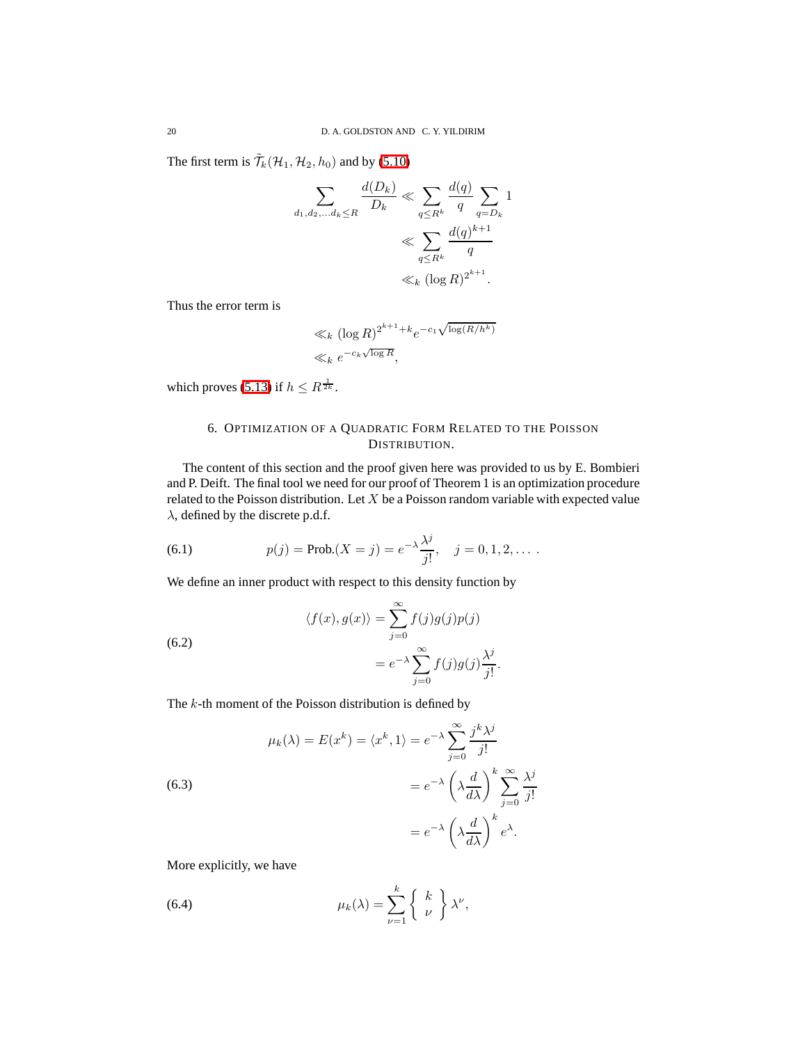The first term is $\tilde{\mathcal{T}}_k(\mathcal{H}_1, \mathcal{H}_2, h_0)$ and by (5.10)

$$\begin{aligned}
\sum_{d_1, d_2, \ldots d_k \leq R} \frac{d(D_k)}{D_k} &\ll \sum_{q \leq R^k} \frac{d(q)}{q} \sum_{q = D_k} 1 \\
&\ll \sum_{q \leq R^k} \frac{d(q)^{k+1}}{q} \\
&\ll_k (\log R)^{2^{k+1}}.
\end{aligned}$$

Thus the error term is

$$\begin{aligned}
&\ll_k (\log R)^{2^{k+1}+k} e^{-c_1\sqrt{\log(R/h^k)}} \\
&\ll_k e^{-c_k\sqrt{\log R}},
\end{aligned}$$

which proves (5.13) if $h \leq R^{\frac{1}{2k}}$.

## 6. Optimization of a Quadratic Form Related to the Poisson Distribution.

The content of this section and the proof given here was provided to us by E. Bombieri and P. Deift. The final tool we need for our proof of Theorem 1 is an optimization procedure related to the Poisson distribution. Let $X$ be a Poisson random variable with expected value $\lambda$, defined by the discrete p.d.f.

$$p(j) = \text{Prob.}(X = j) = e^{-\lambda}\frac{\lambda^j}{j!}, \quad j = 0, 1, 2, \ldots . \tag{6.1}$$

We define an inner product with respect to this density function by

$$\begin{aligned}
\langle f(x), g(x) \rangle &= \sum_{j=0}^{\infty} f(j)g(j)p(j) \\
&= e^{-\lambda} \sum_{j=0}^{\infty} f(j)g(j)\frac{\lambda^j}{j!}.
\end{aligned} \tag{6.2}$$

The $k$-th moment of the Poisson distribution is defined by

$$\begin{aligned}
\mu_k(\lambda) = E(x^k) = \langle x^k, 1 \rangle &= e^{-\lambda} \sum_{j=0}^{\infty} \frac{j^k \lambda^j}{j!} \\
&= e^{-\lambda} \left(\lambda \frac{d}{d\lambda}\right)^k \sum_{j=0}^{\infty} \frac{\lambda^j}{j!} \\
&= e^{-\lambda} \left(\lambda \frac{d}{d\lambda}\right)^k e^{\lambda}.
\end{aligned} \tag{6.3}$$

More explicitly, we have

$$\mu_k(\lambda) = \sum_{\nu=1}^{k} \left\{ \begin{matrix} k \\ \nu \end{matrix} \right\} \lambda^{\nu}, \tag{6.4}$$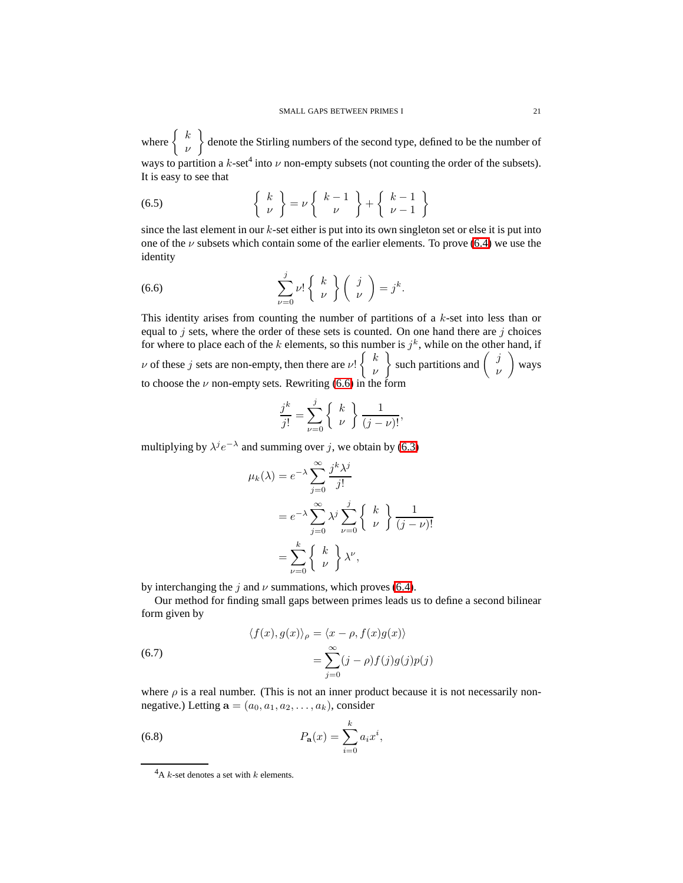where $\left\{ \begin{matrix} k \\ \nu \end{matrix} \right\}$ denote the Stirling numbers of the second type, defined to be the number of ways to partition a $k$-set[4] into $\nu$ non-empty subsets (not counting the order of the subsets). It is easy to see that

$$\left\{ \begin{matrix} k \\ \nu \end{matrix} \right\} = \nu \left\{ \begin{matrix} k-1 \\ \nu \end{matrix} \right\} + \left\{ \begin{matrix} k-1 \\ \nu-1 \end{matrix} \right\} \tag{6.5}$$

since the last element in our $k$-set either is put into its own singleton set or else it is put into one of the $\nu$ subsets which contain some of the earlier elements. To prove (6.4) we use the identity

$$\sum_{\nu=0}^{j} \nu! \left\{ \begin{matrix} k \\ \nu \end{matrix} \right\} \binom{j}{\nu} = j^k. \tag{6.6}$$

This identity arises from counting the number of partitions of a $k$-set into less than or equal to $j$ sets, where the order of these sets is counted. On one hand there are $j$ choices for where to place each of the $k$ elements, so this number is $j^k$, while on the other hand, if $\nu$ of these $j$ sets are non-empty, then there are $\nu! \left\{ \begin{matrix} k \\ \nu \end{matrix} \right\}$ such partitions and $\binom{j}{\nu}$ ways to choose the $\nu$ non-empty sets. Rewriting (6.6) in the form

$$\frac{j^k}{j!} = \sum_{\nu=0}^{j} \left\{ \begin{matrix} k \\ \nu \end{matrix} \right\} \frac{1}{(j-\nu)!},$$

multiplying by $\lambda^j e^{-\lambda}$ and summing over $j$, we obtain by (6.3)

$$\begin{aligned}
\mu_k(\lambda) &= e^{-\lambda} \sum_{j=0}^{\infty} \frac{j^k \lambda^j}{j!} \\
&= e^{-\lambda} \sum_{j=0}^{\infty} \lambda^j \sum_{\nu=0}^{j} \left\{ \begin{matrix} k \\ \nu \end{matrix} \right\} \frac{1}{(j-\nu)!} \\
&= \sum_{\nu=0}^{k} \left\{ \begin{matrix} k \\ \nu \end{matrix} \right\} \lambda^\nu,
\end{aligned}$$

by interchanging the $j$ and $\nu$ summations, which proves (6.4).

Our method for finding small gaps between primes leads us to define a second bilinear form given by

$$\begin{aligned}
\langle f(x), g(x) \rangle_\rho &= \langle x - \rho, f(x)g(x) \rangle \\
&= \sum_{j=0}^{\infty} (j-\rho) f(j) g(j) p(j)
\end{aligned} \tag{6.7}$$

where $\rho$ is a real number. (This is not an inner product because it is not necessarily non-negative.) Letting $\mathbf{a} = (a_0, a_1, a_2, \ldots, a_k)$, consider

$$P_{\mathbf{a}}(x) = \sum_{i=0}^{k} a_i x^i, \tag{6.8}$$

[4] A $k$-set denotes a set with $k$ elements.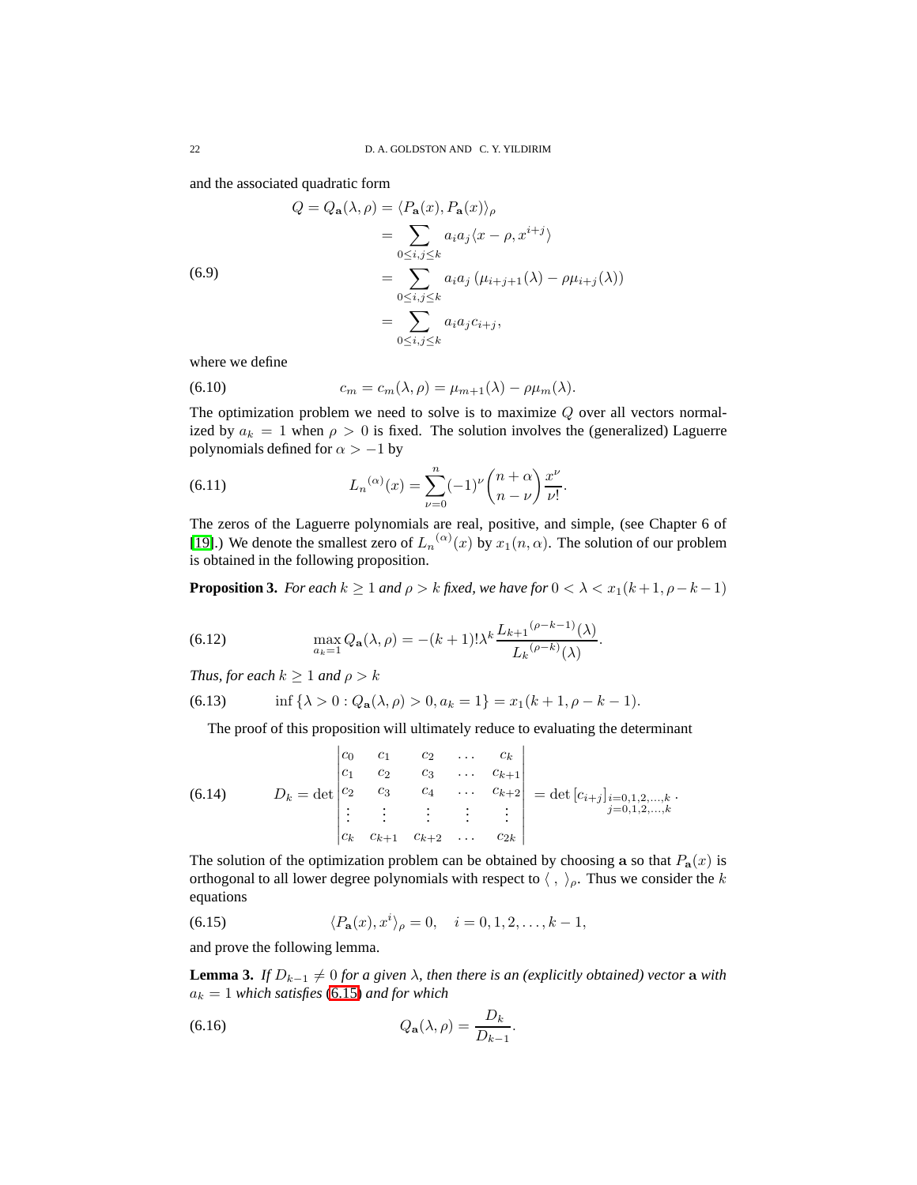and the associated quadratic form

$$
\begin{aligned}
Q = Q_{\mathbf{a}}(\lambda, \rho) &= \langle P_{\mathbf{a}}(x), P_{\mathbf{a}}(x)\rangle_\rho \\
&= \sum_{0\le i,j\le k} a_i a_j \langle x-\rho, x^{i+j}\rangle \\
&= \sum_{0\le i,j\le k} a_i a_j \left(\mu_{i+j+1}(\lambda) - \rho\mu_{i+j}(\lambda)\right) \\
&= \sum_{0\le i,j\le k} a_i a_j c_{i+j},
\end{aligned}
\tag{6.9}
$$

where we define

$$
c_m = c_m(\lambda,\rho) = \mu_{m+1}(\lambda) - \rho\mu_m(\lambda). \tag{6.10}
$$

The optimization problem we need to solve is to maximize $Q$ over all vectors normalized by $a_k = 1$ when $\rho > 0$ is fixed. The solution involves the (generalized) Laguerre polynomials defined for $\alpha > -1$ by

$$
L_n{}^{(\alpha)}(x) = \sum_{\nu=0}^{n} (-1)^\nu \binom{n+\alpha}{n-\nu}\frac{x^\nu}{\nu!}. \tag{6.11}
$$

The zeros of the Laguerre polynomials are real, positive, and simple, (see Chapter 6 of [19].) We denote the smallest zero of $L_n{}^{(\alpha)}(x)$ by $x_1(n,\alpha)$. The solution of our problem is obtained in the following proposition.

**Proposition 3.** *For each $k \ge 1$ and $\rho > k$ fixed, we have for $0 < \lambda < x_1(k+1, \rho-k-1)$*

$$
\max_{a_k=1} Q_{\mathbf{a}}(\lambda,\rho) = -(k+1)!\lambda^k \frac{L_{k+1}{}^{(\rho-k-1)}(\lambda)}{L_k{}^{(\rho-k)}(\lambda)}. \tag{6.12}
$$

*Thus, for each $k \ge 1$ and $\rho > k$*

$$
\inf\{\lambda > 0 : Q_{\mathbf{a}}(\lambda,\rho) > 0, a_k = 1\} = x_1(k+1, \rho-k-1). \tag{6.13}
$$

The proof of this proposition will ultimately reduce to evaluating the determinant

$$
D_k = \det\begin{vmatrix}
c_0 & c_1 & c_2 & \dots & c_k \\
c_1 & c_2 & c_3 & \dots & c_{k+1} \\
c_2 & c_3 & c_4 & \dots & c_{k+2} \\
\vdots & \vdots & \vdots & \vdots & \vdots \\
c_k & c_{k+1} & c_{k+2} & \dots & c_{2k}
\end{vmatrix} = \det\left[c_{i+j}\right]_{\substack{i=0,1,2,\dots,k \\ j=0,1,2,\dots,k}}. \tag{6.14}
$$

The solution of the optimization problem can be obtained by choosing $\mathbf{a}$ so that $P_{\mathbf{a}}(x)$ is orthogonal to all lower degree polynomials with respect to $\langle\ ,\ \rangle_\rho$. Thus we consider the $k$ equations

$$
\langle P_{\mathbf{a}}(x), x^i\rangle_\rho = 0, \quad i = 0,1,2,\dots,k-1, \tag{6.15}
$$

and prove the following lemma.

**Lemma 3.** *If $D_{k-1} \ne 0$ for a given $\lambda$, then there is an (explicitly obtained) vector $\mathbf{a}$ with $a_k = 1$ which satisfies (6.15) and for which*

$$
Q_{\mathbf{a}}(\lambda,\rho) = \frac{D_k}{D_{k-1}}. \tag{6.16}
$$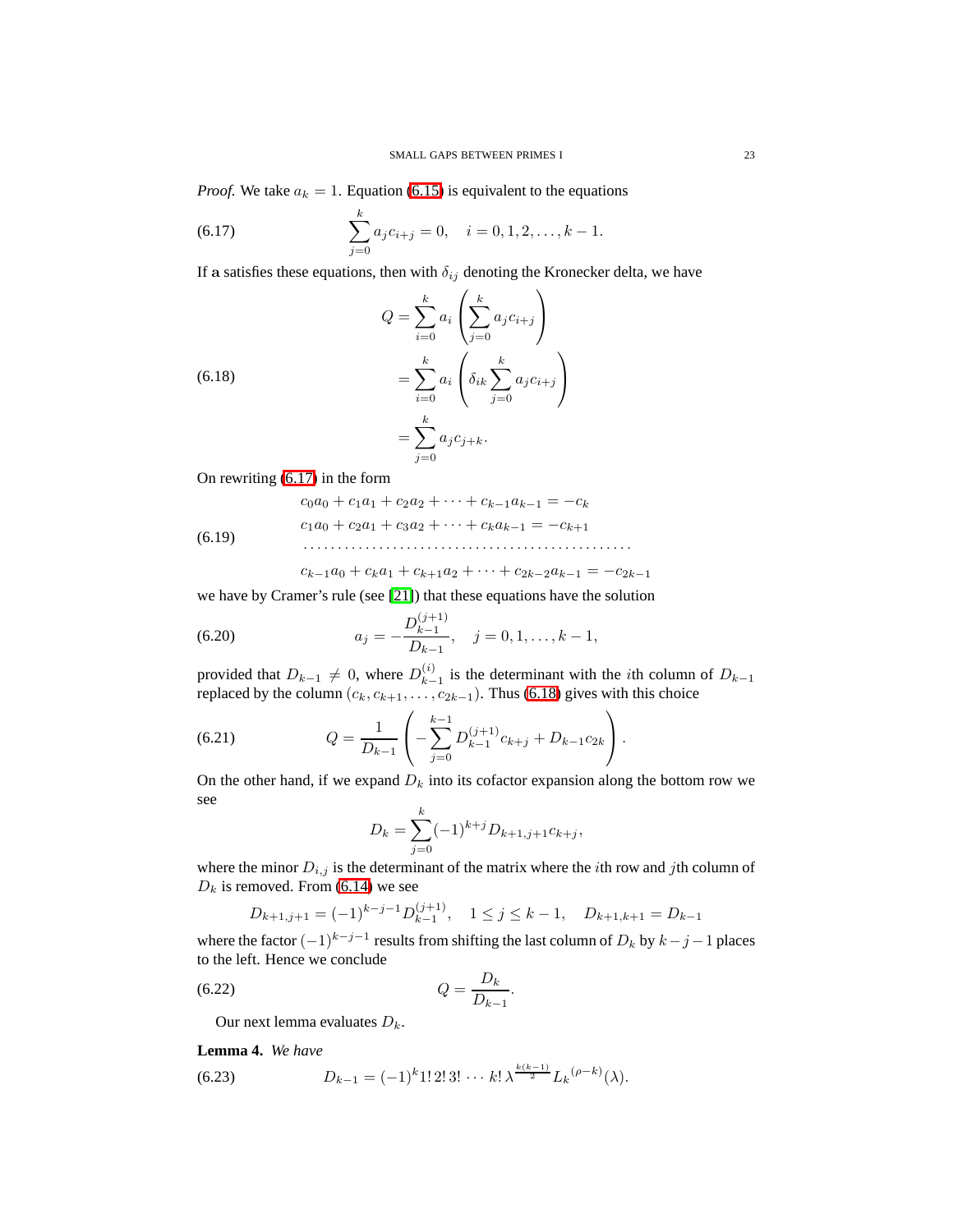*Proof.* We take $a_k = 1$. Equation (6.15) is equivalent to the equations

$$\sum_{j=0}^{k} a_j c_{i+j} = 0, \quad i = 0, 1, 2, \dots, k-1. \tag{6.17}$$

If $\mathbf{a}$ satisfies these equations, then with $\delta_{ij}$ denoting the Kronecker delta, we have

$$\begin{aligned} Q &= \sum_{i=0}^{k} a_i \left( \sum_{j=0}^{k} a_j c_{i+j} \right) \\ &= \sum_{i=0}^{k} a_i \left( \delta_{ik} \sum_{j=0}^{k} a_j c_{i+j} \right) \\ &= \sum_{j=0}^{k} a_j c_{j+k}. \end{aligned} \tag{6.18}$$

On rewriting (6.17) in the form

$$\begin{aligned} c_0 a_0 + c_1 a_1 + c_2 a_2 + \cdots + c_{k-1} a_{k-1} &= -c_k \\ c_1 a_0 + c_2 a_1 + c_3 a_2 + \cdots + c_k a_{k-1} &= -c_{k+1} \\ \cdots\cdots\cdots\cdots\cdots\cdots\cdots\cdots\cdots\cdots\cdots \\ c_{k-1} a_0 + c_k a_1 + c_{k+1} a_2 + \cdots + c_{2k-2} a_{k-1} &= -c_{2k-1} \end{aligned} \tag{6.19}$$

we have by Cramer's rule (see [21]) that these equations have the solution

$$a_j = -\frac{D_{k-1}^{(j+1)}}{D_{k-1}}, \quad j = 0, 1, \dots, k-1, \tag{6.20}$$

provided that $D_{k-1} \neq 0$, where $D_{k-1}^{(i)}$ is the determinant with the $i$th column of $D_{k-1}$ replaced by the column $(c_k, c_{k+1}, \dots, c_{2k-1})$. Thus (6.18) gives with this choice

$$Q = \frac{1}{D_{k-1}} \left( -\sum_{j=0}^{k-1} D_{k-1}^{(j+1)} c_{k+j} + D_{k-1} c_{2k} \right). \tag{6.21}$$

On the other hand, if we expand $D_k$ into its cofactor expansion along the bottom row we see

$$D_k = \sum_{j=0}^{k} (-1)^{k+j} D_{k+1,j+1} c_{k+j},$$

where the minor $D_{i,j}$ is the determinant of the matrix where the $i$th row and $j$th column of $D_k$ is removed. From (6.14) we see

$$D_{k+1,j+1} = (-1)^{k-j-1} D_{k-1}^{(j+1)}, \quad 1 \le j \le k-1, \quad D_{k+1,k+1} = D_{k-1}$$

where the factor $(-1)^{k-j-1}$ results from shifting the last column of $D_k$ by $k-j-1$ places to the left. Hence we conclude

$$Q = \frac{D_k}{D_{k-1}}. \tag{6.22}$$

Our next lemma evaluates $D_k$.

**Lemma 4.** *We have*

$$D_{k-1} = (-1)^k 1!\, 2!\, 3! \cdots k!\, \lambda^{\frac{k(k-1)}{2}} L_k{}^{(\rho-k)}(\lambda). \tag{6.23}$$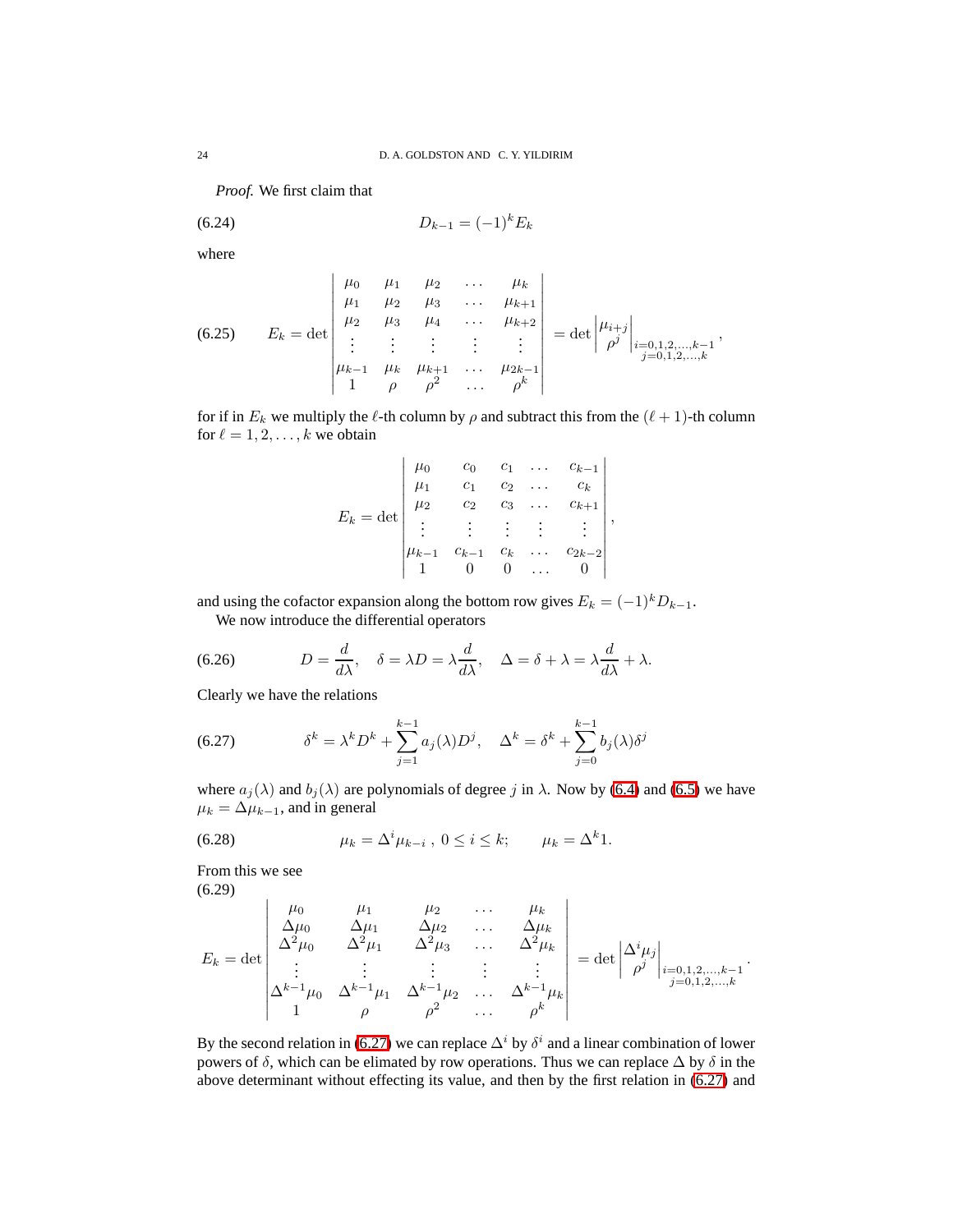*Proof.* We first claim that

$$D_{k-1} = (-1)^k E_k \tag{6.24}$$

where

$$E_k = \det \begin{vmatrix} \mu_0 & \mu_1 & \mu_2 & \dots & \mu_k \\ \mu_1 & \mu_2 & \mu_3 & \dots & \mu_{k+1} \\ \mu_2 & \mu_3 & \mu_4 & \dots & \mu_{k+2} \\ \vdots & \vdots & \vdots & \vdots & \vdots \\ \mu_{k-1} & \mu_k & \mu_{k+1} & \dots & \mu_{2k-1} \\ 1 & \rho & \rho^2 & \dots & \rho^k \end{vmatrix} = \det \begin{vmatrix} \mu_{i+j} \\ \rho^j \end{vmatrix}_{\substack{i=0,1,2,\dots,k-1 \\ j=0,1,2,\dots,k}}, \tag{6.25}$$

for if in $E_k$ we multiply the $\ell$-th column by $\rho$ and subtract this from the $(\ell+1)$-th column for $\ell = 1, 2, \dots, k$ we obtain

$$E_k = \det \begin{vmatrix} \mu_0 & c_0 & c_1 & \dots & c_{k-1} \\ \mu_1 & c_1 & c_2 & \dots & c_k \\ \mu_2 & c_2 & c_3 & \dots & c_{k+1} \\ \vdots & \vdots & \vdots & \vdots & \vdots \\ \mu_{k-1} & c_{k-1} & c_k & \dots & c_{2k-2} \\ 1 & 0 & 0 & \dots & 0 \end{vmatrix},$$

and using the cofactor expansion along the bottom row gives $E_k = (-1)^k D_{k-1}$.

We now introduce the differential operators

$$D = \frac{d}{d\lambda}, \quad \delta = \lambda D = \lambda \frac{d}{d\lambda}, \quad \Delta = \delta + \lambda = \lambda \frac{d}{d\lambda} + \lambda. \tag{6.26}$$

Clearly we have the relations

$$\delta^k = \lambda^k D^k + \sum_{j=1}^{k-1} a_j(\lambda) D^j, \quad \Delta^k = \delta^k + \sum_{j=0}^{k-1} b_j(\lambda)\delta^j \tag{6.27}$$

where $a_j(\lambda)$ and $b_j(\lambda)$ are polynomials of degree $j$ in $\lambda$. Now by (6.4) and (6.5) we have $\mu_k = \Delta \mu_{k-1}$, and in general

$$\mu_k = \Delta^i \mu_{k-i}\,,\ 0 \le i \le k; \qquad \mu_k = \Delta^k 1. \tag{6.28}$$

From this we see

$$E_k = \det \begin{vmatrix} \mu_0 & \mu_1 & \mu_2 & \dots & \mu_k \\ \Delta\mu_0 & \Delta\mu_1 & \Delta\mu_2 & \dots & \Delta\mu_k \\ \Delta^2\mu_0 & \Delta^2\mu_1 & \Delta^2\mu_3 & \dots & \Delta^2\mu_k \\ \vdots & \vdots & \vdots & \vdots & \vdots \\ \Delta^{k-1}\mu_0 & \Delta^{k-1}\mu_1 & \Delta^{k-1}\mu_2 & \dots & \Delta^{k-1}\mu_k \\ 1 & \rho & \rho^2 & \dots & \rho^k \end{vmatrix} = \det \begin{vmatrix} \Delta^i \mu_j \\ \rho^j \end{vmatrix}_{\substack{i=0,1,2,\dots,k-1 \\ j=0,1,2,\dots,k}}. \tag{6.29}$$

By the second relation in (6.27) we can replace $\Delta^i$ by $\delta^i$ and a linear combination of lower powers of $\delta$, which can be elimated by row operations. Thus we can replace $\Delta$ by $\delta$ in the above determinant without effecting its value, and then by the first relation in (6.27) and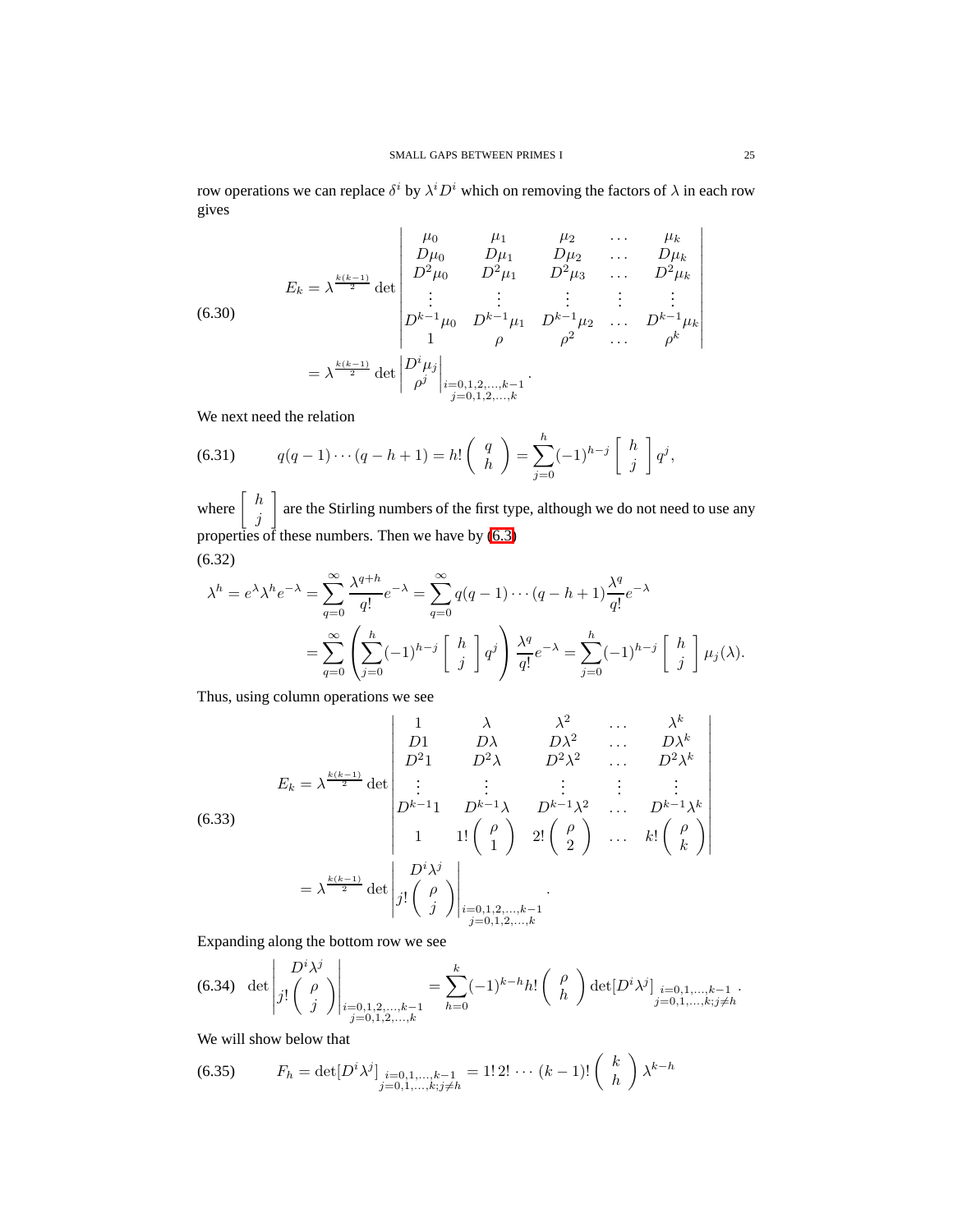row operations we can replace $\delta^i$ by $\lambda^i D^i$ which on removing the factors of $\lambda$ in each row gives

$$
E_k = \lambda^{\frac{k(k-1)}{2}} \det \begin{vmatrix} \mu_0 & \mu_1 & \mu_2 & \dots & \mu_k \\ D\mu_0 & D\mu_1 & D\mu_2 & \dots & D\mu_k \\ D^2\mu_0 & D^2\mu_1 & D^2\mu_3 & \dots & D^2\mu_k \\ \vdots & \vdots & \vdots & \vdots & \vdots \\ D^{k-1}\mu_0 & D^{k-1}\mu_1 & D^{k-1}\mu_2 & \dots & D^{k-1}\mu_k \\ 1 & \rho & \rho^2 & \dots & \rho^k \end{vmatrix}
= \lambda^{\frac{k(k-1)}{2}} \det \begin{vmatrix} D^i\mu_j \\ \rho^j \end{vmatrix}_{\substack{i=0,1,2,\dots,k-1 \\ j=0,1,2,\dots,k}}. \tag{6.30}
$$

We next need the relation

$$
q(q-1)\cdots(q-h+1) = h!\begin{pmatrix} q \\ h \end{pmatrix} = \sum_{j=0}^{h} (-1)^{h-j} \begin{bmatrix} h \\ j \end{bmatrix} q^j, \tag{6.31}
$$

where $\begin{bmatrix} h \\ j \end{bmatrix}$ are the Stirling numbers of the first type, although we do not need to use any properties of these numbers. Then we have by (6.3)

$$
\begin{aligned}
\lambda^h = e^{\lambda}\lambda^h e^{-\lambda} &= \sum_{q=0}^{\infty} \frac{\lambda^{q+h}}{q!} e^{-\lambda} = \sum_{q=0}^{\infty} q(q-1)\cdots(q-h+1)\frac{\lambda^q}{q!}e^{-\lambda} \\
&= \sum_{q=0}^{\infty} \left( \sum_{j=0}^{h} (-1)^{h-j} \begin{bmatrix} h \\ j \end{bmatrix} q^j \right) \frac{\lambda^q}{q!} e^{-\lambda} = \sum_{j=0}^{h} (-1)^{h-j} \begin{bmatrix} h \\ j \end{bmatrix} \mu_j(\lambda).
\end{aligned} \tag{6.32}
$$

Thus, using column operations we see

$$
E_k = \lambda^{\frac{k(k-1)}{2}} \det \begin{vmatrix} 1 & \lambda & \lambda^2 & \dots & \lambda^k \\ D1 & D\lambda & D\lambda^2 & \dots & D\lambda^k \\ D^2 1 & D^2\lambda & D^2\lambda^2 & \dots & D^2\lambda^k \\ \vdots & \vdots & \vdots & \vdots & \vdots \\ D^{k-1}1 & D^{k-1}\lambda & D^{k-1}\lambda^2 & \dots & D^{k-1}\lambda^k \\ 1 & 1!\begin{pmatrix} \rho \\ 1 \end{pmatrix} & 2!\begin{pmatrix} \rho \\ 2 \end{pmatrix} & \dots & k!\begin{pmatrix} \rho \\ k \end{pmatrix} \end{vmatrix}
= \lambda^{\frac{k(k-1)}{2}} \det \begin{vmatrix} D^i\lambda^j \\ j!\begin{pmatrix} \rho \\ j \end{pmatrix} \end{vmatrix}_{\substack{i=0,1,2,\dots,k-1 \\ j=0,1,2,\dots,k}}. \tag{6.33}
$$

Expanding along the bottom row we see

$$
\det \begin{vmatrix} D^i\lambda^j \\ j!\begin{pmatrix} \rho \\ j \end{pmatrix} \end{vmatrix}_{\substack{i=0,1,2,\dots,k-1 \\ j=0,1,2,\dots,k}} = \sum_{h=0}^{k} (-1)^{k-h} h! \begin{pmatrix} \rho \\ h \end{pmatrix} \det[D^i\lambda^j]_{\substack{i=0,1,\dots,k-1 \\ j=0,1,\dots,k;\, j\neq h}}. \tag{6.34}
$$

We will show below that

$$
F_h = \det[D^i\lambda^j]_{\substack{i=0,1,\dots,k-1 \\ j=0,1,\dots,k;\, j\neq h}} = 1!\,2!\,\cdots\,(k-1)!\begin{pmatrix} k \\ h \end{pmatrix}\lambda^{k-h} \tag{6.35}
$$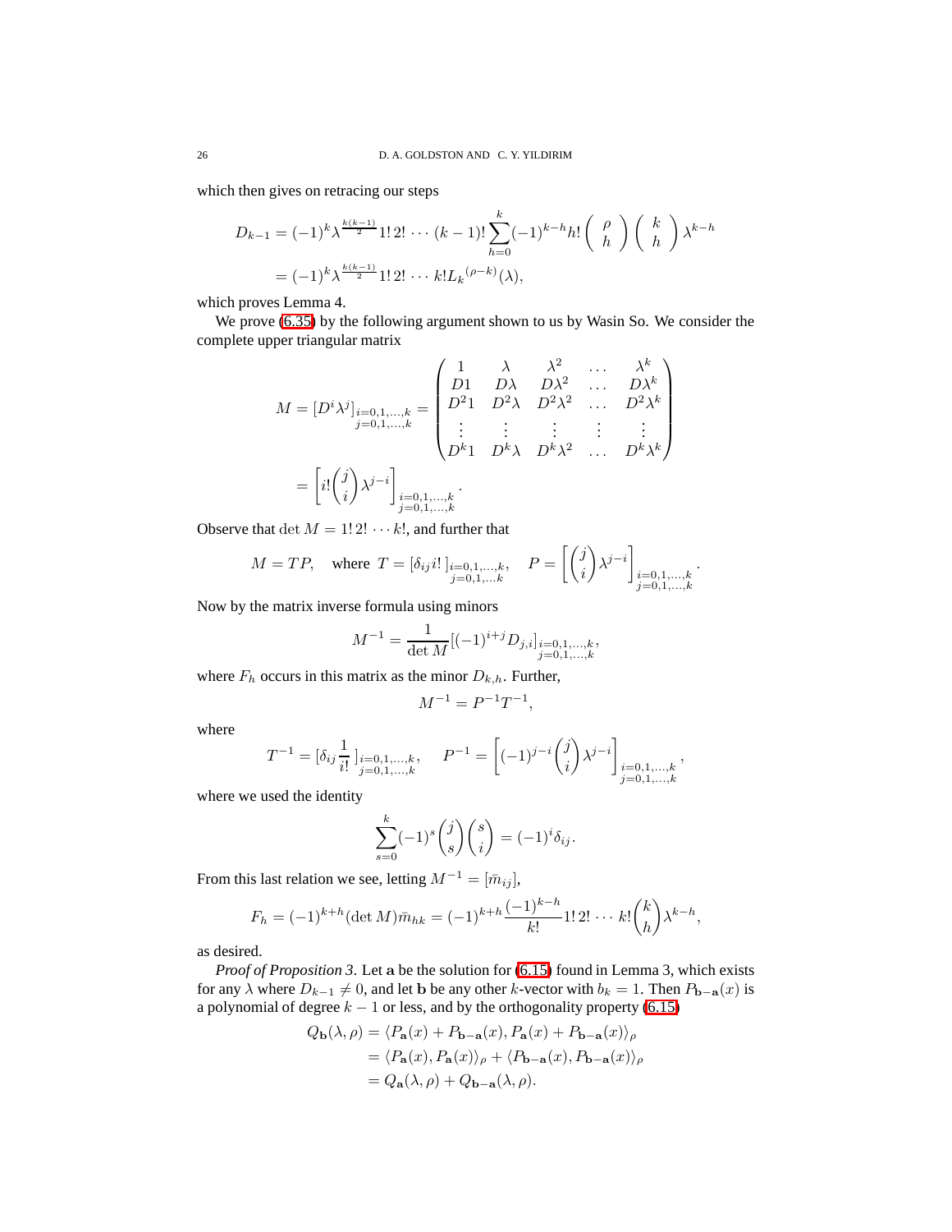which then gives on retracing our steps

$$
\begin{aligned}
D_{k-1} &= (-1)^k \lambda^{\frac{k(k-1)}{2}} 1!\,2! \cdots (k-1)! \sum_{h=0}^{k} (-1)^{k-h} h! \left( \begin{array}{c} \rho \\ h \end{array} \right) \left( \begin{array}{c} k \\ h \end{array} \right) \lambda^{k-h} \\
&= (-1)^k \lambda^{\frac{k(k-1)}{2}} 1!\,2! \cdots k! L_k{}^{(\rho-k)}(\lambda),
\end{aligned}
$$

which proves Lemma 4.

We prove (6.35) by the following argument shown to us by Wasin So. We consider the complete upper triangular matrix

$$
\begin{aligned}
M = [D^i \lambda^j]_{\substack{i=0,1,\ldots,k \\ j=0,1,\ldots,k}} &= \begin{pmatrix} 1 & \lambda & \lambda^2 & \ldots & \lambda^k \\ D1 & D\lambda & D\lambda^2 & \ldots & D\lambda^k \\ D^2 1 & D^2\lambda & D^2\lambda^2 & \ldots & D^2\lambda^k \\ \vdots & \vdots & \vdots & \vdots & \vdots \\ D^k 1 & D^k\lambda & D^k\lambda^2 & \ldots & D^k\lambda^k \end{pmatrix} \\
&= \left[ i! \binom{j}{i} \lambda^{j-i} \right]_{\substack{i=0,1,\ldots,k \\ j=0,1,\ldots,k}}.
\end{aligned}
$$

Observe that $\det M = 1!\,2! \cdots k!$, and further that

$$
M = TP, \quad \text{where } T = [\delta_{ij} i!\,]_{\substack{i=0,1,\ldots,k, \\ j=0,1,\ldots k}}, \quad P = \left[ \binom{j}{i} \lambda^{j-i} \right]_{\substack{i=0,1,\ldots,k \\ j=0,1,\ldots,k}}.
$$

Now by the matrix inverse formula using minors

$$
M^{-1} = \frac{1}{\det M} [(-1)^{i+j} D_{j,i}]_{\substack{i=0,1,\ldots,k, \\ j=0,1,\ldots,k}},
$$

where $F_h$ occurs in this matrix as the minor $D_{k,h}$. Further,

$$
M^{-1} = P^{-1} T^{-1},
$$

where

$$
T^{-1} = [\delta_{ij} \frac{1}{i!}\,]_{\substack{i=0,1,\ldots,k, \\ j=0,1,\ldots,k}}, \quad P^{-1} = \left[ (-1)^{j-i} \binom{j}{i} \lambda^{j-i} \right]_{\substack{i=0,1,\ldots,k \\ j=0,1,\ldots,k}},
$$

where we used the identity

$$
\sum_{s=0}^{k} (-1)^s \binom{j}{s} \binom{s}{i} = (-1)^i \delta_{ij}.
$$

From this last relation we see, letting $M^{-1} = [\bar{m}_{ij}]$,

$$
F_h = (-1)^{k+h} (\det M) \bar{m}_{hk} = (-1)^{k+h} \frac{(-1)^{k-h}}{k!} 1!\,2! \cdots k! \binom{k}{h} \lambda^{k-h},
$$

as desired.

*Proof of Proposition 3.* Let $\mathbf{a}$ be the solution for (6.15) found in Lemma 3, which exists for any $\lambda$ where $D_{k-1} \neq 0$, and let $\mathbf{b}$ be any other $k$-vector with $b_k = 1$. Then $P_{\mathbf{b}-\mathbf{a}}(x)$ is a polynomial of degree $k-1$ or less, and by the orthogonality property (6.15)

$$
\begin{aligned}
Q_{\mathbf{b}}(\lambda, \rho) &= \langle P_{\mathbf{a}}(x) + P_{\mathbf{b}-\mathbf{a}}(x), P_{\mathbf{a}}(x) + P_{\mathbf{b}-\mathbf{a}}(x) \rangle_\rho \\
&= \langle P_{\mathbf{a}}(x), P_{\mathbf{a}}(x) \rangle_\rho + \langle P_{\mathbf{b}-\mathbf{a}}(x), P_{\mathbf{b}-\mathbf{a}}(x) \rangle_\rho \\
&= Q_{\mathbf{a}}(\lambda, \rho) + Q_{\mathbf{b}-\mathbf{a}}(\lambda, \rho).
\end{aligned}
$$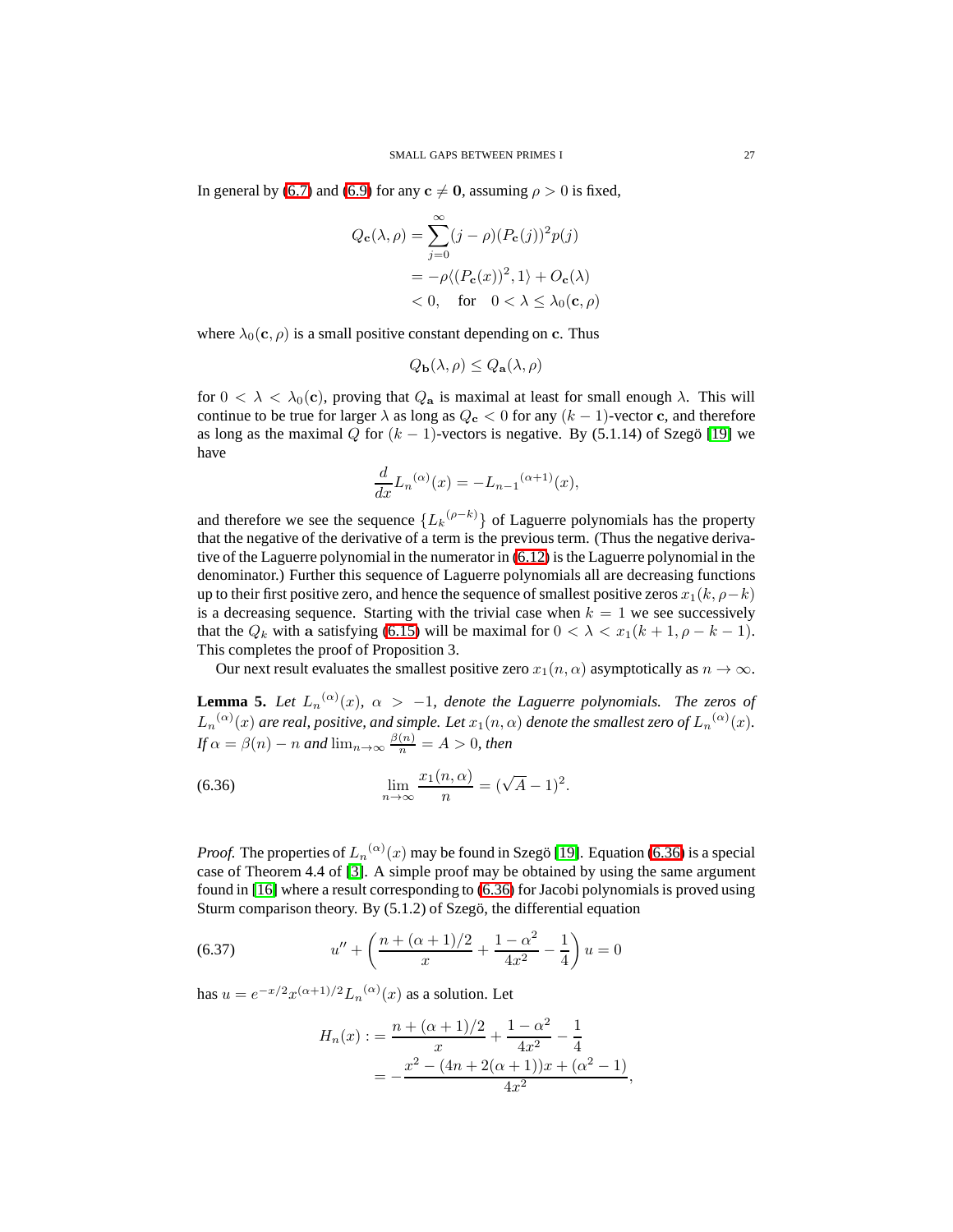In general by (6.7) and (6.9) for any $\mathbf{c} \neq \mathbf{0}$, assuming $\rho > 0$ is fixed,

$$
\begin{aligned}
Q_{\mathbf{c}}(\lambda, \rho) &= \sum_{j=0}^{\infty} (j - \rho)(P_{\mathbf{c}}(j))^2 p(j) \\
&= -\rho \langle (P_{\mathbf{c}}(x))^2, 1 \rangle + O_{\mathbf{c}}(\lambda) \\
&< 0, \quad \text{for} \quad 0 < \lambda \leq \lambda_0(\mathbf{c}, \rho)
\end{aligned}
$$

where $\lambda_0(\mathbf{c}, \rho)$ is a small positive constant depending on $\mathbf{c}$. Thus

$$
Q_{\mathbf{b}}(\lambda, \rho) \leq Q_{\mathbf{a}}(\lambda, \rho)
$$

for $0 < \lambda < \lambda_0(\mathbf{c})$, proving that $Q_{\mathbf{a}}$ is maximal at least for small enough $\lambda$. This will continue to be true for larger $\lambda$ as long as $Q_{\mathbf{c}} < 0$ for any $(k-1)$-vector $\mathbf{c}$, and therefore as long as the maximal $Q$ for $(k-1)$-vectors is negative. By (5.1.14) of Szegö [19] we have

$$
\frac{d}{dx} {L_n}^{(\alpha)}(x) = -{L_{n-1}}^{(\alpha+1)}(x),
$$

and therefore we see the sequence $\{{L_k}^{(\rho-k)}\}$ of Laguerre polynomials has the property that the negative of the derivative of a term is the previous term. (Thus the negative derivative of the Laguerre polynomial in the numerator in (6.12) is the Laguerre polynomial in the denominator.) Further this sequence of Laguerre polynomials all are decreasing functions up to their first positive zero, and hence the sequence of smallest positive zeros $x_1(k, \rho-k)$ is a decreasing sequence. Starting with the trivial case when $k = 1$ we see successively that the $Q_k$ with $\mathbf{a}$ satisfying (6.15) will be maximal for $0 < \lambda < x_1(k+1, \rho-k-1)$. This completes the proof of Proposition 3.

Our next result evaluates the smallest positive zero $x_1(n, \alpha)$ asymptotically as $n \to \infty$.

**Lemma 5.** *Let ${L_n}^{(\alpha)}(x)$, $\alpha > -1$, denote the Laguerre polynomials. The zeros of ${L_n}^{(\alpha)}(x)$ are real, positive, and simple. Let $x_1(n, \alpha)$ denote the smallest zero of ${L_n}^{(\alpha)}(x)$. If $\alpha = \beta(n) - n$ and $\lim_{n\to\infty} \frac{\beta(n)}{n} = A > 0$, then*

$$
\lim_{n\to\infty} \frac{x_1(n, \alpha)}{n} = (\sqrt{A} - 1)^2. \tag{6.36}
$$

*Proof.* The properties of ${L_n}^{(\alpha)}(x)$ may be found in Szegö [19]. Equation (6.36) is a special case of Theorem 4.4 of [3]. A simple proof may be obtained by using the same argument found in [16] where a result corresponding to (6.36) for Jacobi polynomials is proved using Sturm comparison theory. By (5.1.2) of Szegö, the differential equation

$$
u'' + \left( \frac{n + (\alpha+1)/2}{x} + \frac{1 - \alpha^2}{4x^2} - \frac{1}{4} \right) u = 0 \tag{6.37}
$$

has $u = e^{-x/2} x^{(\alpha+1)/2} {L_n}^{(\alpha)}(x)$ as a solution. Let

$$
\begin{aligned}
H_n(x) :&= \frac{n + (\alpha+1)/2}{x} + \frac{1 - \alpha^2}{4x^2} - \frac{1}{4} \\
&= -\frac{x^2 - (4n + 2(\alpha+1))x + (\alpha^2 - 1)}{4x^2},
\end{aligned}
$$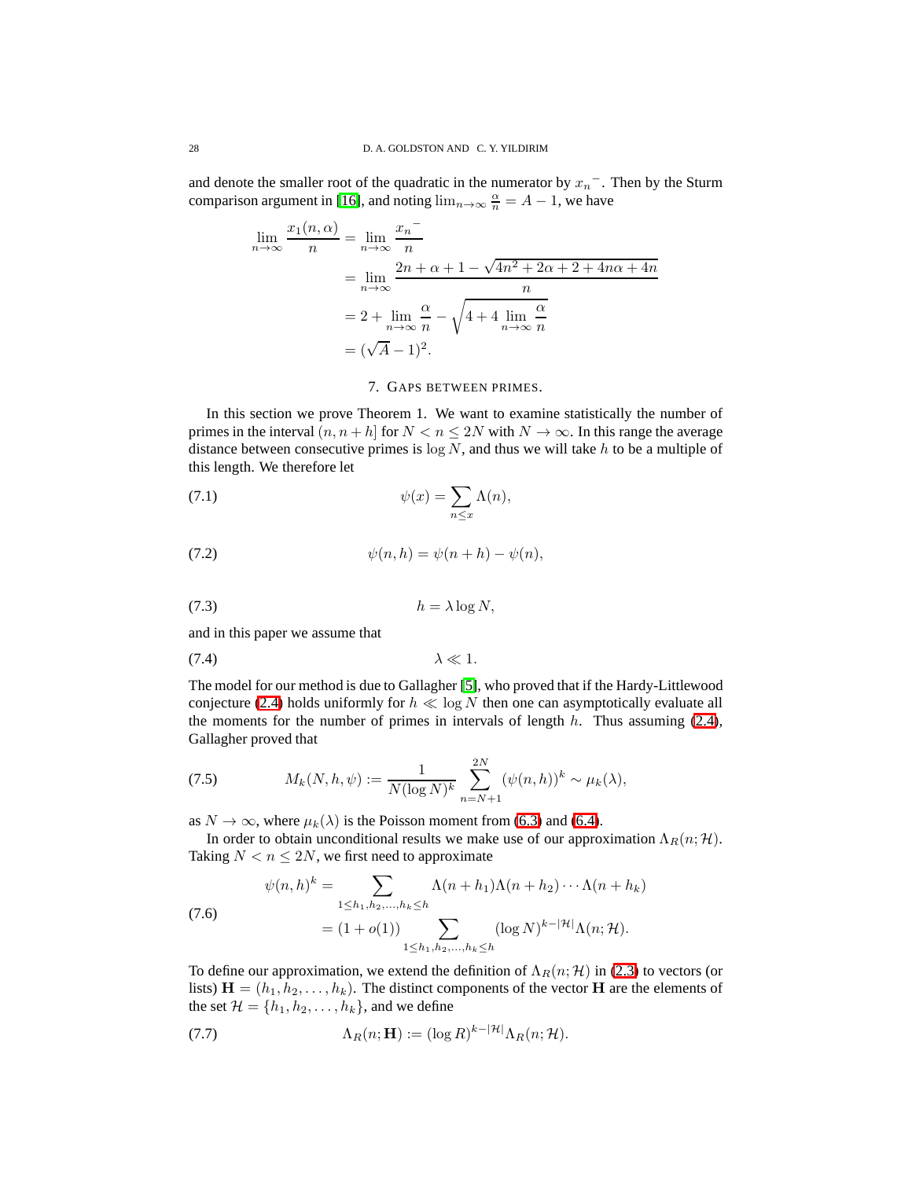and denote the smaller root of the quadratic in the numerator by ${x_n}^-$. Then by the Sturm comparison argument in [16], and noting $\lim_{n\to\infty} \frac{\alpha}{n} = A - 1$, we have

$$
\begin{aligned}
\lim_{n\to\infty} \frac{x_1(n,\alpha)}{n} &= \lim_{n\to\infty} \frac{{x_n}^-}{n} \\
&= \lim_{n\to\infty} \frac{2n+\alpha+1-\sqrt{4n^2+2\alpha+2+4n\alpha+4n}}{n} \\
&= 2 + \lim_{n\to\infty} \frac{\alpha}{n} - \sqrt{4+4\lim_{n\to\infty} \frac{\alpha}{n}} \\
&= (\sqrt{A}-1)^2.
\end{aligned}
$$

## 7. Gaps between primes.

In this section we prove Theorem 1. We want to examine statistically the number of primes in the interval $(n, n+h]$ for $N < n \le 2N$ with $N \to \infty$. In this range the average distance between consecutive primes is $\log N$, and thus we will take $h$ to be a multiple of this length. We therefore let

$$
\psi(x) = \sum_{n \le x} \Lambda(n), \tag{7.1}
$$

$$
\psi(n,h) = \psi(n+h) - \psi(n), \tag{7.2}
$$

$$
h = \lambda \log N, \tag{7.3}
$$

and in this paper we assume that

$$
\lambda \ll 1. \tag{7.4}
$$

The model for our method is due to Gallagher [5], who proved that if the Hardy-Littlewood conjecture (2.4) holds uniformly for $h \ll \log N$ then one can asymptotically evaluate all the moments for the number of primes in intervals of length $h$. Thus assuming (2.4), Gallagher proved that

$$
M_k(N,h,\psi) := \frac{1}{N(\log N)^k} \sum_{n=N+1}^{2N} (\psi(n,h))^k \sim \mu_k(\lambda), \tag{7.5}
$$

as $N \to \infty$, where $\mu_k(\lambda)$ is the Poisson moment from (6.3) and (6.4).

In order to obtain unconditional results we make use of our approximation $\Lambda_R(n;\mathcal{H})$. Taking $N < n \le 2N$, we first need to approximate

$$
\begin{aligned}
\psi(n,h)^k &= \sum_{1 \le h_1, h_2, \ldots, h_k \le h} \Lambda(n+h_1)\Lambda(n+h_2)\cdots\Lambda(n+h_k) \\
&= (1+o(1)) \sum_{1 \le h_1, h_2, \ldots, h_k \le h} (\log N)^{k-|\mathcal{H}|}\Lambda(n;\mathcal{H}).
\end{aligned} \tag{7.6}
$$

To define our approximation, we extend the definition of $\Lambda_R(n;\mathcal{H})$ in (2.3) to vectors (or lists) $\mathbf{H} = (h_1, h_2, \ldots, h_k)$. The distinct components of the vector $\mathbf{H}$ are the elements of the set $\mathcal{H} = \{h_1, h_2, \ldots, h_k\}$, and we define

$$
\Lambda_R(n;\mathbf{H}) := (\log R)^{k-|\mathcal{H}|}\Lambda_R(n;\mathcal{H}). \tag{7.7}
$$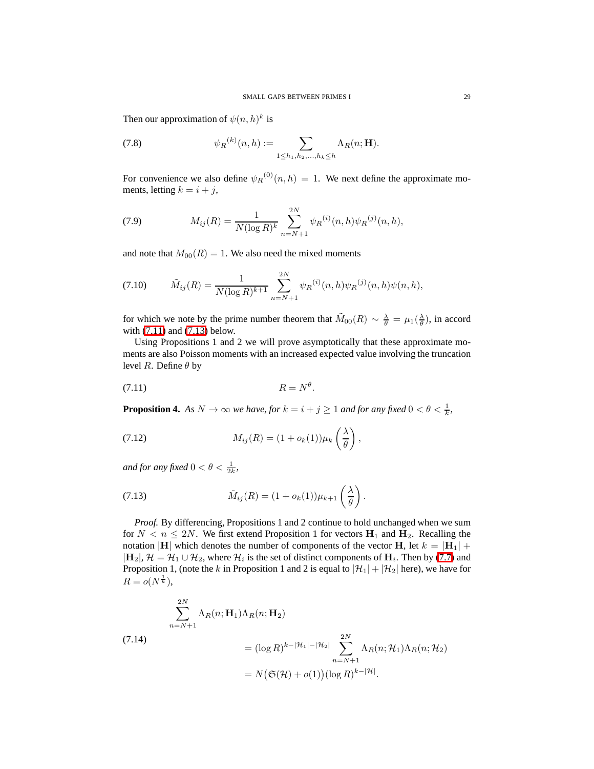Then our approximation of $\psi(n,h)^k$ is

$$\psi_R{}^{(k)}(n,h) := \sum_{1 \le h_1, h_2, \ldots, h_k \le h} \Lambda_R(n; \mathbf{H}). \tag{7.8}$$

For convenience we also define $\psi_R{}^{(0)}(n,h) = 1$. We next define the approximate moments, letting $k = i + j$,

$$M_{ij}(R) = \frac{1}{N(\log R)^k} \sum_{n=N+1}^{2N} \psi_R{}^{(i)}(n,h)\psi_R{}^{(j)}(n,h), \tag{7.9}$$

and note that $M_{00}(R) = 1$. We also need the mixed moments

$$\tilde{M}_{ij}(R) = \frac{1}{N(\log R)^{k+1}} \sum_{n=N+1}^{2N} \psi_R{}^{(i)}(n,h)\psi_R{}^{(j)}(n,h)\psi(n,h), \tag{7.10}$$

for which we note by the prime number theorem that $\tilde{M}_{00}(R) \sim \frac{\lambda}{\theta} = \mu_1(\frac{\lambda}{\theta})$, in accord with (7.11) and (7.13) below.

Using Propositions 1 and 2 we will prove asymptotically that these approximate moments are also Poisson moments with an increased expected value involving the truncation level $R$. Define $\theta$ by

$$R = N^\theta. \tag{7.11}$$

**Proposition 4.** *As $N \to \infty$ we have, for $k = i + j \ge 1$ and for any fixed $0 < \theta < \frac{1}{k}$,*

$$M_{ij}(R) = (1 + o_k(1))\mu_k\left(\frac{\lambda}{\theta}\right), \tag{7.12}$$

*and for any fixed $0 < \theta < \frac{1}{2k}$,*

$$\tilde{M}_{ij}(R) = (1 + o_k(1))\mu_{k+1}\left(\frac{\lambda}{\theta}\right). \tag{7.13}$$

*Proof.* By differencing, Propositions 1 and 2 continue to hold unchanged when we sum for $N < n \le 2N$. We first extend Proposition 1 for vectors $\mathbf{H}_1$ and $\mathbf{H}_2$. Recalling the notation $|\mathbf{H}|$ which denotes the number of components of the vector $\mathbf{H}$, let $k = |\mathbf{H}_1| + |\mathbf{H}_2|$, $\mathcal{H} = \mathcal{H}_1 \cup \mathcal{H}_2$, where $\mathcal{H}_i$ is the set of distinct components of $\mathbf{H}_i$. Then by (7.7) and Proposition 1, (note the $k$ in Proposition 1 and 2 is equal to $|\mathcal{H}_1| + |\mathcal{H}_2|$ here), we have for $R = o(N^{\frac{1}{k}})$,

$$\begin{aligned}
&\sum_{n=N+1}^{2N} \Lambda_R(n; \mathbf{H}_1)\Lambda_R(n; \mathbf{H}_2) \\
&\qquad = (\log R)^{k - |\mathcal{H}_1| - |\mathcal{H}_2|} \sum_{n=N+1}^{2N} \Lambda_R(n; \mathcal{H}_1)\Lambda_R(n; \mathcal{H}_2) \\
&\qquad = N\big(\mathfrak{S}(\mathcal{H}) + o(1)\big)(\log R)^{k - |\mathcal{H}|}.
\end{aligned} \tag{7.14}$$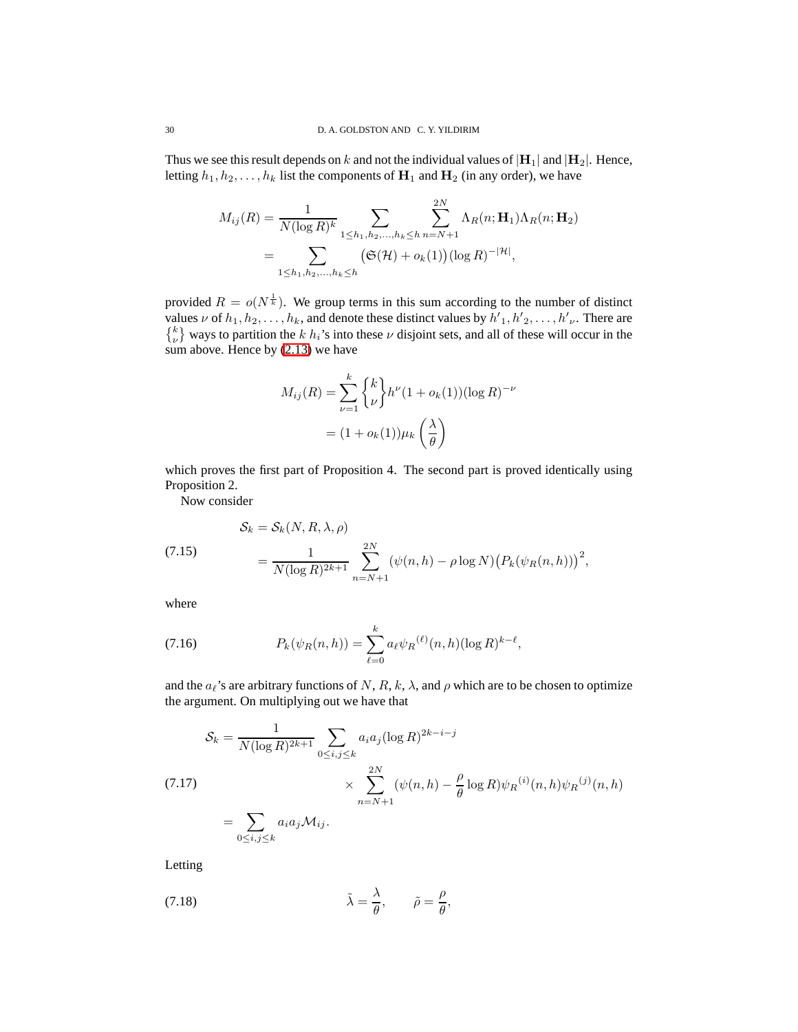Thus we see this result depends on $k$ and not the individual values of $|\mathbf{H}_1|$ and $|\mathbf{H}_2|$. Hence, letting $h_1, h_2, \ldots, h_k$ list the components of $\mathbf{H}_1$ and $\mathbf{H}_2$ (in any order), we have

$$
\begin{aligned}
M_{ij}(R) &= \frac{1}{N(\log R)^k} \sum_{1 \le h_1, h_2, \ldots, h_k \le h} \sum_{n=N+1}^{2N} \Lambda_R(n; \mathbf{H}_1)\Lambda_R(n; \mathbf{H}_2) \\
&= \sum_{1 \le h_1, h_2, \ldots, h_k \le h} \big(\mathfrak{S}(\mathcal{H}) + o_k(1)\big)(\log R)^{-|\mathcal{H}|},
\end{aligned}
$$

provided $R = o(N^{\frac{1}{k}})$. We group terms in this sum according to the number of distinct values $\nu$ of $h_1, h_2, \ldots, h_k$, and denote these distinct values by $h'_1, h'_2, \ldots, h'_\nu$. There are $\left\{ {k \atop \nu} \right\}$ ways to partition the $k$ $h_i$'s into these $\nu$ disjoint sets, and all of these will occur in the sum above. Hence by (2.13) we have

$$
\begin{aligned}
M_{ij}(R) &= \sum_{\nu=1}^{k} \left\{ {k \atop \nu} \right\} h^\nu (1 + o_k(1))(\log R)^{-\nu} \\
&= (1 + o_k(1))\mu_k\left(\frac{\lambda}{\theta}\right)
\end{aligned}
$$

which proves the first part of Proposition 4. The second part is proved identically using Proposition 2.

Now consider

$$
\begin{aligned}
\mathcal{S}_k &= \mathcal{S}_k(N, R, \lambda, \rho) \\
&= \frac{1}{N(\log R)^{2k+1}} \sum_{n=N+1}^{2N} \big(\psi(n, h) - \rho \log N\big)\big(P_k(\psi_R(n, h))\big)^2,
\end{aligned} \tag{7.15}
$$

where

$$
P_k(\psi_R(n, h)) = \sum_{\ell=0}^{k} a_\ell {\psi_R}^{(\ell)}(n, h)(\log R)^{k-\ell}, \tag{7.16}
$$

and the $a_\ell$'s are arbitrary functions of $N$, $R$, $k$, $\lambda$, and $\rho$ which are to be chosen to optimize the argument. On multiplying out we have that

$$
\begin{aligned}
\mathcal{S}_k = \frac{1}{N(\log R)^{2k+1}} &\sum_{0 \le i, j \le k} a_i a_j (\log R)^{2k-i-j} \\
&\times \sum_{n=N+1}^{2N} (\psi(n, h) - \frac{\rho}{\theta} \log R){\psi_R}^{(i)}(n, h){\psi_R}^{(j)}(n, h) \\
= \sum_{0 \le i, j \le k} a_i a_j \mathcal{M}_{ij}.
\end{aligned} \tag{7.17}
$$

Letting

$$
\tilde{\lambda} = \frac{\lambda}{\theta}, \qquad \tilde{\rho} = \frac{\rho}{\theta}, \tag{7.18}
$$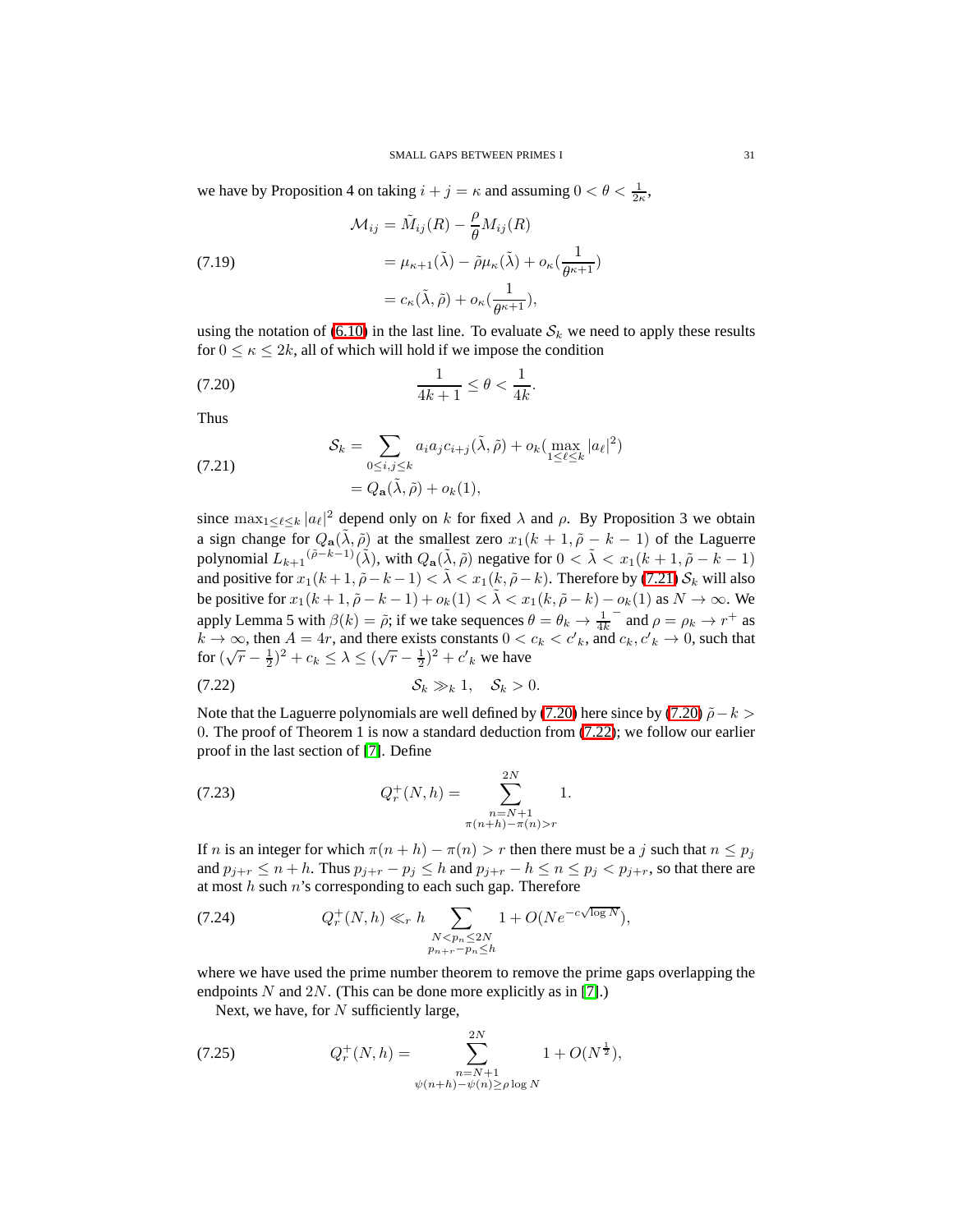we have by Proposition 4 on taking $i+j=\kappa$ and assuming $0<\theta<\frac{1}{2\kappa}$,

$$
\begin{aligned}
\mathcal{M}_{ij} &= \tilde{M}_{ij}(R) - \frac{\rho}{\theta} M_{ij}(R) \\
&= \mu_{\kappa+1}(\tilde{\lambda}) - \tilde{\rho}\mu_{\kappa}(\tilde{\lambda}) + o_{\kappa}(\frac{1}{\theta^{\kappa+1}}) \\
&= c_{\kappa}(\tilde{\lambda},\tilde{\rho}) + o_{\kappa}(\frac{1}{\theta^{\kappa+1}}),
\end{aligned}
\tag{7.19}
$$

using the notation of (6.10) in the last line. To evaluate $\mathcal{S}_k$ we need to apply these results for $0 \le \kappa \le 2k$, all of which will hold if we impose the condition

$$
\frac{1}{4k+1} \le \theta < \frac{1}{4k}. \tag{7.20}
$$

Thus

$$
\begin{aligned}
\mathcal{S}_k &= \sum_{0\le i,j\le k} a_i a_j c_{i+j}(\tilde{\lambda},\tilde{\rho}) + o_k(\max_{1\le \ell\le k}|a_\ell|^2) \\
&= Q_{\mathbf{a}}(\tilde{\lambda},\tilde{\rho}) + o_k(1),
\end{aligned}
\tag{7.21}
$$

since $\max_{1\le\ell\le k}|a_\ell|^2$ depend only on $k$ for fixed $\lambda$ and $\rho$. By Proposition 3 we obtain a sign change for $Q_{\mathbf{a}}(\tilde{\lambda},\tilde{\rho})$ at the smallest zero $x_1(k+1,\tilde{\rho}-k-1)$ of the Laguerre polynomial $L_{k+1}{}^{(\tilde{\rho}-k-1)}(\tilde{\lambda})$, with $Q_{\mathbf{a}}(\tilde{\lambda},\tilde{\rho})$ negative for $0<\tilde{\lambda}<x_1(k+1,\tilde{\rho}-k-1)$ and positive for $x_1(k+1,\tilde{\rho}-k-1)<\tilde{\lambda}<x_1(k,\tilde{\rho}-k)$. Therefore by (7.21) $\mathcal{S}_k$ will also be positive for $x_1(k+1,\tilde{\rho}-k-1)+o_k(1)<\tilde{\lambda}<x_1(k,\tilde{\rho}-k)-o_k(1)$ as $N\to\infty$. We apply Lemma 5 with $\beta(k)=\tilde{\rho}$; if we take sequences $\theta=\theta_k\to\frac{1}{4k}^{-}$ and $\rho=\rho_k\to r^+$ as $k\to\infty$, then $A=4r$, and there exists constants $0<c_k<c'_k$, and $c_k, c'_k\to 0$, such that for $(\sqrt{r}-\frac{1}{2})^2+c_k\le\lambda\le(\sqrt{r}-\frac{1}{2})^2+c'_k$ we have

$$
\mathcal{S}_k \gg_k 1, \quad \mathcal{S}_k > 0. \tag{7.22}
$$

Note that the Laguerre polynomials are well defined by (7.20) here since by (7.20) $\tilde{\rho}-k>0$. The proof of Theorem 1 is now a standard deduction from (7.22); we follow our earlier proof in the last section of [7]. Define

$$
Q_r^+(N,h) = \sum_{\substack{n=N+1 \\ \pi(n+h)-\pi(n)>r}}^{2N} 1. \tag{7.23}
$$

If $n$ is an integer for which $\pi(n+h)-\pi(n)>r$ then there must be a $j$ such that $n\le p_j$ and $p_{j+r}\le n+h$. Thus $p_{j+r}-p_j\le h$ and $p_{j+r}-h\le n\le p_j<p_{j+r}$, so that there are at most $h$ such $n$'s corresponding to each such gap. Therefore

$$
Q_r^+(N,h) \ll_r h \sum_{\substack{N<p_n\le 2N \\ p_{n+r}-p_n\le h}} 1 + O(Ne^{-c\sqrt{\log N}}), \tag{7.24}
$$

where we have used the prime number theorem to remove the prime gaps overlapping the endpoints $N$ and $2N$. (This can be done more explicitly as in [7].)

Next, we have, for $N$ sufficiently large,

$$
Q_r^+(N,h) = \sum_{\substack{n=N+1 \\ \psi(n+h)-\psi(n)\ge\rho\log N}}^{2N} 1 + O(N^{\frac{1}{2}}), \tag{7.25}
$$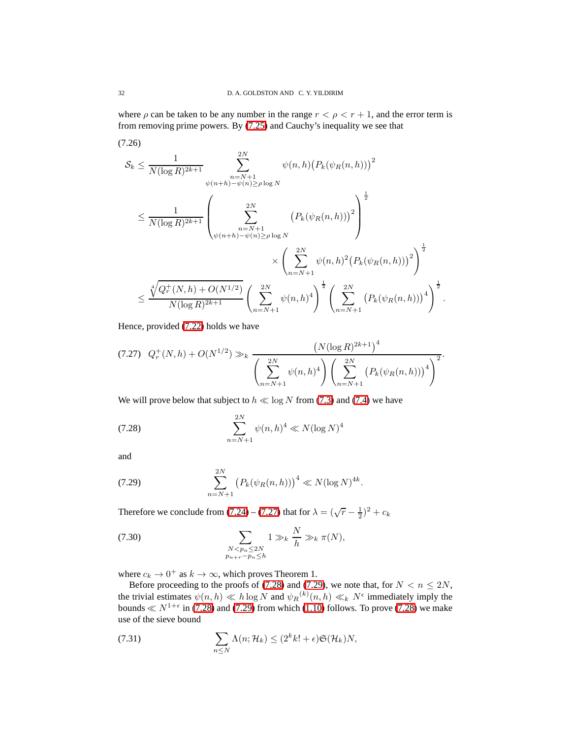where $\rho$ can be taken to be any number in the range $r < \rho < r+1$, and the error term is from removing prime powers. By (7.25) and Cauchy's inequality we see that

(7.26)

$$
\begin{aligned}
\mathcal{S}_k &\le \frac{1}{N(\log R)^{2k+1}} \sum_{\substack{n=N+1 \\ \psi(n+h)-\psi(n)\ge \rho \log N}}^{2N} \psi(n,h)\big(P_k(\psi_R(n,h))\big)^2 \\
&\le \frac{1}{N(\log R)^{2k+1}} \left( \sum_{\substack{n=N+1 \\ \psi(n+h)-\psi(n)\ge \rho \log N}}^{2N} \big(P_k(\psi_R(n,h))\big)^2 \right)^{\frac{1}{2}} \\
&\qquad\qquad \times \left( \sum_{n=N+1}^{2N} \psi(n,h)^2 \big(P_k(\psi_R(n,h))\big)^2 \right)^{\frac{1}{2}} \\
&\le \frac{\sqrt[4]{Q_r^+(N,h) + O(N^{1/2})}}{N(\log R)^{2k+1}} \left( \sum_{n=N+1}^{2N} \psi(n,h)^4 \right)^{\frac{1}{4}} \left( \sum_{n=N+1}^{2N} \big(P_k(\psi_R(n,h))\big)^4 \right)^{\frac{1}{2}}.
\end{aligned}
$$

Hence, provided (7.22) holds we have

$$
(7.27) \quad Q_r^+(N,h) + O(N^{1/2}) \gg_k \frac{\big(N(\log R)^{2k+1}\big)^4}{\left( \sum\limits_{n=N+1}^{2N} \psi(n,h)^4 \right) \left( \sum\limits_{n=N+1}^{2N} \big(P_k(\psi_R(n,h))\big)^4 \right)^2}.
$$

We will prove below that subject to $h \ll \log N$ from (7.3) and (7.4) we have

$$
(7.28) \qquad \sum_{n=N+1}^{2N} \psi(n,h)^4 \ll N(\log N)^4
$$

and

$$
(7.29) \qquad \sum_{n=N+1}^{2N} \big(P_k(\psi_R(n,h))\big)^4 \ll N(\log N)^{4k}.
$$

Therefore we conclude from (7.24) – (7.27) that for $\lambda = (\sqrt{r} - \frac{1}{2})^2 + c_k$

$$
(7.30) \qquad \sum_{\substack{N < p_n \le 2N \\ p_{n+r}-p_n \le h}} 1 \gg_k \frac{N}{h} \gg_k \pi(N),
$$

where $c_k \to 0^+$ as $k \to \infty$, which proves Theorem 1.

Before proceeding to the proofs of (7.28) and (7.29), we note that, for $N < n \le 2N$, the trivial estimates $\psi(n,h) \ll h \log N$ and ${\psi_R}^{(k)}(n,h) \ll_k N^\epsilon$ immediately imply the bounds $\ll N^{1+\epsilon}$ in (7.28) and (7.29) from which (1.10) follows. To prove (7.28) we make use of the sieve bound

$$
(7.31) \qquad \sum_{n \le N} \Lambda(n; \mathcal{H}_k) \le (2^k k! + \epsilon)\mathfrak{S}(\mathcal{H}_k) N,
$$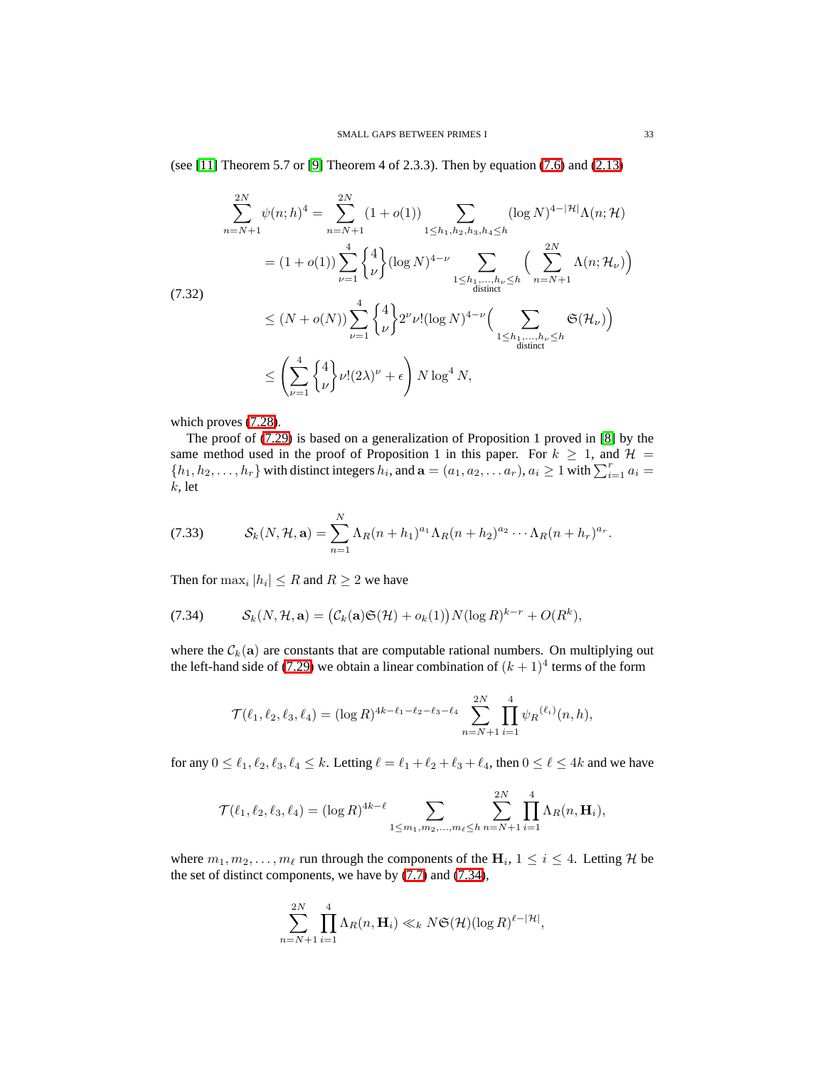(see [11] Theorem 5.7 or [9] Theorem 4 of 2.3.3). Then by equation (7.6) and (2.13)

$$
\begin{aligned}
\sum_{n=N+1}^{2N} \psi(n;h)^4 &= \sum_{n=N+1}^{2N} (1+o(1)) \sum_{1\le h_1,h_2,h_3,h_4\le h} (\log N)^{4-|\mathcal{H}|}\Lambda(n;\mathcal{H}) \\
&= (1+o(1)) \sum_{\nu=1}^{4} \left\{ {4 \atop \nu} \right\} (\log N)^{4-\nu} \sum_{\substack{1\le h_1,\dots,h_\nu\le h \\ \text{distinct}}} \Big( \sum_{n=N+1}^{2N} \Lambda(n;\mathcal{H}_\nu) \Big) \\
&\le (N+o(N)) \sum_{\nu=1}^{4} \left\{ {4 \atop \nu} \right\} 2^\nu \nu! (\log N)^{4-\nu} \Big( \sum_{\substack{1\le h_1,\dots,h_\nu\le h \\ \text{distinct}}} \mathfrak{S}(\mathcal{H}_\nu) \Big) \\
&\le \left( \sum_{\nu=1}^{4} \left\{ {4 \atop \nu} \right\} \nu! (2\lambda)^\nu + \epsilon \right) N \log^4 N,
\end{aligned}
\tag{7.32}
$$

which proves (7.28).

The proof of (7.29) is based on a generalization of Proposition 1 proved in [8] by the same method used in the proof of Proposition 1 in this paper. For $k \ge 1$, and $\mathcal{H} = \{h_1, h_2, \dots, h_r\}$ with distinct integers $h_i$, and $\mathbf{a} = (a_1, a_2, \dots a_r)$, $a_i \ge 1$ with $\sum_{i=1}^r a_i = k$, let

$$
\mathcal{S}_k(N, \mathcal{H}, \mathbf{a}) = \sum_{n=1}^{N} \Lambda_R(n+h_1)^{a_1} \Lambda_R(n+h_2)^{a_2} \cdots \Lambda_R(n+h_r)^{a_r}. \tag{7.33}
$$

Then for $\max_i |h_i| \le R$ and $R \ge 2$ we have

$$
\mathcal{S}_k(N, \mathcal{H}, \mathbf{a}) = \big( \mathcal{C}_k(\mathbf{a}) \mathfrak{S}(\mathcal{H}) + o_k(1) \big) N (\log R)^{k-r} + O(R^k), \tag{7.34}
$$

where the $\mathcal{C}_k(\mathbf{a})$ are constants that are computable rational numbers. On multiplying out the left-hand side of (7.29) we obtain a linear combination of $(k+1)^4$ terms of the form

$$
\mathcal{T}(\ell_1, \ell_2, \ell_3, \ell_4) = (\log R)^{4k-\ell_1-\ell_2-\ell_3-\ell_4} \sum_{n=N+1}^{2N} \prod_{i=1}^{4} \psi_R{}^{(\ell_i)}(n,h),
$$

for any $0 \le \ell_1, \ell_2, \ell_3, \ell_4 \le k$. Letting $\ell = \ell_1 + \ell_2 + \ell_3 + \ell_4$, then $0 \le \ell \le 4k$ and we have

$$
\mathcal{T}(\ell_1, \ell_2, \ell_3, \ell_4) = (\log R)^{4k-\ell} \sum_{1\le m_1, m_2, \dots, m_\ell \le h} \sum_{n=N+1}^{2N} \prod_{i=1}^{4} \Lambda_R(n, \mathbf{H}_i),
$$

where $m_1, m_2, \dots, m_\ell$ run through the components of the $\mathbf{H}_i$, $1 \le i \le 4$. Letting $\mathcal{H}$ be the set of distinct components, we have by (7.7) and (7.34),

$$
\sum_{n=N+1}^{2N} \prod_{i=1}^{4} \Lambda_R(n, \mathbf{H}_i) \ll_k N \mathfrak{S}(\mathcal{H}) (\log R)^{\ell - |\mathcal{H}|},
$$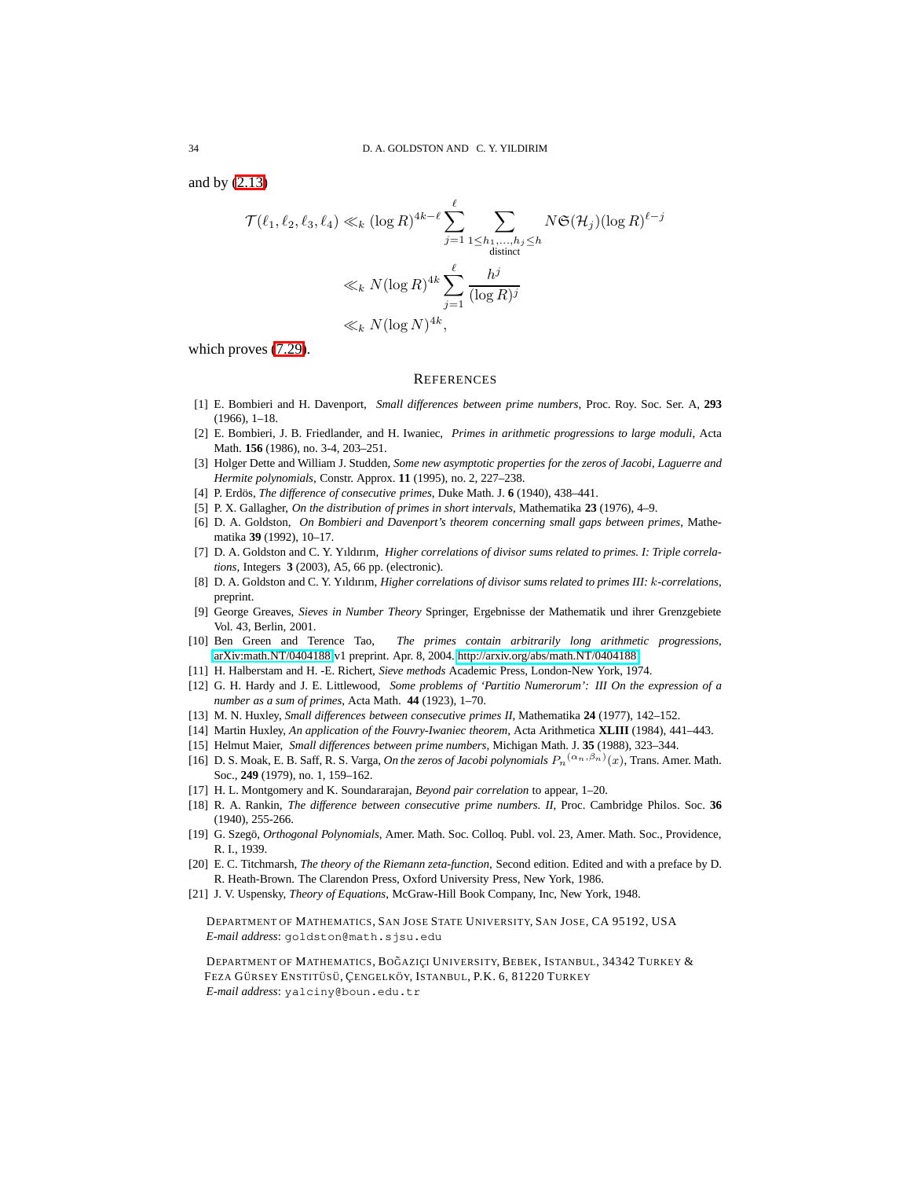and by (2.13)

$$
\begin{aligned}
\mathcal{T}(\ell_1, \ell_2, \ell_3, \ell_4) &\ll_k (\log R)^{4k-\ell} \sum_{j=1}^{\ell} \sum_{\substack{1 \le h_1, \ldots, h_j \le h \\ \text{distinct}}} N \mathfrak{S}(\mathcal{H}_j)(\log R)^{\ell - j} \\
&\ll_k N(\log R)^{4k} \sum_{j=1}^{\ell} \frac{h^j}{(\log R)^j} \\
&\ll_k N(\log N)^{4k},
\end{aligned}
$$

which proves (7.29).

## References

[1] E. Bombieri and H. Davenport, *Small differences between prime numbers*, Proc. Roy. Soc. Ser. A, **293** (1966), 1–18.

[2] E. Bombieri, J. B. Friedlander, and H. Iwaniec, *Primes in arithmetic progressions to large moduli*, Acta Math. **156** (1986), no. 3-4, 203–251.

[3] Holger Dette and William J. Studden, *Some new asymptotic properties for the zeros of Jacobi, Laguerre and Hermite polynomials*, Constr. Approx. **11** (1995), no. 2, 227–238.

[4] P. Erdös, *The difference of consecutive primes*, Duke Math. J. **6** (1940), 438–441.

[5] P. X. Gallagher, *On the distribution of primes in short intervals*, Mathematika **23** (1976), 4–9.

[6] D. A. Goldston, *On Bombieri and Davenport's theorem concerning small gaps between primes*, Mathematika **39** (1992), 10–17.

[7] D. A. Goldston and C. Y. Yıldırım, *Higher correlations of divisor sums related to primes. I: Triple correlations*, Integers **3** (2003), A5, 66 pp. (electronic).

[8] D. A. Goldston and C. Y. Yıldırım, *Higher correlations of divisor sums related to primes III: $k$-correlations*, preprint.

[9] George Greaves, *Sieves in Number Theory* Springer, Ergebnisse der Mathematik und ihrer Grenzgebiete Vol. 43, Berlin, 2001.

[10] Ben Green and Terence Tao, *The primes contain arbitrarily long arithmetic progressions*, arXiv:math.NT/0404188 v1 preprint. Apr. 8, 2004. http://arxiv.org/abs/math.NT/0404188

[11] H. Halberstam and H. -E. Richert, *Sieve methods* Academic Press, London-New York, 1974.

[12] G. H. Hardy and J. E. Littlewood, *Some problems of 'Partitio Numerorum': III On the expression of a number as a sum of primes*, Acta Math. **44** (1923), 1–70.

[13] M. N. Huxley, *Small differences between consecutive primes II*, Mathematika **24** (1977), 142–152.

[14] Martin Huxley, *An application of the Fouvry-Iwaniec theorem*, Acta Arithmetica **XLIII** (1984), 441–443.

[15] Helmut Maier, *Small differences between prime numbers*, Michigan Math. J. **35** (1988), 323–344.

[16] D. S. Moak, E. B. Saff, R. S. Varga, *On the zeros of Jacobi polynomials $P_n{}^{(\alpha_n, \beta_n)}(x)$*, Trans. Amer. Math. Soc., **249** (1979), no. 1, 159–162.

[17] H. L. Montgomery and K. Soundararajan, *Beyond pair correlation* to appear, 1–20.

[18] R. A. Rankin, *The difference between consecutive prime numbers. II*, Proc. Cambridge Philos. Soc. **36** (1940), 255-266.

[19] G. Szegö, *Orthogonal Polynomials*, Amer. Math. Soc. Colloq. Publ. vol. 23, Amer. Math. Soc., Providence, R. I., 1939.

[20] E. C. Titchmarsh, *The theory of the Riemann zeta-function*, Second edition. Edited and with a preface by D. R. Heath-Brown. The Clarendon Press, Oxford University Press, New York, 1986.

[21] J. V. Uspensky, *Theory of Equations*, McGraw-Hill Book Company, Inc, New York, 1948.

Department of Mathematics, San Jose State University, San Jose, CA 95192, USA
*E-mail address*: goldston@math.sjsu.edu

Department of Mathematics, Boğaziçi University, Bebek, Istanbul, 34342 Turkey & Feza Gürsey Enstitüsü, Çengelköy, Istanbul, P.K. 6, 81220 Turkey
*E-mail address*: yalciny@boun.edu.tr